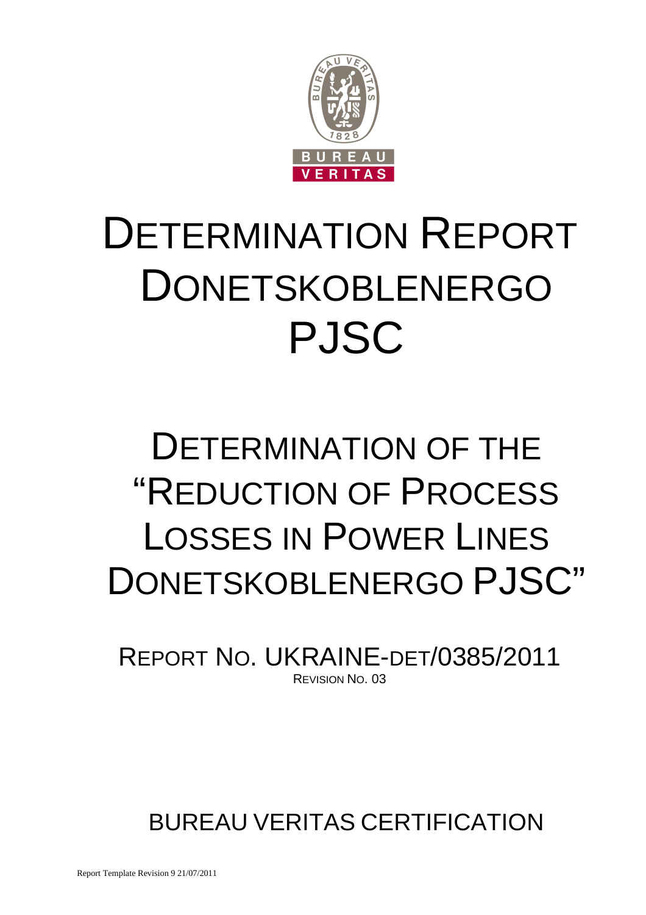# DETERMINATION REPORT DONETSKOBLENERGO PJSC

# DETERMINATION OF THE "REDUCTION OF PROCESS LOSSES IN POWER LINES DONETSKOBLENERGO PJSC"

REPORT NO. UKRAINE-DET/0385/2011

REVISION NO. 03

BUREAU VERITAS CERTIFICATION

Report Template Revision 9 21/07/2011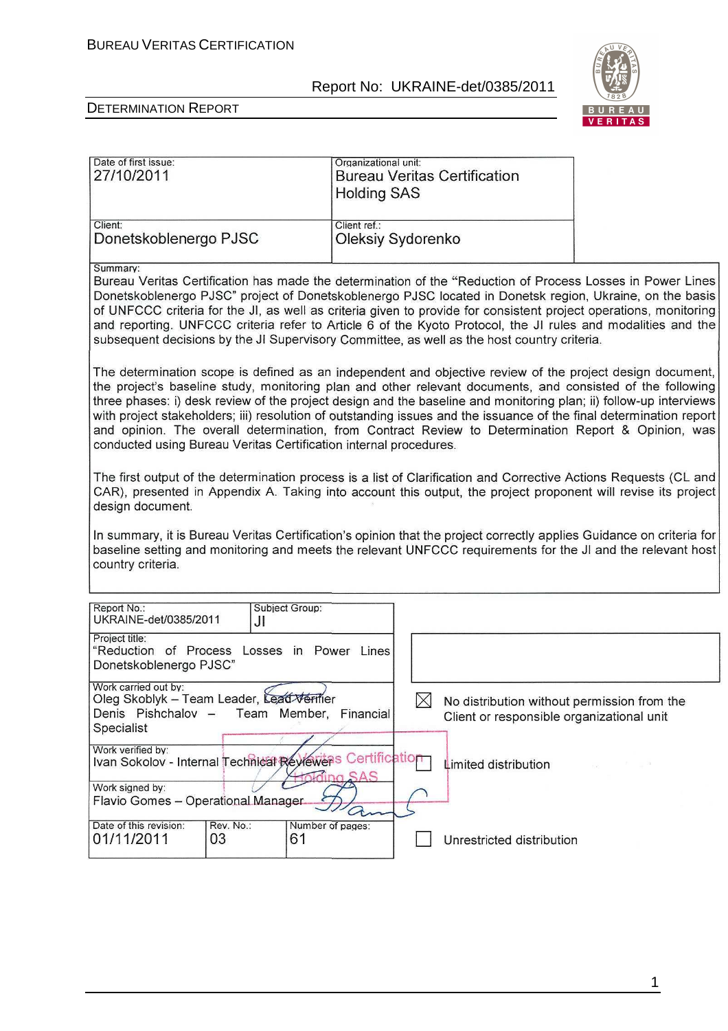| Date of first issue: | Organizational unit: |
|---|---|
| 27/10/2011 | Bureau Veritas Certification Holding SAS |
| **Client:** | **Client ref.:** |
| Donetskoblenergo PJSC | Oleksiy Sydorenko |

**Summary:**

Bureau Veritas Certification has made the determination of the "Reduction of Process Losses in Power Lines Donetskoblenergo PJSC" project of Donetskoblenergo PJSC located in Donetsk region, Ukraine, on the basis of UNFCCC criteria for the JI, as well as criteria given to provide for consistent project operations, monitoring and reporting. UNFCCC criteria refer to Article 6 of the Kyoto Protocol, the JI rules and modalities and the subsequent decisions by the JI Supervisory Committee, as well as the host country criteria.

The determination scope is defined as an independent and objective review of the project design document, the project's baseline study, monitoring plan and other relevant documents, and consisted of the following three phases: i) desk review of the project design and the baseline and monitoring plan; ii) follow-up interviews with project stakeholders; iii) resolution of outstanding issues and the issuance of the final determination report and opinion. The overall determination, from Contract Review to Determination Report & Opinion, was conducted using Bureau Veritas Certification internal procedures.

The first output of the determination process is a list of Clarification and Corrective Actions Requests (CL and CAR), presented in Appendix A. Taking into account this output, the project proponent will revise its project design document.

In summary, it is Bureau Veritas Certification's opinion that the project correctly applies Guidance on criteria for baseline setting and monitoring and meets the relevant UNFCCC requirements for the JI and the relevant host country criteria.

| Report No.: | Subject Group: |
|---|---|
| UKRAINE-det/0385/2011 | JI |

**Project title:**
"Reduction of Process Losses in Power Lines Donetskoblenergo PJSC"

**Work carried out by:**
Oleg Skoblyk – Team Leader, Lead Verifier
Denis Pishchalov – Team Member, Financial Specialist

**Work verified by:**
Ivan Sokolov - Internal Technical Reviewer

**Work signed by:**
Flavio Gomes – Operational Manager

| Date of this revision: | Rev. No.: | Number of pages: |
|---|---|---|
| 01/11/2011 | 03 | 61 |

☒ No distribution without permission from the Client or responsible organizational unit

☐ Limited distribution

☐ Unrestricted distribution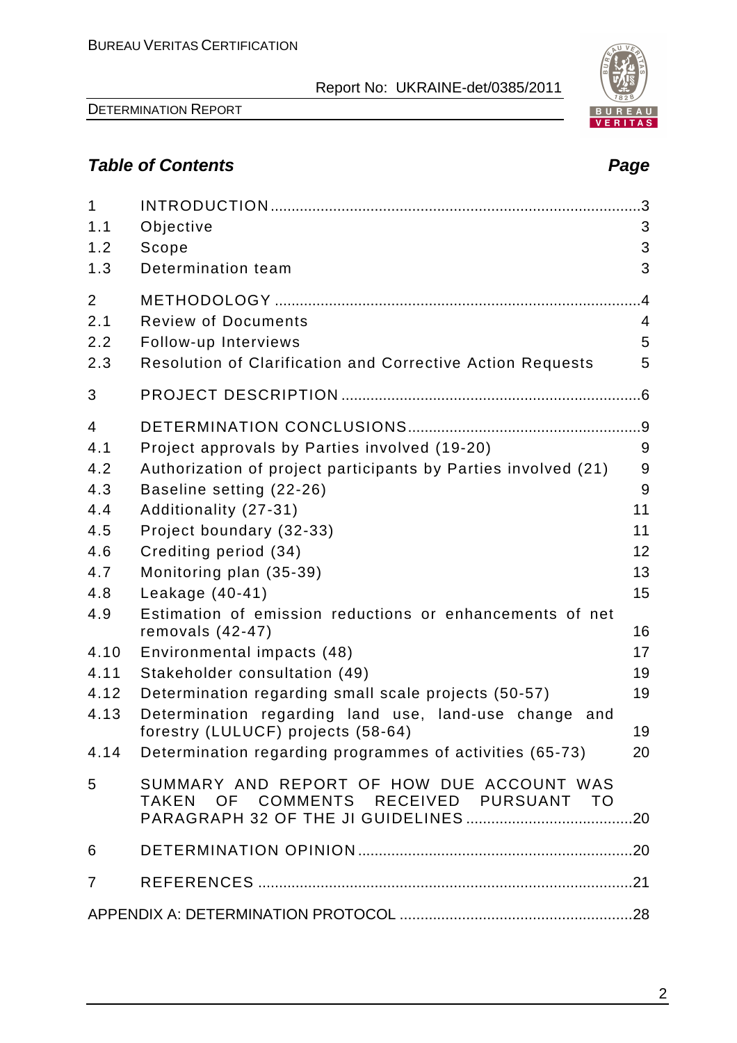## *Table of Contents* *Page*

| | | |
|---|---|---|
| 1 | INTRODUCTION | 3 |
| 1.1 | Objective | 3 |
| 1.2 | Scope | 3 |
| 1.3 | Determination team | 3 |
| 2 | METHODOLOGY | 4 |
| 2.1 | Review of Documents | 4 |
| 2.2 | Follow-up Interviews | 5 |
| 2.3 | Resolution of Clarification and Corrective Action Requests | 5 |
| 3 | PROJECT DESCRIPTION | 6 |
| 4 | DETERMINATION CONCLUSIONS | 9 |
| 4.1 | Project approvals by Parties involved (19-20) | 9 |
| 4.2 | Authorization of project participants by Parties involved (21) | 9 |
| 4.3 | Baseline setting (22-26) | 9 |
| 4.4 | Additionality (27-31) | 11 |
| 4.5 | Project boundary (32-33) | 11 |
| 4.6 | Crediting period (34) | 12 |
| 4.7 | Monitoring plan (35-39) | 13 |
| 4.8 | Leakage (40-41) | 15 |
| 4.9 | Estimation of emission reductions or enhancements of net removals (42-47) | 16 |
| 4.10 | Environmental impacts (48) | 17 |
| 4.11 | Stakeholder consultation (49) | 19 |
| 4.12 | Determination regarding small scale projects (50-57) | 19 |
| 4.13 | Determination regarding land use, land-use change and forestry (LULUCF) projects (58-64) | 19 |
| 4.14 | Determination regarding programmes of activities (65-73) | 20 |
| 5 | SUMMARY AND REPORT OF HOW DUE ACCOUNT WAS TAKEN OF COMMENTS RECEIVED PURSUANT TO PARAGRAPH 32 OF THE JI GUIDELINES | 20 |
| 6 | DETERMINATION OPINION | 20 |
| 7 | REFERENCES | 21 |
| | APPENDIX A: DETERMINATION PROTOCOL | 28 |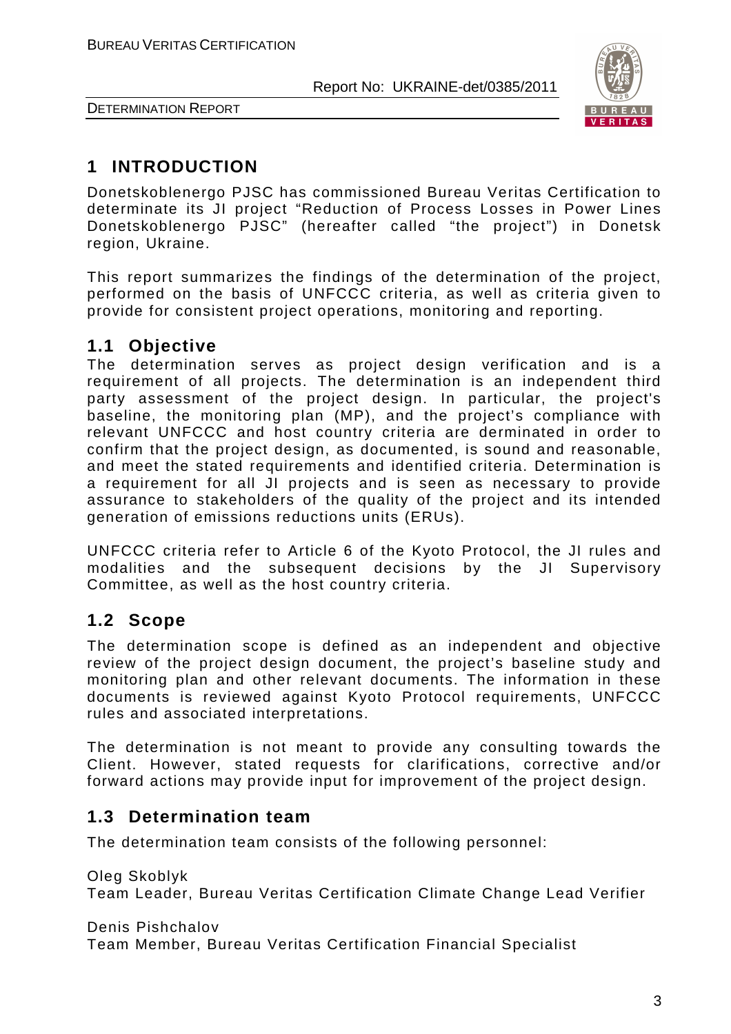# 1 INTRODUCTION

Donetskoblenergo PJSC has commissioned Bureau Veritas Certification to determinate its JI project "Reduction of Process Losses in Power Lines Donetskoblenergo PJSC" (hereafter called "the project") in Donetsk region, Ukraine.

This report summarizes the findings of the determination of the project, performed on the basis of UNFCCC criteria, as well as criteria given to provide for consistent project operations, monitoring and reporting.

## 1.1 Objective

The determination serves as project design verification and is a requirement of all projects. The determination is an independent third party assessment of the project design. In particular, the project's baseline, the monitoring plan (MP), and the project's compliance with relevant UNFCCC and host country criteria are derminated in order to confirm that the project design, as documented, is sound and reasonable, and meet the stated requirements and identified criteria. Determination is a requirement for all JI projects and is seen as necessary to provide assurance to stakeholders of the quality of the project and its intended generation of emissions reductions units (ERUs).

UNFCCC criteria refer to Article 6 of the Kyoto Protocol, the JI rules and modalities and the subsequent decisions by the JI Supervisory Committee, as well as the host country criteria.

## 1.2 Scope

The determination scope is defined as an independent and objective review of the project design document, the project's baseline study and monitoring plan and other relevant documents. The information in these documents is reviewed against Kyoto Protocol requirements, UNFCCC rules and associated interpretations.

The determination is not meant to provide any consulting towards the Client. However, stated requests for clarifications, corrective and/or forward actions may provide input for improvement of the project design.

## 1.3 Determination team

The determination team consists of the following personnel:

Oleg Skoblyk
Team Leader, Bureau Veritas Certification Climate Change Lead Verifier

Denis Pishchalov
Team Member, Bureau Veritas Certification Financial Specialist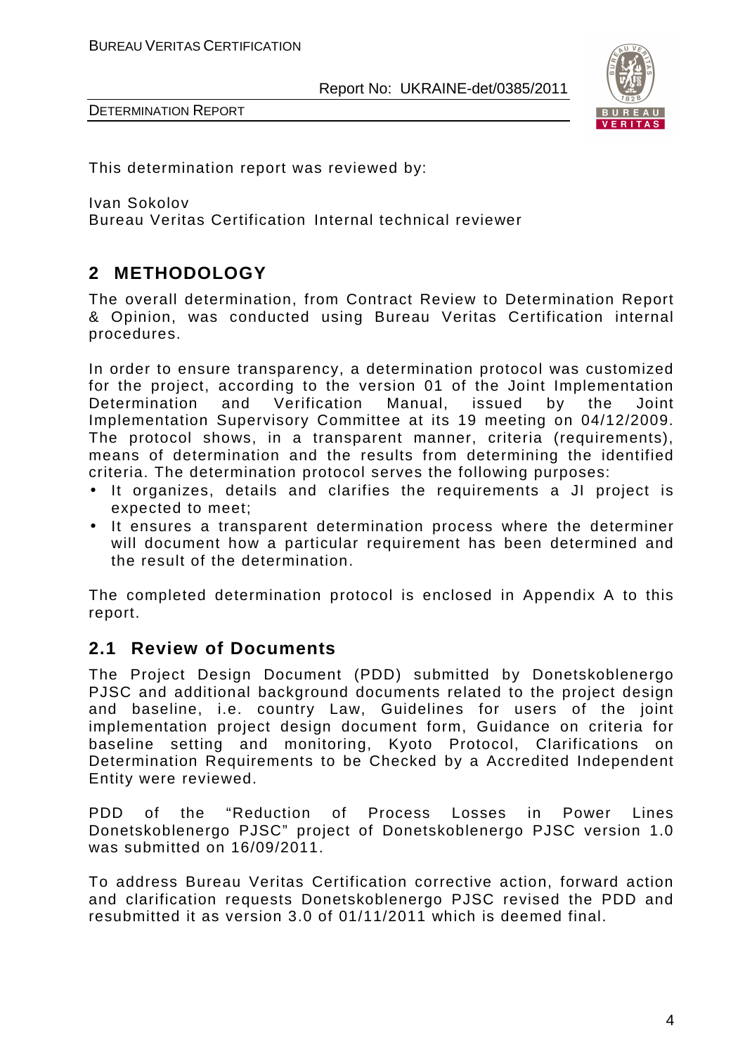This determination report was reviewed by:

Ivan Sokolov
Bureau Veritas Certification Internal technical reviewer

## 2 METHODOLOGY

The overall determination, from Contract Review to Determination Report & Opinion, was conducted using Bureau Veritas Certification internal procedures.

In order to ensure transparency, a determination protocol was customized for the project, according to the version 01 of the Joint Implementation Determination and Verification Manual, issued by the Joint Implementation Supervisory Committee at its 19 meeting on 04/12/2009. The protocol shows, in a transparent manner, criteria (requirements), means of determination and the results from determining the identified criteria. The determination protocol serves the following purposes:

- It organizes, details and clarifies the requirements a JI project is expected to meet;
- It ensures a transparent determination process where the determiner will document how a particular requirement has been determined and the result of the determination.

The completed determination protocol is enclosed in Appendix A to this report.

### 2.1 Review of Documents

The Project Design Document (PDD) submitted by Donetskoblenergo PJSC and additional background documents related to the project design and baseline, i.e. country Law, Guidelines for users of the joint implementation project design document form, Guidance on criteria for baseline setting and monitoring, Kyoto Protocol, Clarifications on Determination Requirements to be Checked by a Accredited Independent Entity were reviewed.

PDD of the "Reduction of Process Losses in Power Lines Donetskoblenergo PJSC" project of Donetskoblenergo PJSC version 1.0 was submitted on 16/09/2011.

To address Bureau Veritas Certification corrective action, forward action and clarification requests Donetskoblenergo PJSC revised the PDD and resubmitted it as version 3.0 of 01/11/2011 which is deemed final.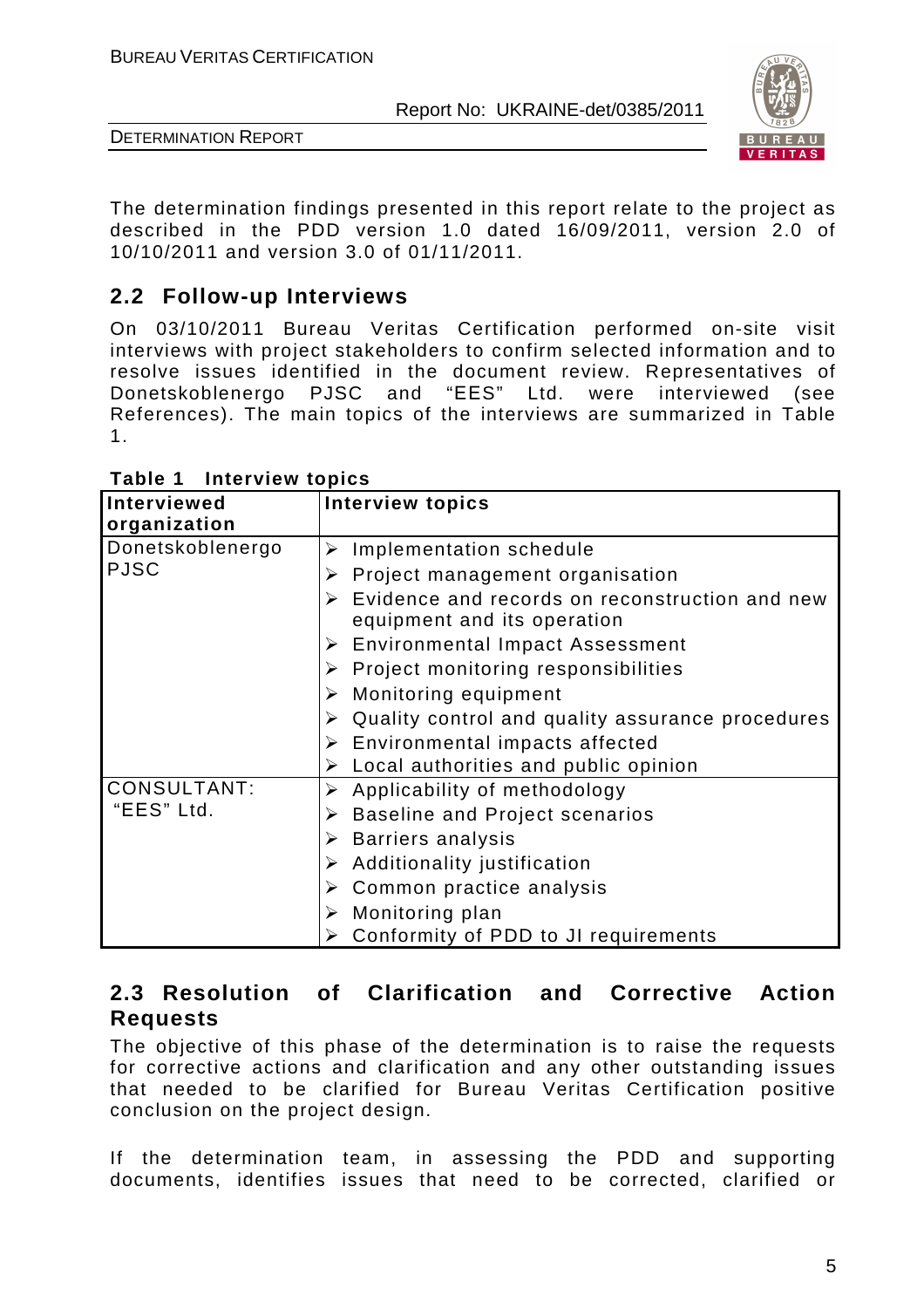The determination findings presented in this report relate to the project as described in the PDD version 1.0 dated 16/09/2011, version 2.0 of 10/10/2011 and version 3.0 of 01/11/2011.

## 2.2 Follow-up Interviews

On 03/10/2011 Bureau Veritas Certification performed on-site visit interviews with project stakeholders to confirm selected information and to resolve issues identified in the document review. Representatives of Donetskoblenergo PJSC and "EES" Ltd. were interviewed (see References). The main topics of the interviews are summarized in Table 1.

**Table 1 Interview topics**

| Interviewed organization | Interview topics |
|---|---|
| Donetskoblenergo PJSC | ➢ Implementation schedule<br>➢ Project management organisation<br>➢ Evidence and records on reconstruction and new equipment and its operation<br>➢ Environmental Impact Assessment<br>➢ Project monitoring responsibilities<br>➢ Monitoring equipment<br>➢ Quality control and quality assurance procedures<br>➢ Environmental impacts affected<br>➢ Local authorities and public opinion |
| CONSULTANT: "EES" Ltd. | ➢ Applicability of methodology<br>➢ Baseline and Project scenarios<br>➢ Barriers analysis<br>➢ Additionality justification<br>➢ Common practice analysis<br>➢ Monitoring plan<br>➢ Conformity of PDD to JI requirements |

## 2.3 Resolution of Clarification and Corrective Action Requests

The objective of this phase of the determination is to raise the requests for corrective actions and clarification and any other outstanding issues that needed to be clarified for Bureau Veritas Certification positive conclusion on the project design.

If the determination team, in assessing the PDD and supporting documents, identifies issues that need to be corrected, clarified or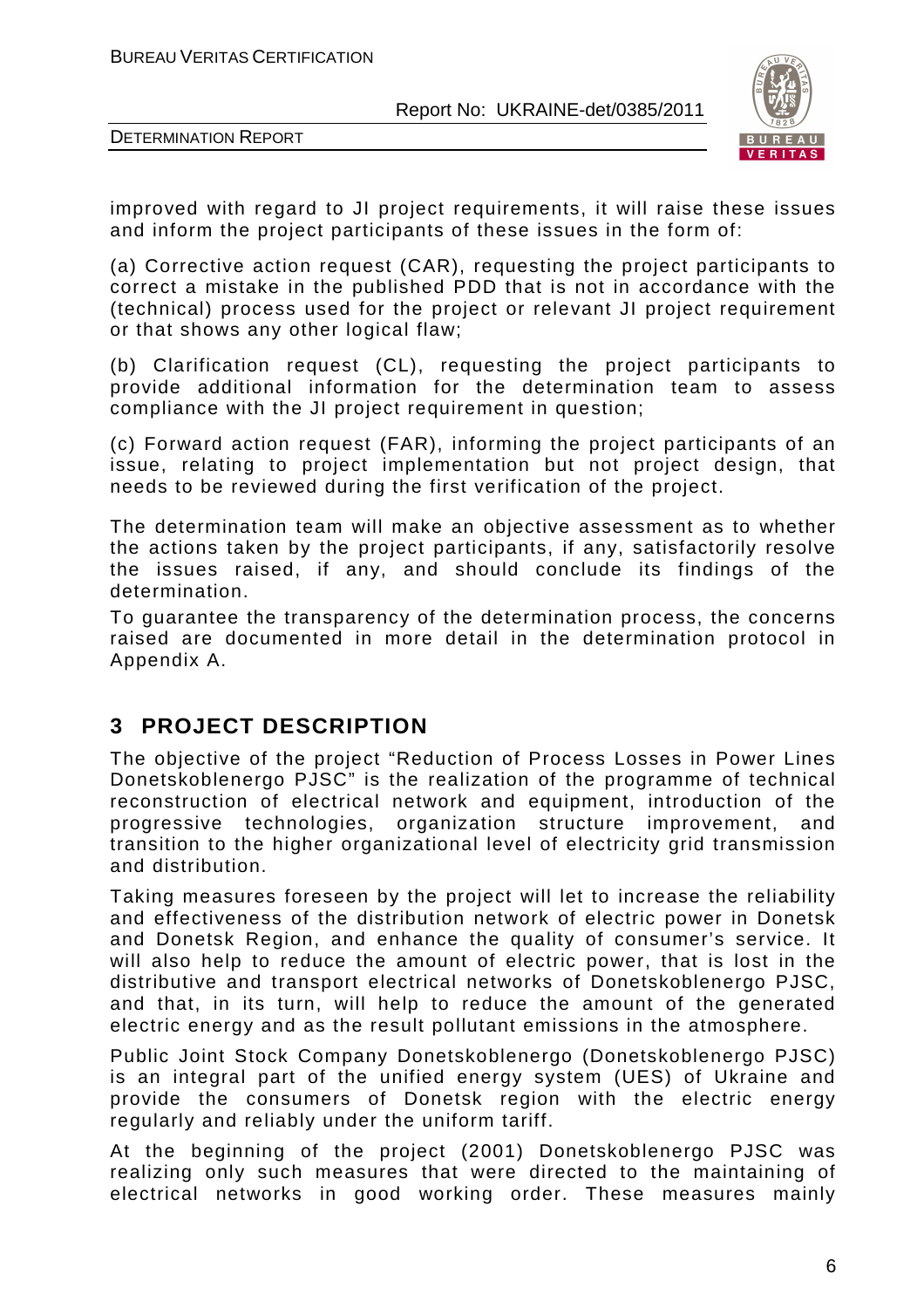improved with regard to JI project requirements, it will raise these issues and inform the project participants of these issues in the form of:

(a) Corrective action request (CAR), requesting the project participants to correct a mistake in the published PDD that is not in accordance with the (technical) process used for the project or relevant JI project requirement or that shows any other logical flaw;

(b) Clarification request (CL), requesting the project participants to provide additional information for the determination team to assess compliance with the JI project requirement in question;

(c) Forward action request (FAR), informing the project participants of an issue, relating to project implementation but not project design, that needs to be reviewed during the first verification of the project.

The determination team will make an objective assessment as to whether the actions taken by the project participants, if any, satisfactorily resolve the issues raised, if any, and should conclude its findings of the determination.

To guarantee the transparency of the determination process, the concerns raised are documented in more detail in the determination protocol in Appendix A.

# 3 PROJECT DESCRIPTION

The objective of the project "Reduction of Process Losses in Power Lines Donetskoblenergo PJSC" is the realization of the programme of technical reconstruction of electrical network and equipment, introduction of the progressive technologies, organization structure improvement, and transition to the higher organizational level of electricity grid transmission and distribution.

Taking measures foreseen by the project will let to increase the reliability and effectiveness of the distribution network of electric power in Donetsk and Donetsk Region, and enhance the quality of consumer's service. It will also help to reduce the amount of electric power, that is lost in the distributive and transport electrical networks of Donetskoblenergo PJSC, and that, in its turn, will help to reduce the amount of the generated electric energy and as the result pollutant emissions in the atmosphere.

Public Joint Stock Company Donetskoblenergo (Donetskoblenergo PJSC) is an integral part of the unified energy system (UES) of Ukraine and provide the consumers of Donetsk region with the electric energy regularly and reliably under the uniform tariff.

At the beginning of the project (2001) Donetskoblenergo PJSC was realizing only such measures that were directed to the maintaining of electrical networks in good working order. These measures mainly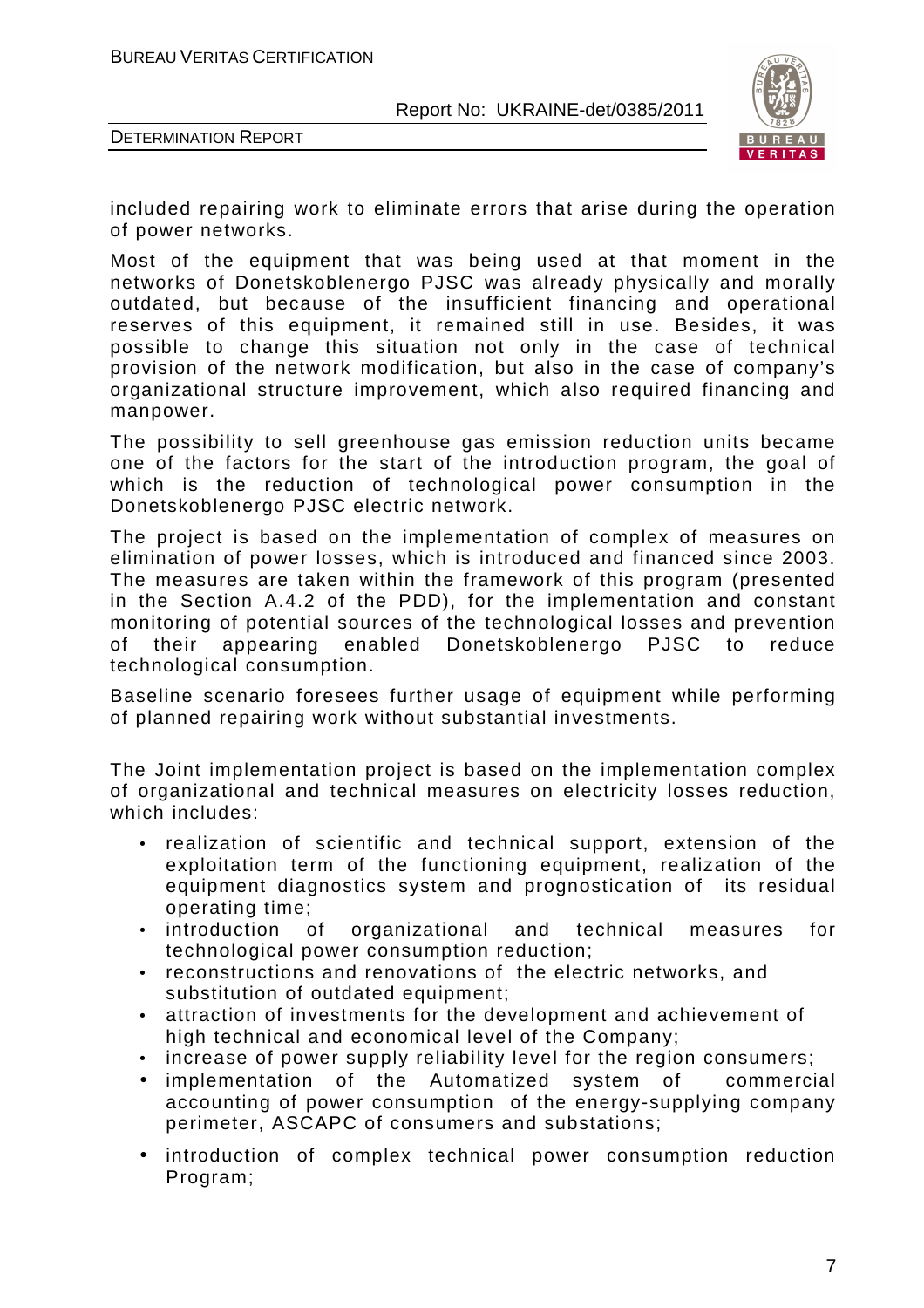included repairing work to eliminate errors that arise during the operation of power networks.

Most of the equipment that was being used at that moment in the networks of Donetskoblenergo PJSC was already physically and morally outdated, but because of the insufficient financing and operational reserves of this equipment, it remained still in use. Besides, it was possible to change this situation not only in the case of technical provision of the network modification, but also in the case of company's organizational structure improvement, which also required financing and manpower.

The possibility to sell greenhouse gas emission reduction units became one of the factors for the start of the introduction program, the goal of which is the reduction of technological power consumption in the Donetskoblenergo PJSC electric network.

The project is based on the implementation of complex of measures on elimination of power losses, which is introduced and financed since 2003. The measures are taken within the framework of this program (presented in the Section A.4.2 of the PDD), for the implementation and constant monitoring of potential sources of the technological losses and prevention of their appearing enabled Donetskoblenergo PJSC to reduce technological consumption.

Baseline scenario foresees further usage of equipment while performing of planned repairing work without substantial investments.

The Joint implementation project is based on the implementation complex of organizational and technical measures on electricity losses reduction, which includes:

- realization of scientific and technical support, extension of the exploitation term of the functioning equipment, realization of the equipment diagnostics system and prognostication of its residual operating time;
- introduction of organizational and technical measures for technological power consumption reduction;
- reconstructions and renovations of the electric networks, and substitution of outdated equipment;
- attraction of investments for the development and achievement of high technical and economical level of the Company;
- increase of power supply reliability level for the region consumers;
- implementation of the Automatized system of commercial accounting of power consumption of the energy-supplying company perimeter, ASCAPC of consumers and substations;
- introduction of complex technical power consumption reduction Program;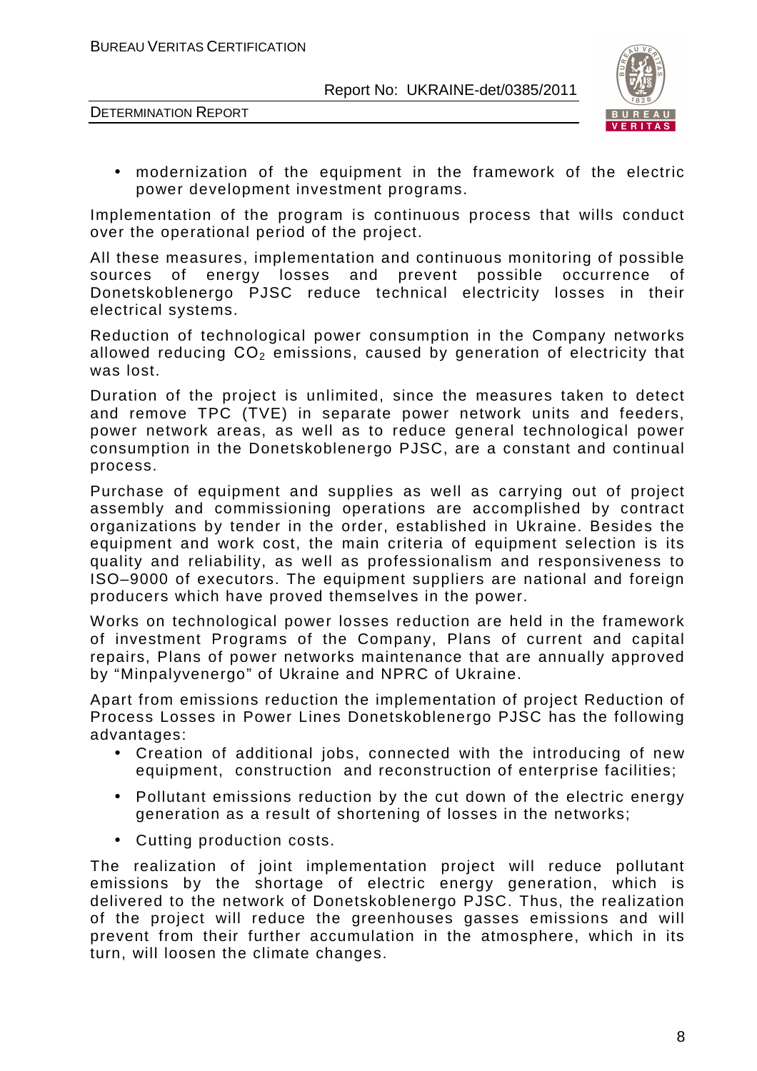- modernization of the equipment in the framework of the electric power development investment programs.

Implementation of the program is continuous process that wills conduct over the operational period of the project.

All these measures, implementation and continuous monitoring of possible sources of energy losses and prevent possible occurrence of Donetskoblenergo PJSC reduce technical electricity losses in their electrical systems.

Reduction of technological power consumption in the Company networks allowed reducing $CO_2$ emissions, caused by generation of electricity that was lost.

Duration of the project is unlimited, since the measures taken to detect and remove TPC (TVE) in separate power network units and feeders, power network areas, as well as to reduce general technological power consumption in the Donetskoblenergo PJSC, are a constant and continual process.

Purchase of equipment and supplies as well as carrying out of project assembly and commissioning operations are accomplished by contract organizations by tender in the order, established in Ukraine. Besides the equipment and work cost, the main criteria of equipment selection is its quality and reliability, as well as professionalism and responsiveness to ISO–9000 of executors. The equipment suppliers are national and foreign producers which have proved themselves in the power.

Works on technological power losses reduction are held in the framework of investment Programs of the Company, Plans of current and capital repairs, Plans of power networks maintenance that are annually approved by "Minpalyvenergo" of Ukraine and NPRC of Ukraine.

Apart from emissions reduction the implementation of project Reduction of Process Losses in Power Lines Donetskoblenergo PJSC has the following advantages:

- Creation of additional jobs, connected with the introducing of new equipment, construction and reconstruction of enterprise facilities;
- Pollutant emissions reduction by the cut down of the electric energy generation as a result of shortening of losses in the networks;
- Cutting production costs.

The realization of joint implementation project will reduce pollutant emissions by the shortage of electric energy generation, which is delivered to the network of Donetskoblenergo PJSC. Thus, the realization of the project will reduce the greenhouses gasses emissions and will prevent from their further accumulation in the atmosphere, which in its turn, will loosen the climate changes.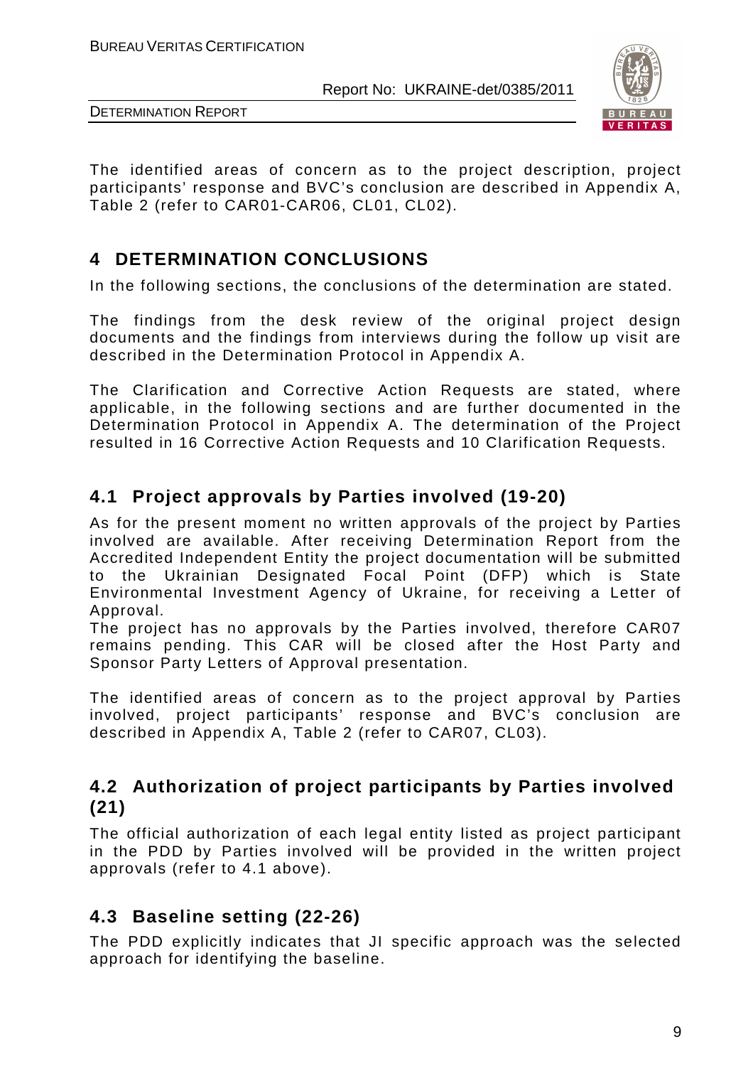The identified areas of concern as to the project description, project participants' response and BVC's conclusion are described in Appendix A, Table 2 (refer to CAR01-CAR06, CL01, CL02).

# 4 DETERMINATION CONCLUSIONS

In the following sections, the conclusions of the determination are stated.

The findings from the desk review of the original project design documents and the findings from interviews during the follow up visit are described in the Determination Protocol in Appendix A.

The Clarification and Corrective Action Requests are stated, where applicable, in the following sections and are further documented in the Determination Protocol in Appendix A. The determination of the Project resulted in 16 Corrective Action Requests and 10 Clarification Requests.

## 4.1 Project approvals by Parties involved (19-20)

As for the present moment no written approvals of the project by Parties involved are available. After receiving Determination Report from the Accredited Independent Entity the project documentation will be submitted to the Ukrainian Designated Focal Point (DFP) which is State Environmental Investment Agency of Ukraine, for receiving a Letter of Approval.

The project has no approvals by the Parties involved, therefore CAR07 remains pending. This CAR will be closed after the Host Party and Sponsor Party Letters of Approval presentation.

The identified areas of concern as to the project approval by Parties involved, project participants' response and BVC's conclusion are described in Appendix A, Table 2 (refer to CAR07, CL03).

## 4.2 Authorization of project participants by Parties involved (21)

The official authorization of each legal entity listed as project participant in the PDD by Parties involved will be provided in the written project approvals (refer to 4.1 above).

## 4.3 Baseline setting (22-26)

The PDD explicitly indicates that JI specific approach was the selected approach for identifying the baseline.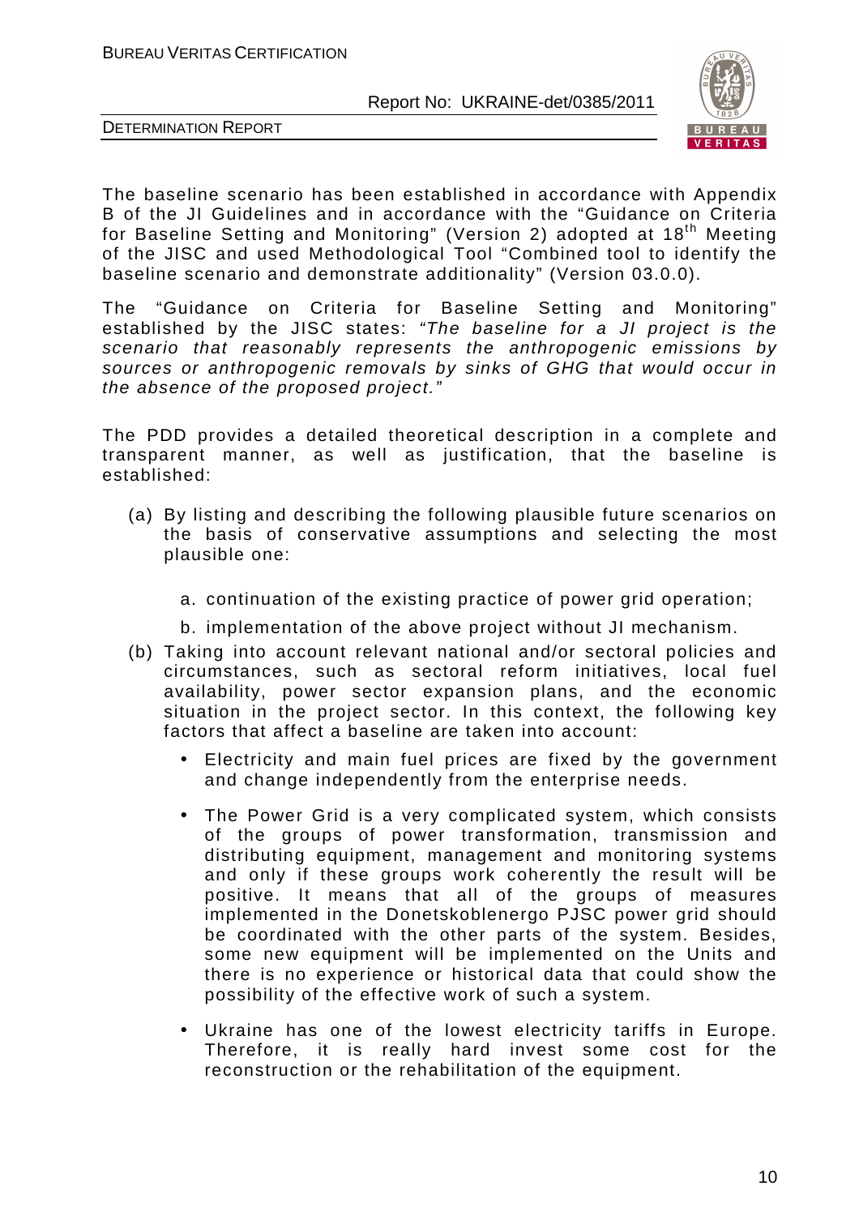The baseline scenario has been established in accordance with Appendix B of the JI Guidelines and in accordance with the "Guidance on Criteria for Baseline Setting and Monitoring" (Version 2) adopted at 18[th] Meeting of the JISC and used Methodological Tool "Combined tool to identify the baseline scenario and demonstrate additionality" (Version 03.0.0).

The "Guidance on Criteria for Baseline Setting and Monitoring" established by the JISC states: *"The baseline for a JI project is the scenario that reasonably represents the anthropogenic emissions by sources or anthropogenic removals by sinks of GHG that would occur in the absence of the proposed project."*

The PDD provides a detailed theoretical description in a complete and transparent manner, as well as justification, that the baseline is established:

(a) By listing and describing the following plausible future scenarios on the basis of conservative assumptions and selecting the most plausible one:

   a. continuation of the existing practice of power grid operation;

   b. implementation of the above project without JI mechanism.

(b) Taking into account relevant national and/or sectoral policies and circumstances, such as sectoral reform initiatives, local fuel availability, power sector expansion plans, and the economic situation in the project sector. In this context, the following key factors that affect a baseline are taken into account:

   - Electricity and main fuel prices are fixed by the government and change independently from the enterprise needs.

   - The Power Grid is a very complicated system, which consists of the groups of power transformation, transmission and distributing equipment, management and monitoring systems and only if these groups work coherently the result will be positive. It means that all of the groups of measures implemented in the Donetskoblenergo PJSC power grid should be coordinated with the other parts of the system. Besides, some new equipment will be implemented on the Units and there is no experience or historical data that could show the possibility of the effective work of such a system.

   - Ukraine has one of the lowest electricity tariffs in Europe. Therefore, it is really hard invest some cost for the reconstruction or the rehabilitation of the equipment.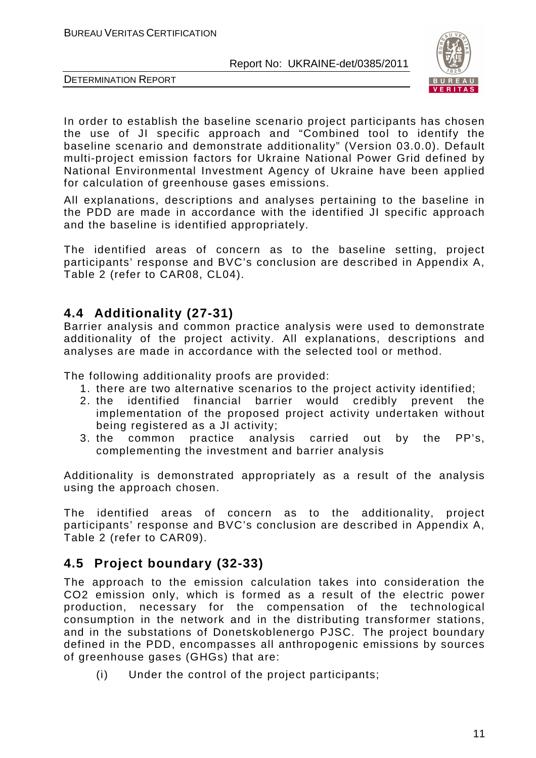In order to establish the baseline scenario project participants has chosen the use of JI specific approach and "Combined tool to identify the baseline scenario and demonstrate additionality" (Version 03.0.0). Default multi-project emission factors for Ukraine National Power Grid defined by National Environmental Investment Agency of Ukraine have been applied for calculation of greenhouse gases emissions.

All explanations, descriptions and analyses pertaining to the baseline in the PDD are made in accordance with the identified JI specific approach and the baseline is identified appropriately.

The identified areas of concern as to the baseline setting, project participants' response and BVC's conclusion are described in Appendix A, Table 2 (refer to CAR08, CL04).

## 4.4 Additionality (27-31)

Barrier analysis and common practice analysis were used to demonstrate additionality of the project activity. All explanations, descriptions and analyses are made in accordance with the selected tool or method.

The following additionality proofs are provided:

1. there are two alternative scenarios to the project activity identified;
2. the identified financial barrier would credibly prevent the implementation of the proposed project activity undertaken without being registered as a JI activity;
3. the common practice analysis carried out by the PP's, complementing the investment and barrier analysis

Additionality is demonstrated appropriately as a result of the analysis using the approach chosen.

The identified areas of concern as to the additionality, project participants' response and BVC's conclusion are described in Appendix A, Table 2 (refer to CAR09).

## 4.5 Project boundary (32-33)

The approach to the emission calculation takes into consideration the $CO_2$ emission only, which is formed as a result of the electric power production, necessary for the compensation of the technological consumption in the network and in the distributing transformer stations, and in the substations of Donetskoblenergo PJSC. The project boundary defined in the PDD, encompasses all anthropogenic emissions by sources of greenhouse gases (GHGs) that are:

(i) Under the control of the project participants;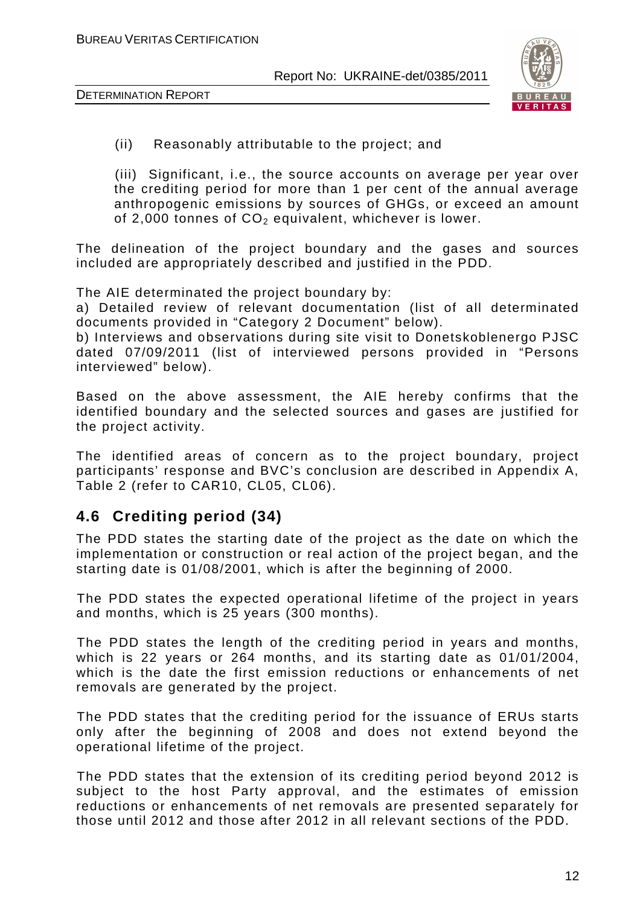(ii) Reasonably attributable to the project; and

(iii) Significant, i.e., the source accounts on average per year over the crediting period for more than 1 per cent of the annual average anthropogenic emissions by sources of GHGs, or exceed an amount of 2,000 tonnes of $CO_2$ equivalent, whichever is lower.

The delineation of the project boundary and the gases and sources included are appropriately described and justified in the PDD.

The AIE determinated the project boundary by:

a) Detailed review of relevant documentation (list of all determinated documents provided in "Category 2 Document" below).

b) Interviews and observations during site visit to Donetskoblenergo PJSC dated 07/09/2011 (list of interviewed persons provided in "Persons interviewed" below).

Based on the above assessment, the AIE hereby confirms that the identified boundary and the selected sources and gases are justified for the project activity.

The identified areas of concern as to the project boundary, project participants' response and BVC's conclusion are described in Appendix A, Table 2 (refer to CAR10, CL05, CL06).

## 4.6 Crediting period (34)

The PDD states the starting date of the project as the date on which the implementation or construction or real action of the project began, and the starting date is 01/08/2001, which is after the beginning of 2000.

The PDD states the expected operational lifetime of the project in years and months, which is 25 years (300 months).

The PDD states the length of the crediting period in years and months, which is 22 years or 264 months, and its starting date as 01/01/2004, which is the date the first emission reductions or enhancements of net removals are generated by the project.

The PDD states that the crediting period for the issuance of ERUs starts only after the beginning of 2008 and does not extend beyond the operational lifetime of the project.

The PDD states that the extension of its crediting period beyond 2012 is subject to the host Party approval, and the estimates of emission reductions or enhancements of net removals are presented separately for those until 2012 and those after 2012 in all relevant sections of the PDD.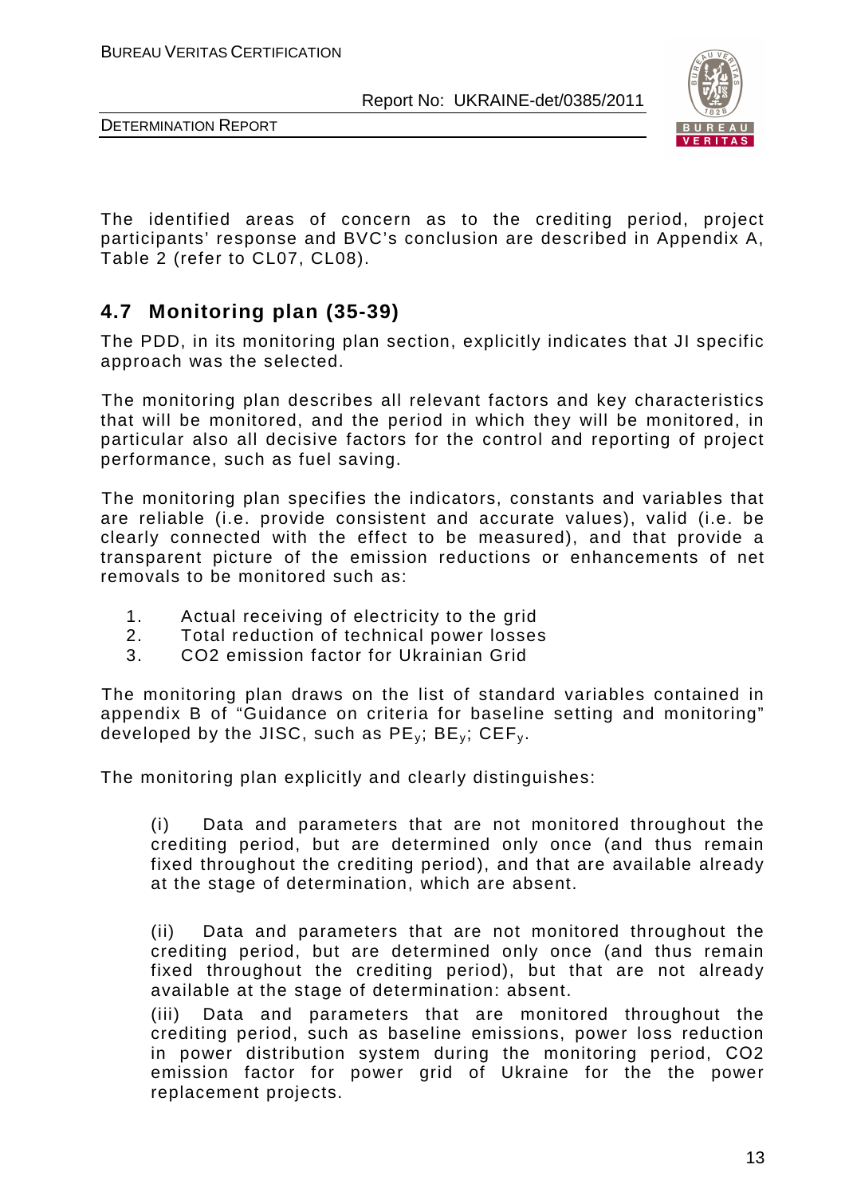The identified areas of concern as to the crediting period, project participants' response and BVC's conclusion are described in Appendix A, Table 2 (refer to CL07, CL08).

## 4.7 Monitoring plan (35-39)

The PDD, in its monitoring plan section, explicitly indicates that JI specific approach was the selected.

The monitoring plan describes all relevant factors and key characteristics that will be monitored, and the period in which they will be monitored, in particular also all decisive factors for the control and reporting of project performance, such as fuel saving.

The monitoring plan specifies the indicators, constants and variables that are reliable (i.e. provide consistent and accurate values), valid (i.e. be clearly connected with the effect to be measured), and that provide a transparent picture of the emission reductions or enhancements of net removals to be monitored such as:

1. Actual receiving of electricity to the grid
2. Total reduction of technical power losses
3. CO2 emission factor for Ukrainian Grid

The monitoring plan draws on the list of standard variables contained in appendix B of "Guidance on criteria for baseline setting and monitoring" developed by the JISC, such as $PE_y$; $BE_y$; $CEF_y$.

The monitoring plan explicitly and clearly distinguishes:

(i) Data and parameters that are not monitored throughout the crediting period, but are determined only once (and thus remain fixed throughout the crediting period), and that are available already at the stage of determination, which are absent.

(ii) Data and parameters that are not monitored throughout the crediting period, but are determined only once (and thus remain fixed throughout the crediting period), but that are not already available at the stage of determination: absent.

(iii) Data and parameters that are monitored throughout the crediting period, such as baseline emissions, power loss reduction in power distribution system during the monitoring period, CO2 emission factor for power grid of Ukraine for the the power replacement projects.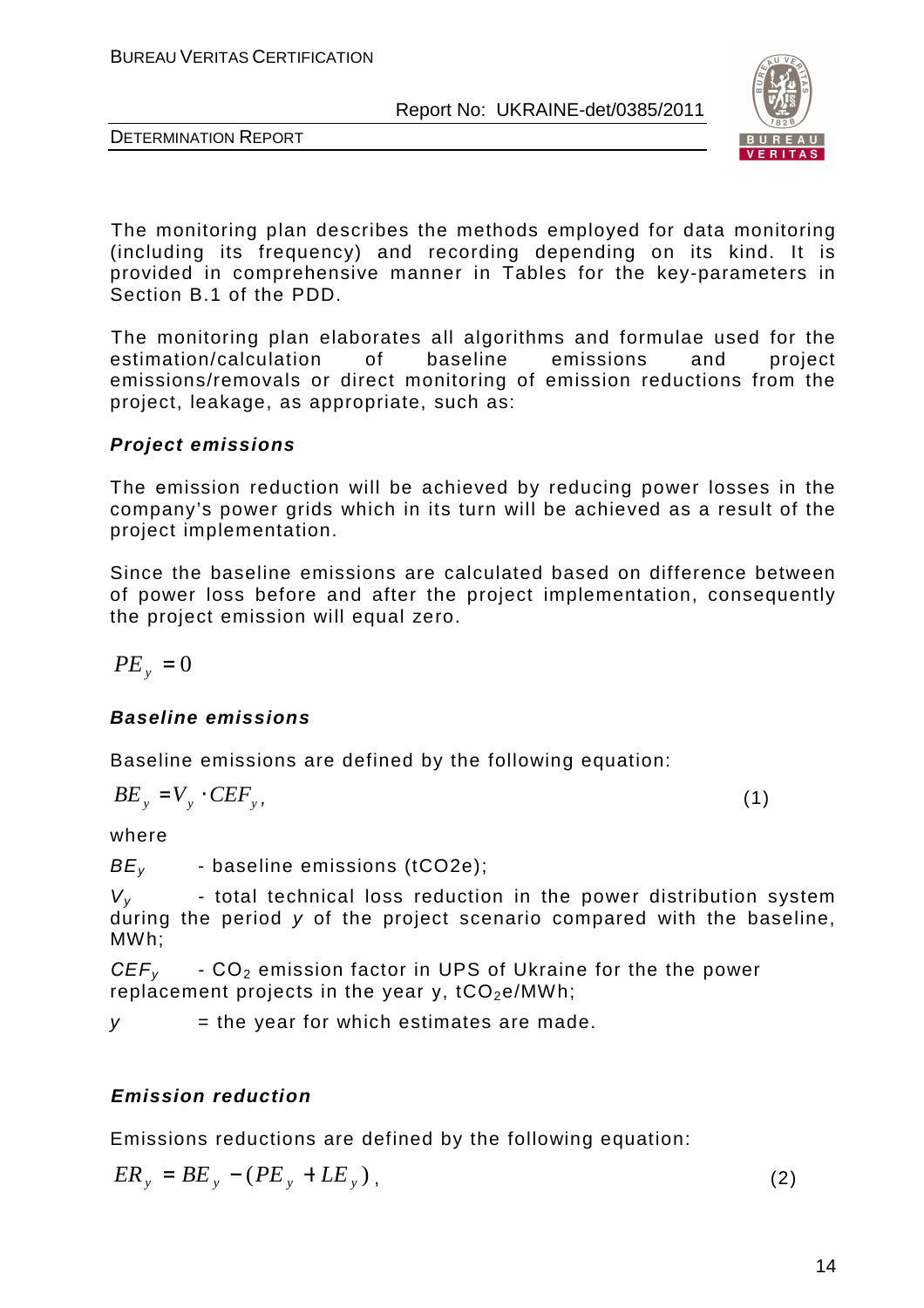The monitoring plan describes the methods employed for data monitoring (including its frequency) and recording depending on its kind. It is provided in comprehensive manner in Tables for the key-parameters in Section B.1 of the PDD.

The monitoring plan elaborates all algorithms and formulae used for the estimation/calculation of baseline emissions and project emissions/removals or direct monitoring of emission reductions from the project, leakage, as appropriate, such as:

***Project emissions***

The emission reduction will be achieved by reducing power losses in the company's power grids which in its turn will be achieved as a result of the project implementation.

Since the baseline emissions are calculated based on difference between of power loss before and after the project implementation, consequently the project emission will equal zero.

$$PE_y = 0$$

***Baseline emissions***

Baseline emissions are defined by the following equation:

$$BE_y = V_y \cdot CEF_y, \tag{1}$$

where

$BE_y$ - baseline emissions (tCO2e);

$V_y$ - total technical loss reduction in the power distribution system during the period $y$ of the project scenario compared with the baseline, MWh;

$CEF_y$ - $CO_2$ emission factor in UPS of Ukraine for the the power replacement projects in the year y, $tCO_2e$/MWh;

$y$ = the year for which estimates are made.

***Emission reduction***

Emissions reductions are defined by the following equation:

$$ER_y = BE_y - (PE_y + LE_y), \tag{2}$$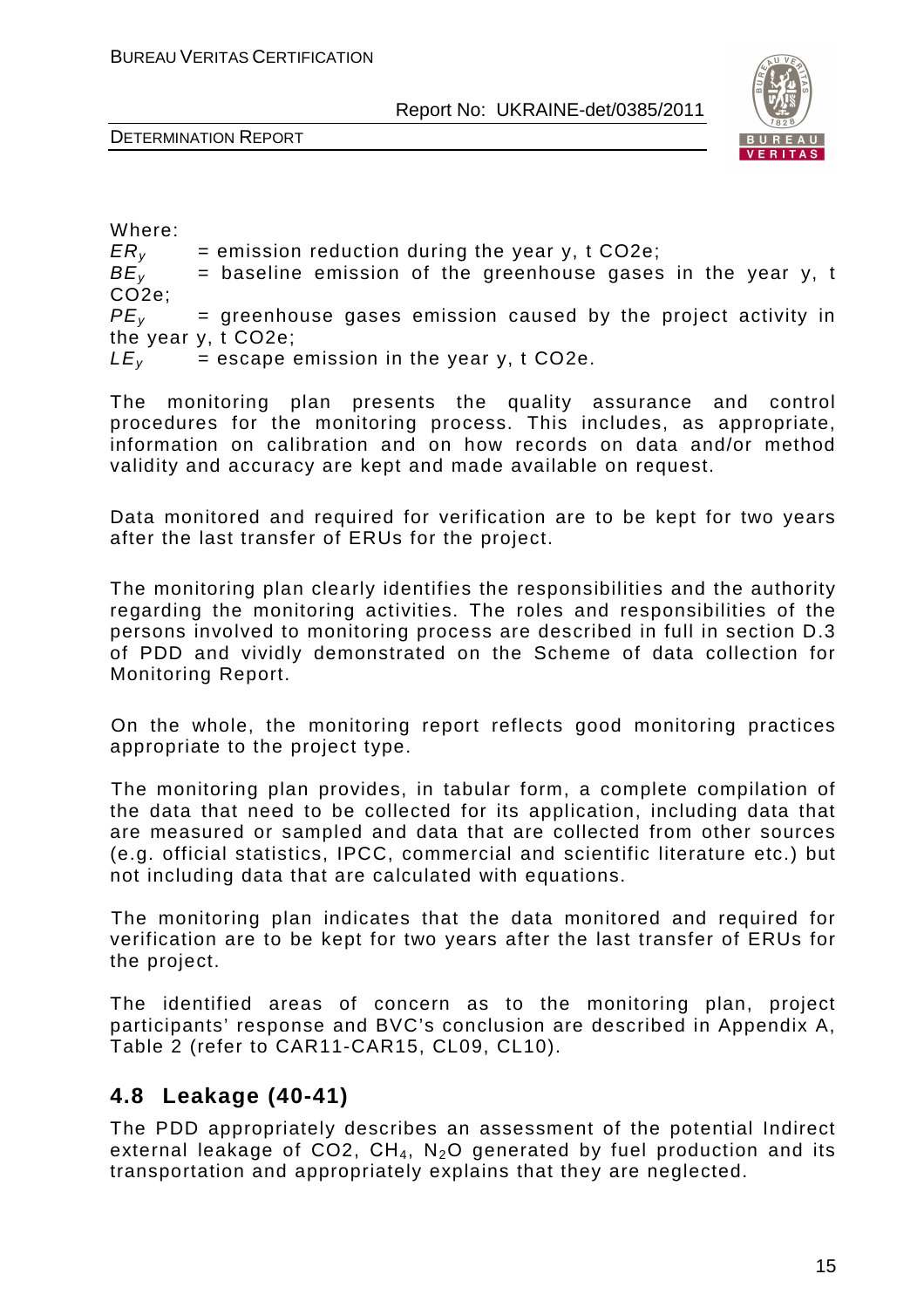Where:

$ER_y$ = emission reduction during the year y, t CO2e;

$BE_y$ = baseline emission of the greenhouse gases in the year y, t CO2e;

$PE_y$ = greenhouse gases emission caused by the project activity in the year y, t CO2e;

$LE_y$ = escape emission in the year y, t CO2e.

The monitoring plan presents the quality assurance and control procedures for the monitoring process. This includes, as appropriate, information on calibration and on how records on data and/or method validity and accuracy are kept and made available on request.

Data monitored and required for verification are to be kept for two years after the last transfer of ERUs for the project.

The monitoring plan clearly identifies the responsibilities and the authority regarding the monitoring activities. The roles and responsibilities of the persons involved to monitoring process are described in full in section D.3 of PDD and vividly demonstrated on the Scheme of data collection for Monitoring Report.

On the whole, the monitoring report reflects good monitoring practices appropriate to the project type.

The monitoring plan provides, in tabular form, a complete compilation of the data that need to be collected for its application, including data that are measured or sampled and data that are collected from other sources (e.g. official statistics, IPCC, commercial and scientific literature etc.) but not including data that are calculated with equations.

The monitoring plan indicates that the data monitored and required for verification are to be kept for two years after the last transfer of ERUs for the project.

The identified areas of concern as to the monitoring plan, project participants' response and BVC's conclusion are described in Appendix A, Table 2 (refer to CAR11-CAR15, CL09, CL10).

## 4.8 Leakage (40-41)

The PDD appropriately describes an assessment of the potential Indirect external leakage of CO2, $CH_4$, $N_2O$ generated by fuel production and its transportation and appropriately explains that they are neglected.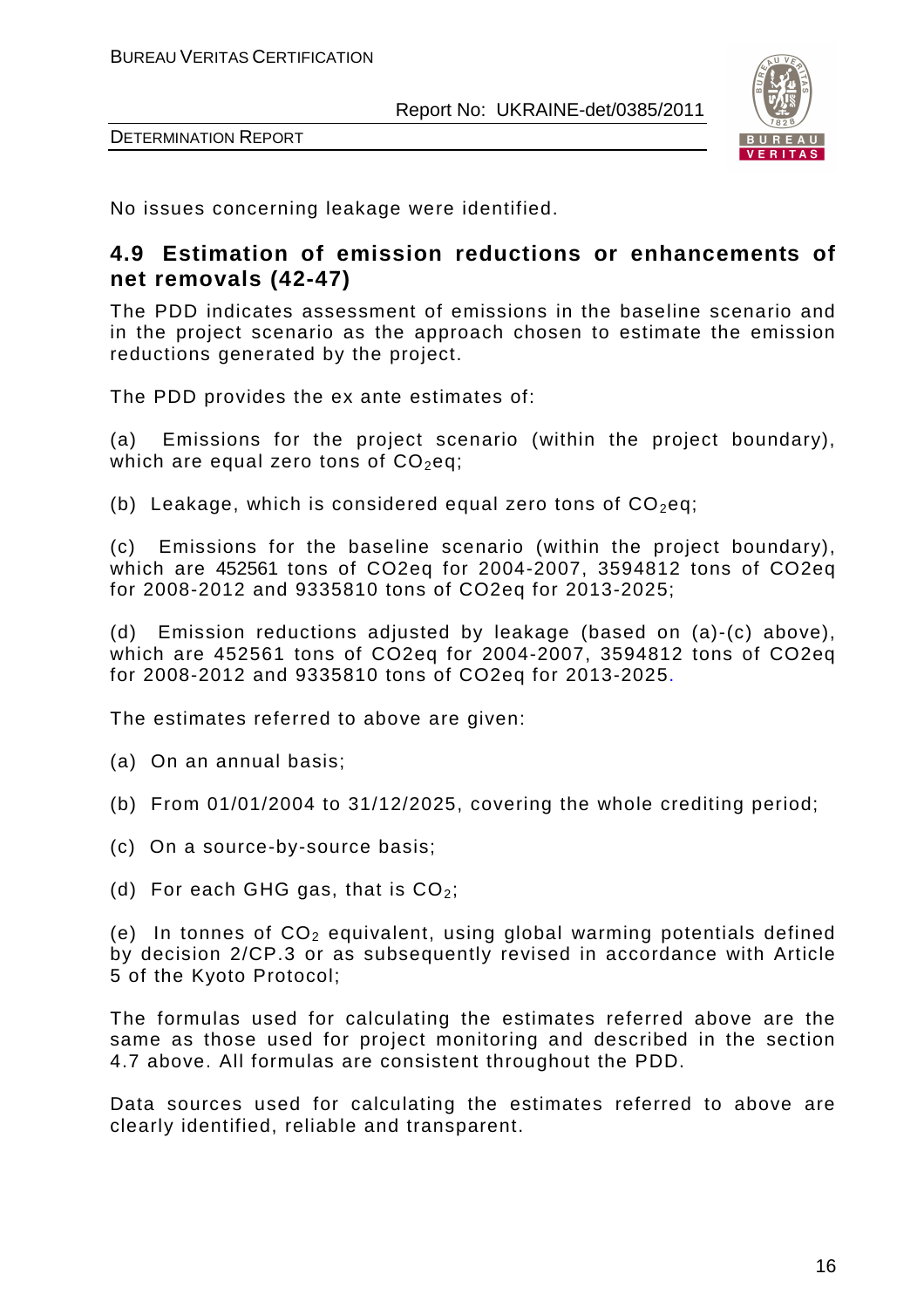No issues concerning leakage were identified.

## 4.9 Estimation of emission reductions or enhancements of net removals (42-47)

The PDD indicates assessment of emissions in the baseline scenario and in the project scenario as the approach chosen to estimate the emission reductions generated by the project.

The PDD provides the ex ante estimates of:

(a) Emissions for the project scenario (within the project boundary), which are equal zero tons of $CO_2$eq;

(b) Leakage, which is considered equal zero tons of $CO_2$eq;

(c) Emissions for the baseline scenario (within the project boundary), which are 452561 tons of CO2eq for 2004-2007, 3594812 tons of CO2eq for 2008-2012 and 9335810 tons of CO2eq for 2013-2025;

(d) Emission reductions adjusted by leakage (based on (a)-(c) above), which are 452561 tons of CO2eq for 2004-2007, 3594812 tons of CO2eq for 2008-2012 and 9335810 tons of CO2eq for 2013-2025.

The estimates referred to above are given:

(a) On an annual basis;

(b) From 01/01/2004 to 31/12/2025, covering the whole crediting period;

(c) On a source-by-source basis;

(d) For each GHG gas, that is $CO_2$;

(e) In tonnes of $CO_2$ equivalent, using global warming potentials defined by decision 2/CP.3 or as subsequently revised in accordance with Article 5 of the Kyoto Protocol;

The formulas used for calculating the estimates referred above are the same as those used for project monitoring and described in the section 4.7 above. All formulas are consistent throughout the PDD.

Data sources used for calculating the estimates referred to above are clearly identified, reliable and transparent.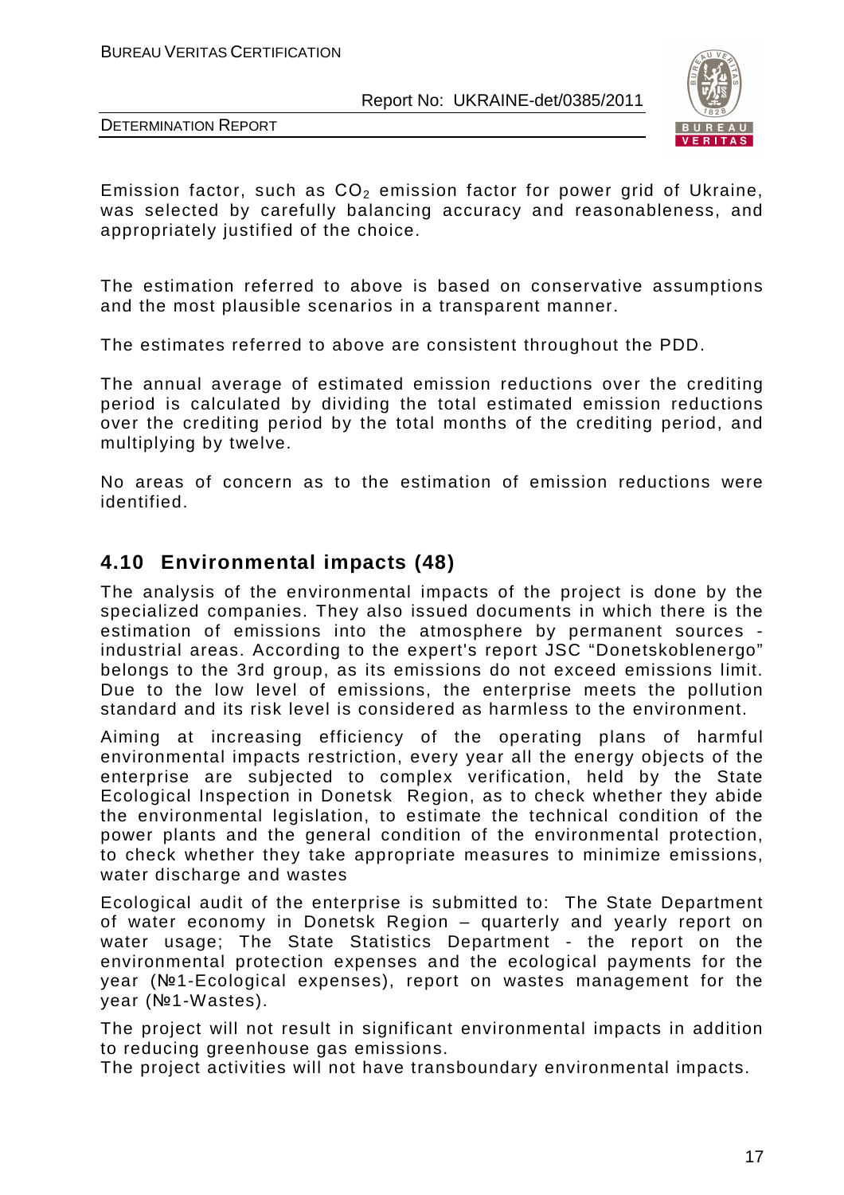Emission factor, such as $CO_2$ emission factor for power grid of Ukraine, was selected by carefully balancing accuracy and reasonableness, and appropriately justified of the choice.

The estimation referred to above is based on conservative assumptions and the most plausible scenarios in a transparent manner.

The estimates referred to above are consistent throughout the PDD.

The annual average of estimated emission reductions over the crediting period is calculated by dividing the total estimated emission reductions over the crediting period by the total months of the crediting period, and multiplying by twelve.

No areas of concern as to the estimation of emission reductions were identified.

## 4.10 Environmental impacts (48)

The analysis of the environmental impacts of the project is done by the specialized companies. They also issued documents in which there is the estimation of emissions into the atmosphere by permanent sources - industrial areas. According to the expert's report JSC "Donetskoblenergo" belongs to the 3rd group, as its emissions do not exceed emissions limit. Due to the low level of emissions, the enterprise meets the pollution standard and its risk level is considered as harmless to the environment.

Aiming at increasing efficiency of the operating plans of harmful environmental impacts restriction, every year all the energy objects of the enterprise are subjected to complex verification, held by the State Ecological Inspection in Donetsk Region, as to check whether they abide the environmental legislation, to estimate the technical condition of the power plants and the general condition of the environmental protection, to check whether they take appropriate measures to minimize emissions, water discharge and wastes

Ecological audit of the enterprise is submitted to: The State Department of water economy in Donetsk Region – quarterly and yearly report on water usage; The State Statistics Department - the report on the environmental protection expenses and the ecological payments for the year (№1-Ecological expenses), report on wastes management for the year (№1-Wastes).

The project will not result in significant environmental impacts in addition to reducing greenhouse gas emissions.
The project activities will not have transboundary environmental impacts.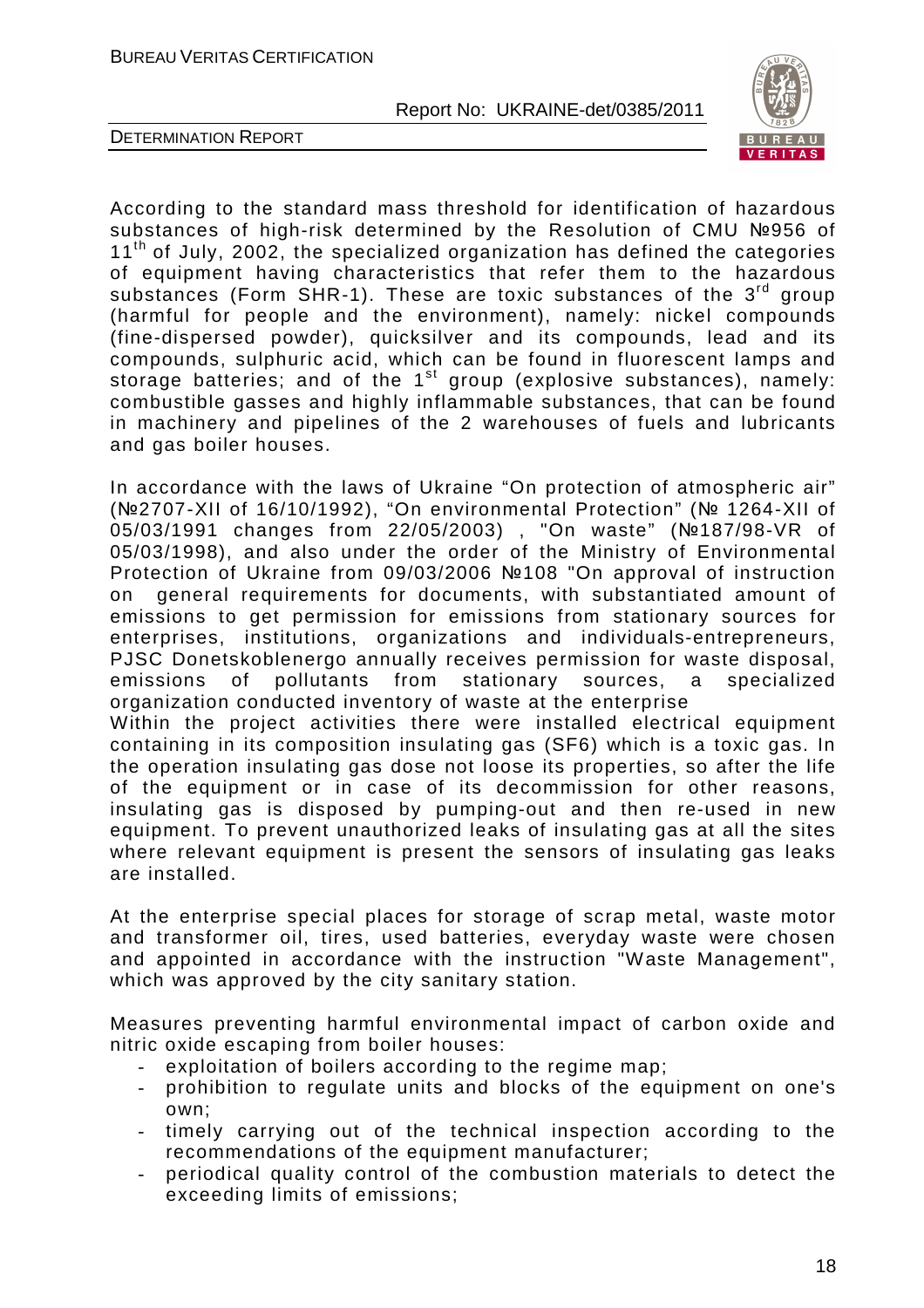According to the standard mass threshold for identification of hazardous substances of high-risk determined by the Resolution of CMU №956 of 11th of July, 2002, the specialized organization has defined the categories of equipment having characteristics that refer them to the hazardous substances (Form SHR-1). These are toxic substances of the 3rd group (harmful for people and the environment), namely: nickel compounds (fine-dispersed powder), quicksilver and its compounds, lead and its compounds, sulphuric acid, which can be found in fluorescent lamps and storage batteries; and of the 1st group (explosive substances), namely: combustible gasses and highly inflammable substances, that can be found in machinery and pipelines of the 2 warehouses of fuels and lubricants and gas boiler houses.

In accordance with the laws of Ukraine “On protection of atmospheric air” (№2707-XII of 16/10/1992), “On environmental Protection” (№ 1264-XII of 05/03/1991 changes from 22/05/2003) , "On waste” (№187/98-VR of 05/03/1998), and also under the order of the Ministry of Environmental Protection of Ukraine from 09/03/2006 №108 "On approval of instruction on general requirements for documents, with substantiated amount of emissions to get permission for emissions from stationary sources for enterprises, institutions, organizations and individuals-entrepreneurs, PJSC Donetskoblenergo annually receives permission for waste disposal, emissions of pollutants from stationary sources, a specialized organization conducted inventory of waste at the enterprise

Within the project activities there were installed electrical equipment containing in its composition insulating gas (SF6) which is a toxic gas. In the operation insulating gas dose not loose its properties, so after the life of the equipment or in case of its decommission for other reasons, insulating gas is disposed by pumping-out and then re-used in new equipment. To prevent unauthorized leaks of insulating gas at all the sites where relevant equipment is present the sensors of insulating gas leaks are installed.

At the enterprise special places for storage of scrap metal, waste motor and transformer oil, tires, used batteries, everyday waste were chosen and appointed in accordance with the instruction "Waste Management", which was approved by the city sanitary station.

Measures preventing harmful environmental impact of carbon oxide and nitric oxide escaping from boiler houses:

- exploitation of boilers according to the regime map;
- prohibition to regulate units and blocks of the equipment on one's own;
- timely carrying out of the technical inspection according to the recommendations of the equipment manufacturer;
- periodical quality control of the combustion materials to detect the exceeding limits of emissions;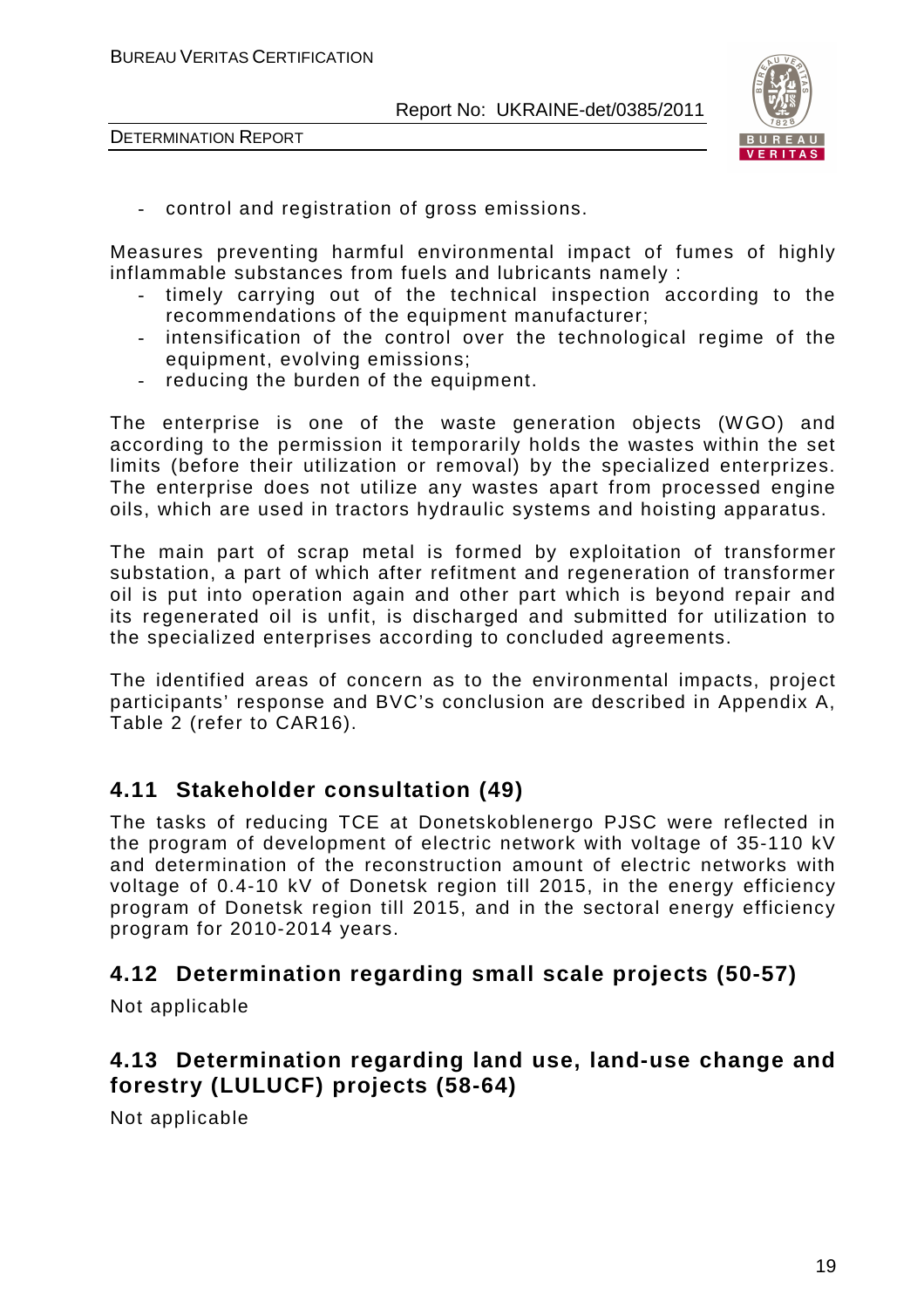- control and registration of gross emissions.

Measures preventing harmful environmental impact of fumes of highly inflammable substances from fuels and lubricants namely :

- timely carrying out of the technical inspection according to the recommendations of the equipment manufacturer;
- intensification of the control over the technological regime of the equipment, evolving emissions;
- reducing the burden of the equipment.

The enterprise is one of the waste generation objects (WGO) and according to the permission it temporarily holds the wastes within the set limits (before their utilization or removal) by the specialized enterprizes. The enterprise does not utilize any wastes apart from processed engine oils, which are used in tractors hydraulic systems and hoisting apparatus.

The main part of scrap metal is formed by exploitation of transformer substation, a part of which after refitment and regeneration of transformer oil is put into operation again and other part which is beyond repair and its regenerated oil is unfit, is discharged and submitted for utilization to the specialized enterprises according to concluded agreements.

The identified areas of concern as to the environmental impacts, project participants' response and BVC's conclusion are described in Appendix A, Table 2 (refer to CAR16).

## 4.11 Stakeholder consultation (49)

The tasks of reducing TCE at Donetskoblenergo PJSC were reflected in the program of development of electric network with voltage of 35-110 kV and determination of the reconstruction amount of electric networks with voltage of 0.4-10 kV of Donetsk region till 2015, in the energy efficiency program of Donetsk region till 2015, and in the sectoral energy efficiency program for 2010-2014 years.

## 4.12 Determination regarding small scale projects (50-57)

Not applicable

## 4.13 Determination regarding land use, land-use change and forestry (LULUCF) projects (58-64)

Not applicable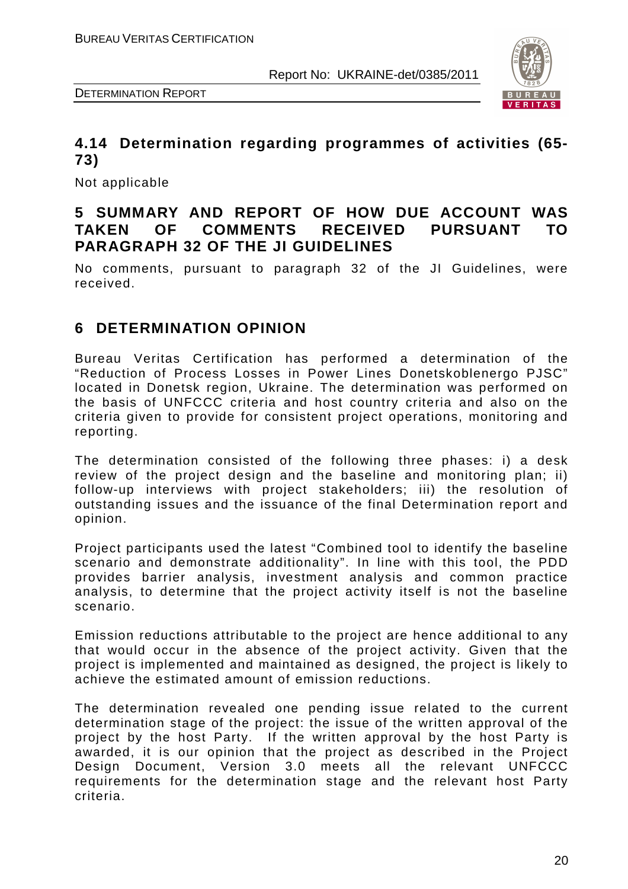## 4.14 Determination regarding programmes of activities (65-73)

Not applicable

# 5 SUMMARY AND REPORT OF HOW DUE ACCOUNT WAS TAKEN OF COMMENTS RECEIVED PURSUANT TO PARAGRAPH 32 OF THE JI GUIDELINES

No comments, pursuant to paragraph 32 of the JI Guidelines, were received.

# 6 DETERMINATION OPINION

Bureau Veritas Certification has performed a determination of the "Reduction of Process Losses in Power Lines Donetskoblenergo PJSC" located in Donetsk region, Ukraine. The determination was performed on the basis of UNFCCC criteria and host country criteria and also on the criteria given to provide for consistent project operations, monitoring and reporting.

The determination consisted of the following three phases: i) a desk review of the project design and the baseline and monitoring plan; ii) follow-up interviews with project stakeholders; iii) the resolution of outstanding issues and the issuance of the final Determination report and opinion.

Project participants used the latest "Combined tool to identify the baseline scenario and demonstrate additionality". In line with this tool, the PDD provides barrier analysis, investment analysis and common practice analysis, to determine that the project activity itself is not the baseline scenario.

Emission reductions attributable to the project are hence additional to any that would occur in the absence of the project activity. Given that the project is implemented and maintained as designed, the project is likely to achieve the estimated amount of emission reductions.

The determination revealed one pending issue related to the current determination stage of the project: the issue of the written approval of the project by the host Party. If the written approval by the host Party is awarded, it is our opinion that the project as described in the Project Design Document, Version 3.0 meets all the relevant UNFCCC requirements for the determination stage and the relevant host Party criteria.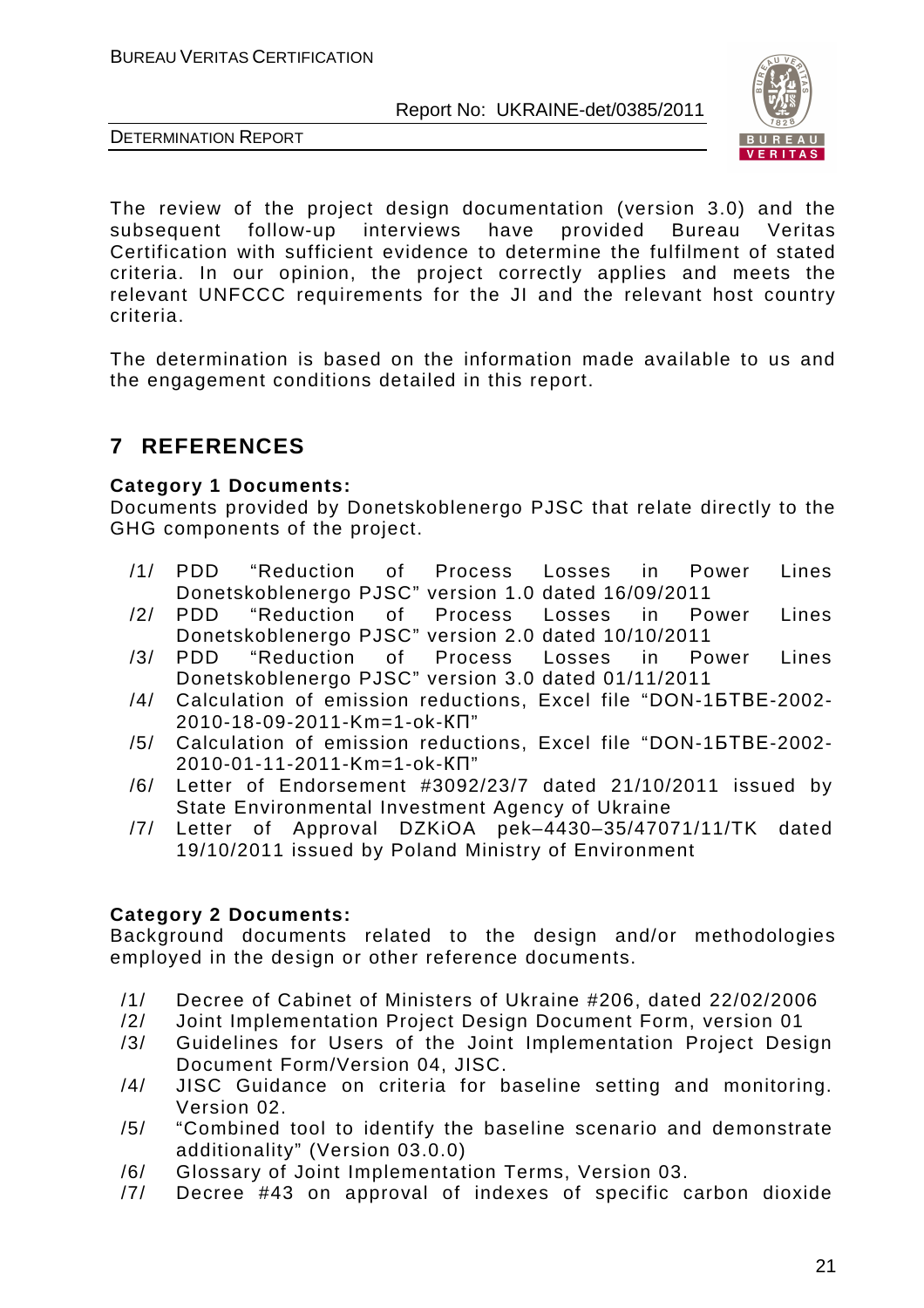The review of the project design documentation (version 3.0) and the subsequent follow-up interviews have provided Bureau Veritas Certification with sufficient evidence to determine the fulfilment of stated criteria. In our opinion, the project correctly applies and meets the relevant UNFCCC requirements for the JI and the relevant host country criteria.

The determination is based on the information made available to us and the engagement conditions detailed in this report.

# 7 REFERENCES

**Category 1 Documents:**

Documents provided by Donetskoblenergo PJSC that relate directly to the GHG components of the project.

- /1/ PDD "Reduction of Process Losses in Power Lines Donetskoblenergo PJSC" version 1.0 dated 16/09/2011
- /2/ PDD "Reduction of Process Losses in Power Lines Donetskoblenergo PJSC" version 2.0 dated 10/10/2011
- /3/ PDD "Reduction of Process Losses in Power Lines Donetskoblenergo PJSC" version 3.0 dated 01/11/2011
- /4/ Calculation of emission reductions, Excel file "DON-1БТВЕ-2002-2010-18-09-2011-Km=1-ok-КП"
- /5/ Calculation of emission reductions, Excel file "DON-1БТВЕ-2002-2010-01-11-2011-Km=1-ok-КП"
- /6/ Letter of Endorsement #3092/23/7 dated 21/10/2011 issued by State Environmental Investment Agency of Ukraine
- /7/ Letter of Approval DZKiOA pek–4430–35/47071/11/TK dated 19/10/2011 issued by Poland Ministry of Environment

**Category 2 Documents:**

Background documents related to the design and/or methodologies employed in the design or other reference documents.

- /1/ Decree of Cabinet of Ministers of Ukraine #206, dated 22/02/2006
- /2/ Joint Implementation Project Design Document Form, version 01
- /3/ Guidelines for Users of the Joint Implementation Project Design Document Form/Version 04, JISC.
- /4/ JISC Guidance on criteria for baseline setting and monitoring. Version 02.
- /5/ "Combined tool to identify the baseline scenario and demonstrate additionality" (Version 03.0.0)
- /6/ Glossary of Joint Implementation Terms, Version 03.
- /7/ Decree #43 on approval of indexes of specific carbon dioxide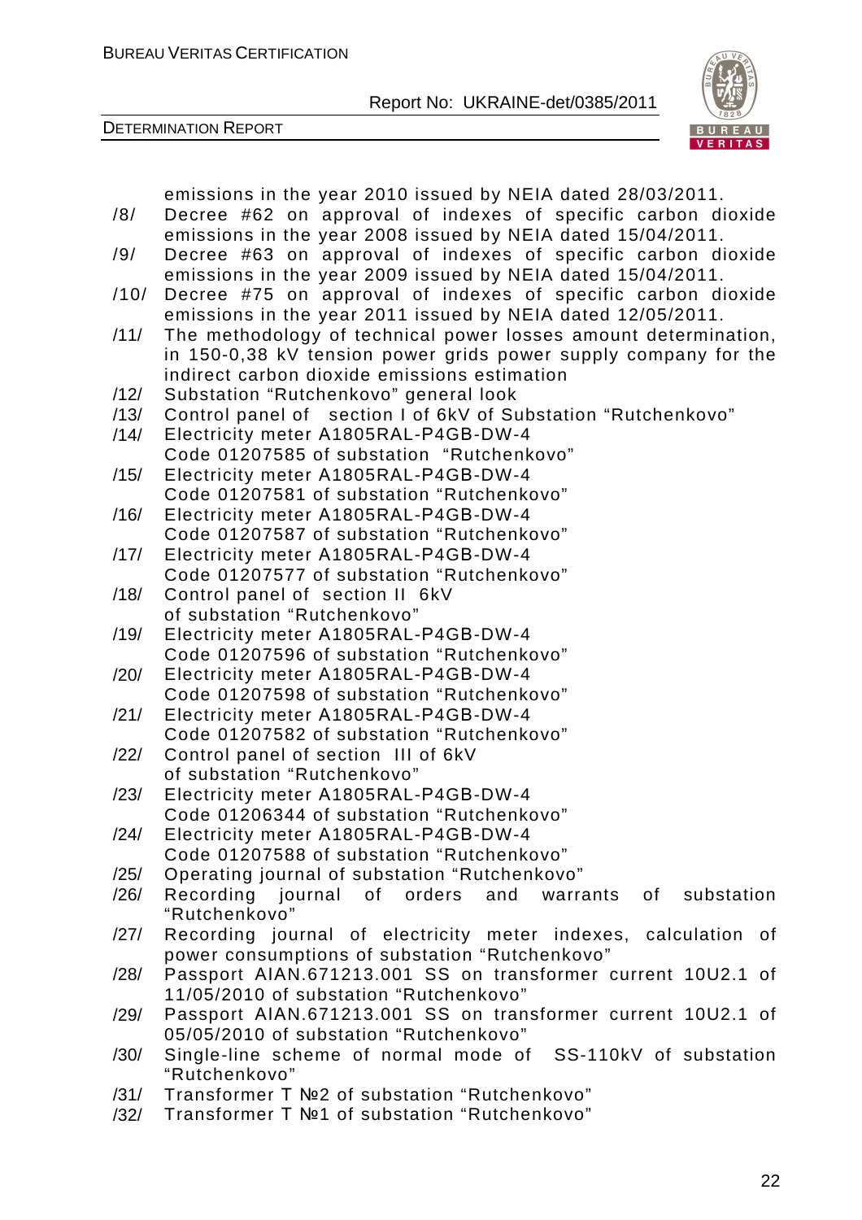emissions in the year 2010 issued by NEIA dated 28/03/2011.

/8/ Decree #62 on approval of indexes of specific carbon dioxide emissions in the year 2008 issued by NEIA dated 15/04/2011.

/9/ Decree #63 on approval of indexes of specific carbon dioxide emissions in the year 2009 issued by NEIA dated 15/04/2011.

/10/ Decree #75 on approval of indexes of specific carbon dioxide emissions in the year 2011 issued by NEIA dated 12/05/2011.

/11/ The methodology of technical power losses amount determination, in 150-0,38 kV tension power grids power supply company for the indirect carbon dioxide emissions estimation

/12/ Substation “Rutchenkovo” general look

/13/ Control panel of section I of 6kV of Substation “Rutchenkovo”

/14/ Electricity meter A1805RAL-P4GB-DW-4 Code 01207585 of substation “Rutchenkovo”

/15/ Electricity meter A1805RAL-P4GB-DW-4 Code 01207581 of substation “Rutchenkovo”

/16/ Electricity meter A1805RAL-P4GB-DW-4 Code 01207587 of substation “Rutchenkovo”

/17/ Electricity meter A1805RAL-P4GB-DW-4 Code 01207577 of substation “Rutchenkovo”

/18/ Control panel of section II 6kV of substation “Rutchenkovo”

/19/ Electricity meter A1805RAL-P4GB-DW-4 Code 01207596 of substation “Rutchenkovo”

/20/ Electricity meter A1805RAL-P4GB-DW-4 Code 01207598 of substation “Rutchenkovo”

/21/ Electricity meter A1805RAL-P4GB-DW-4 Code 01207582 of substation “Rutchenkovo”

/22/ Control panel of section III of 6kV of substation “Rutchenkovo”

/23/ Electricity meter A1805RAL-P4GB-DW-4 Code 01206344 of substation “Rutchenkovo”

/24/ Electricity meter A1805RAL-P4GB-DW-4 Code 01207588 of substation “Rutchenkovo”

/25/ Operating journal of substation “Rutchenkovo”

/26/ Recording journal of orders and warrants of substation “Rutchenkovo”

/27/ Recording journal of electricity meter indexes, calculation of power consumptions of substation “Rutchenkovo”

/28/ Passport AIAN.671213.001 SS on transformer current 10U2.1 of 11/05/2010 of substation “Rutchenkovo”

/29/ Passport AIAN.671213.001 SS on transformer current 10U2.1 of 05/05/2010 of substation “Rutchenkovo”

/30/ Single-line scheme of normal mode of SS-110kV of substation “Rutchenkovo”

/31/ Transformer T №2 of substation “Rutchenkovo”

/32/ Transformer T №1 of substation “Rutchenkovo”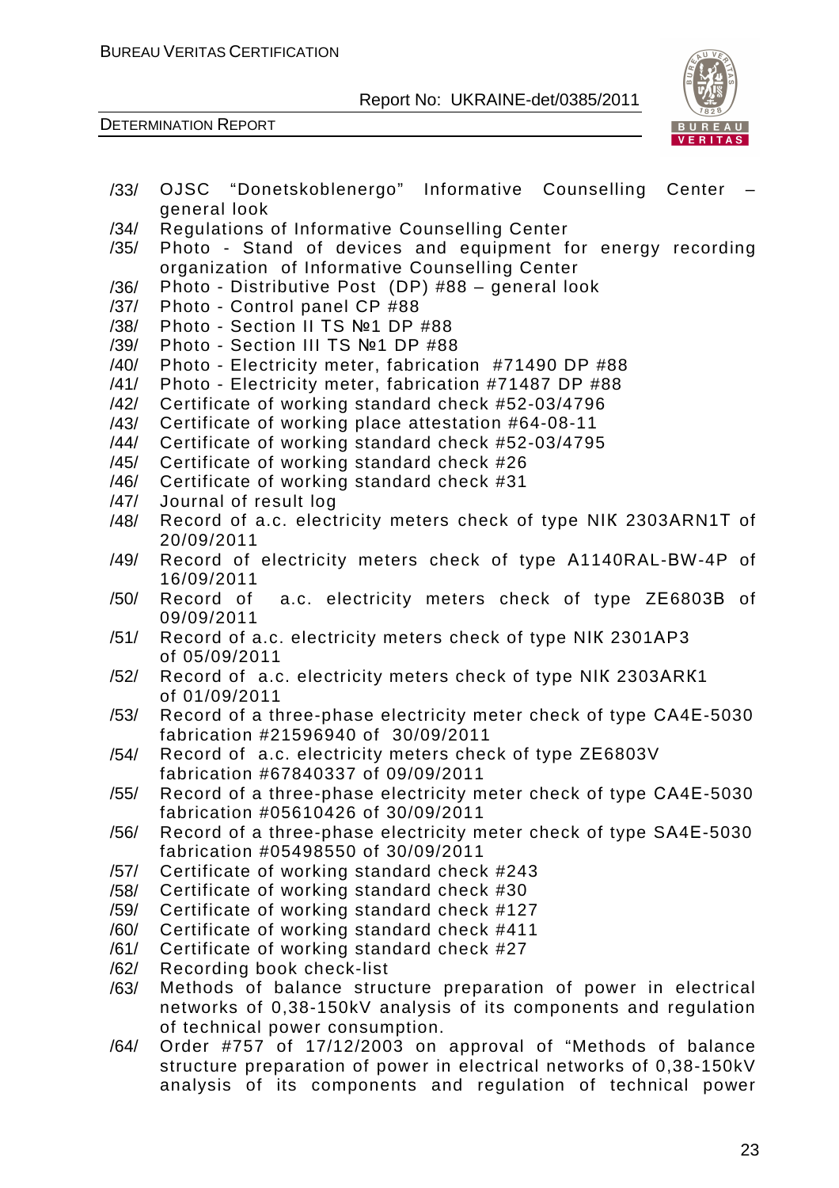/33/ OJSC "Donetskoblenergo" Informative Counselling Center – general look

/34/ Regulations of Informative Counselling Center

/35/ Photo - Stand of devices and equipment for energy recording organization of Informative Counselling Center

/36/ Photo - Distributive Post (DP) #88 – general look

/37/ Photo - Control panel CP #88

/38/ Photo - Section II TS №1 DP #88

/39/ Photo - Section III TS №1 DP #88

/40/ Photo - Electricity meter, fabrication #71490 DP #88

/41/ Photo - Electricity meter, fabrication #71487 DP #88

/42/ Certificate of working standard check #52-03/4796

/43/ Certificate of working place attestation #64-08-11

/44/ Certificate of working standard check #52-03/4795

/45/ Certificate of working standard check #26

/46/ Certificate of working standard check #31

/47/ Journal of result log

/48/ Record of a.c. electricity meters check of type NIK 2303ARN1T of 20/09/2011

/49/ Record of electricity meters check of type A1140RAL-BW-4P of 16/09/2011

/50/ Record of a.c. electricity meters check of type ZE6803B of 09/09/2011

/51/ Record of a.c. electricity meters check of type NIK 2301AP3 of 05/09/2011

/52/ Record of a.c. electricity meters check of type NIK 2303ARK1 of 01/09/2011

/53/ Record of a three-phase electricity meter check of type CA4E-5030 fabrication #21596940 of 30/09/2011

/54/ Record of a.c. electricity meters check of type ZE6803V fabrication #67840337 of 09/09/2011

/55/ Record of a three-phase electricity meter check of type CA4E-5030 fabrication #05610426 of 30/09/2011

/56/ Record of a three-phase electricity meter check of type SA4E-5030 fabrication #05498550 of 30/09/2011

/57/ Certificate of working standard check #243

/58/ Certificate of working standard check #30

/59/ Certificate of working standard check #127

/60/ Certificate of working standard check #411

/61/ Certificate of working standard check #27

/62/ Recording book check-list

/63/ Methods of balance structure preparation of power in electrical networks of 0,38-150kV analysis of its components and regulation of technical power consumption.

/64/ Order #757 of 17/12/2003 on approval of "Methods of balance structure preparation of power in electrical networks of 0,38-150kV analysis of its components and regulation of technical power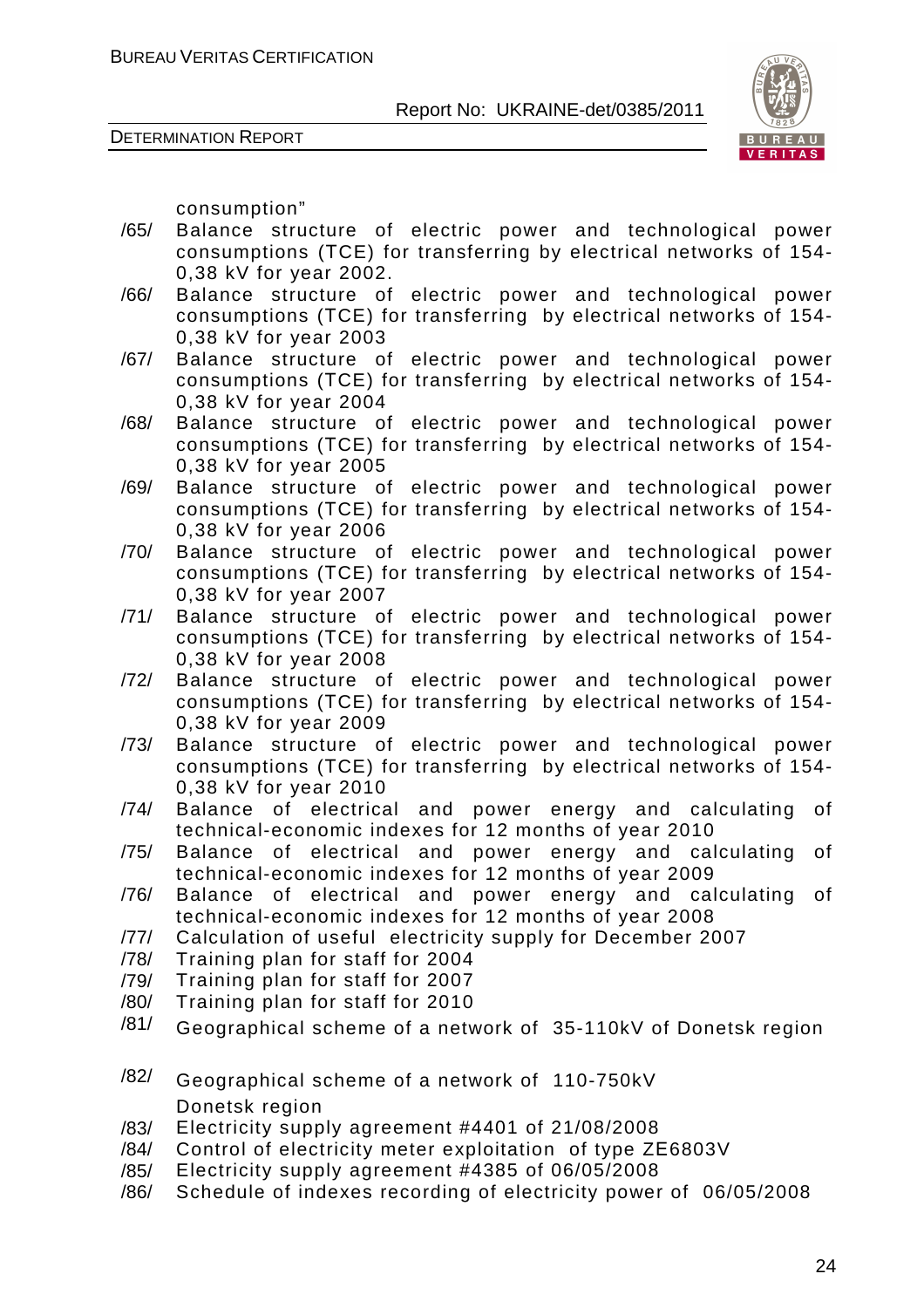consumption"

/65/ Balance structure of electric power and technological power consumptions (TCE) for transferring by electrical networks of 154-0,38 kV for year 2002.

/66/ Balance structure of electric power and technological power consumptions (TCE) for transferring by electrical networks of 154-0,38 kV for year 2003

/67/ Balance structure of electric power and technological power consumptions (TCE) for transferring by electrical networks of 154-0,38 kV for year 2004

/68/ Balance structure of electric power and technological power consumptions (TCE) for transferring by electrical networks of 154-0,38 kV for year 2005

/69/ Balance structure of electric power and technological power consumptions (TCE) for transferring by electrical networks of 154-0,38 kV for year 2006

/70/ Balance structure of electric power and technological power consumptions (TCE) for transferring by electrical networks of 154-0,38 kV for year 2007

/71/ Balance structure of electric power and technological power consumptions (TCE) for transferring by electrical networks of 154-0,38 kV for year 2008

/72/ Balance structure of electric power and technological power consumptions (TCE) for transferring by electrical networks of 154-0,38 kV for year 2009

/73/ Balance structure of electric power and technological power consumptions (TCE) for transferring by electrical networks of 154-0,38 kV for year 2010

/74/ Balance of electrical and power energy and calculating of technical-economic indexes for 12 months of year 2010

/75/ Balance of electrical and power energy and calculating of technical-economic indexes for 12 months of year 2009

/76/ Balance of electrical and power energy and calculating of technical-economic indexes for 12 months of year 2008

/77/ Calculation of useful electricity supply for December 2007

/78/ Training plan for staff for 2004

/79/ Training plan for staff for 2007

/80/ Training plan for staff for 2010

/81/ Geographical scheme of a network of 35-110kV of Donetsk region

/82/ Geographical scheme of a network of 110-750kV Donetsk region

/83/ Electricity supply agreement #4401 of 21/08/2008

/84/ Control of electricity meter exploitation of type ZE6803V

/85/ Electricity supply agreement #4385 of 06/05/2008

/86/ Schedule of indexes recording of electricity power of 06/05/2008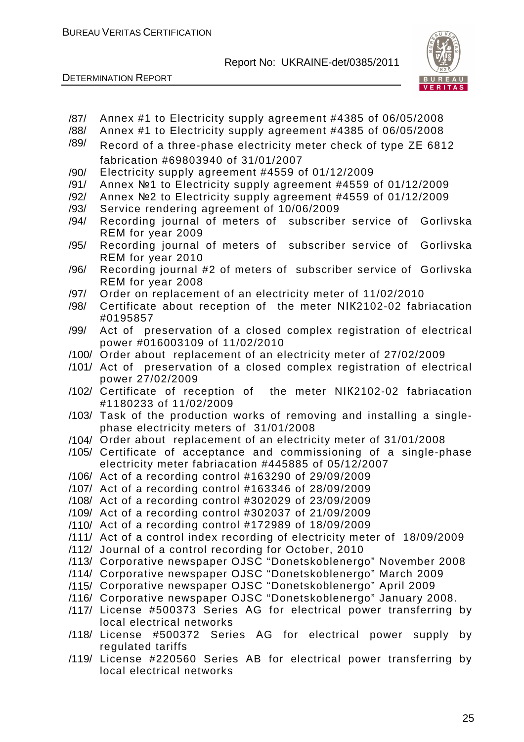/87/ Annex #1 to Electricity supply agreement #4385 of 06/05/2008
/88/ Annex #1 to Electricity supply agreement #4385 of 06/05/2008
/89/ Record of a three-phase electricity meter check of type ZE 6812 fabrication #69803940 of 31/01/2007
/90/ Electricity supply agreement #4559 of 01/12/2009
/91/ Annex №1 to Electricity supply agreement #4559 of 01/12/2009
/92/ Annex №2 to Electricity supply agreement #4559 of 01/12/2009
/93/ Service rendering agreement of 10/06/2009
/94/ Recording journal of meters of subscriber service of Gorlivska REM for year 2009
/95/ Recording journal of meters of subscriber service of Gorlivska REM for year 2010
/96/ Recording journal #2 of meters of subscriber service of Gorlivska REM for year 2008
/97/ Order on replacement of an electricity meter of 11/02/2010
/98/ Certificate about reception of the meter NIK2102-02 fabriacation #0195857
/99/ Act of preservation of a closed complex registration of electrical power #016003109 of 11/02/2010
/100/ Order about replacement of an electricity meter of 27/02/2009
/101/ Act of preservation of a closed complex registration of electrical power 27/02/2009
/102/ Certificate of reception of the meter NIK2102-02 fabriacation #1180233 of 11/02/2009
/103/ Task of the production works of removing and installing a single-phase electricity meters of 31/01/2008
/104/ Order about replacement of an electricity meter of 31/01/2008
/105/ Certificate of acceptance and commissioning of a single-phase electricity meter fabriacation #445885 of 05/12/2007
/106/ Act of a recording control #163290 of 29/09/2009
/107/ Act of a recording control #163346 of 28/09/2009
/108/ Act of a recording control #302029 of 23/09/2009
/109/ Act of a recording control #302037 of 21/09/2009
/110/ Act of a recording control #172989 of 18/09/2009
/111/ Act of a control index recording of electricity meter of 18/09/2009
/112/ Journal of a control recording for October, 2010
/113/ Corporative newspaper OJSC "Donetskoblenergo" November 2008
/114/ Corporative newspaper OJSC "Donetskoblenergo" March 2009
/115/ Corporative newspaper OJSC "Donetskoblenergo" April 2009
/116/ Corporative newspaper OJSC "Donetskoblenergo" January 2008.
/117/ License #500373 Series AG for electrical power transferring by local electrical networks
/118/ License #500372 Series AG for electrical power supply by regulated tariffs
/119/ License #220560 Series AB for electrical power transferring by local electrical networks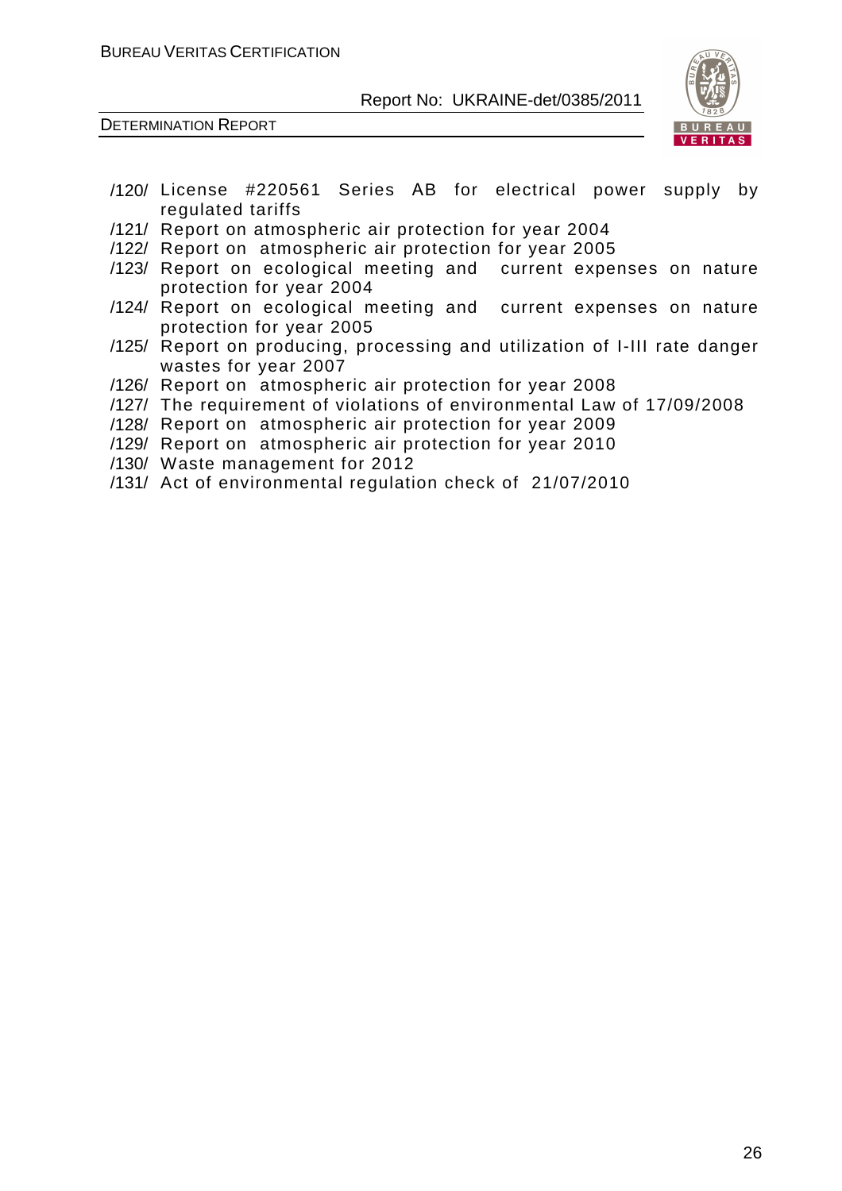/120/ License #220561 Series AB for electrical power supply by regulated tariffs
/121/ Report on atmospheric air protection for year 2004
/122/ Report on atmospheric air protection for year 2005
/123/ Report on ecological meeting and current expenses on nature protection for year 2004
/124/ Report on ecological meeting and current expenses on nature protection for year 2005
/125/ Report on producing, processing and utilization of I-III rate danger wastes for year 2007
/126/ Report on atmospheric air protection for year 2008
/127/ The requirement of violations of environmental Law of 17/09/2008
/128/ Report on atmospheric air protection for year 2009
/129/ Report on atmospheric air protection for year 2010
/130/ Waste management for 2012
/131/ Act of environmental regulation check of 21/07/2010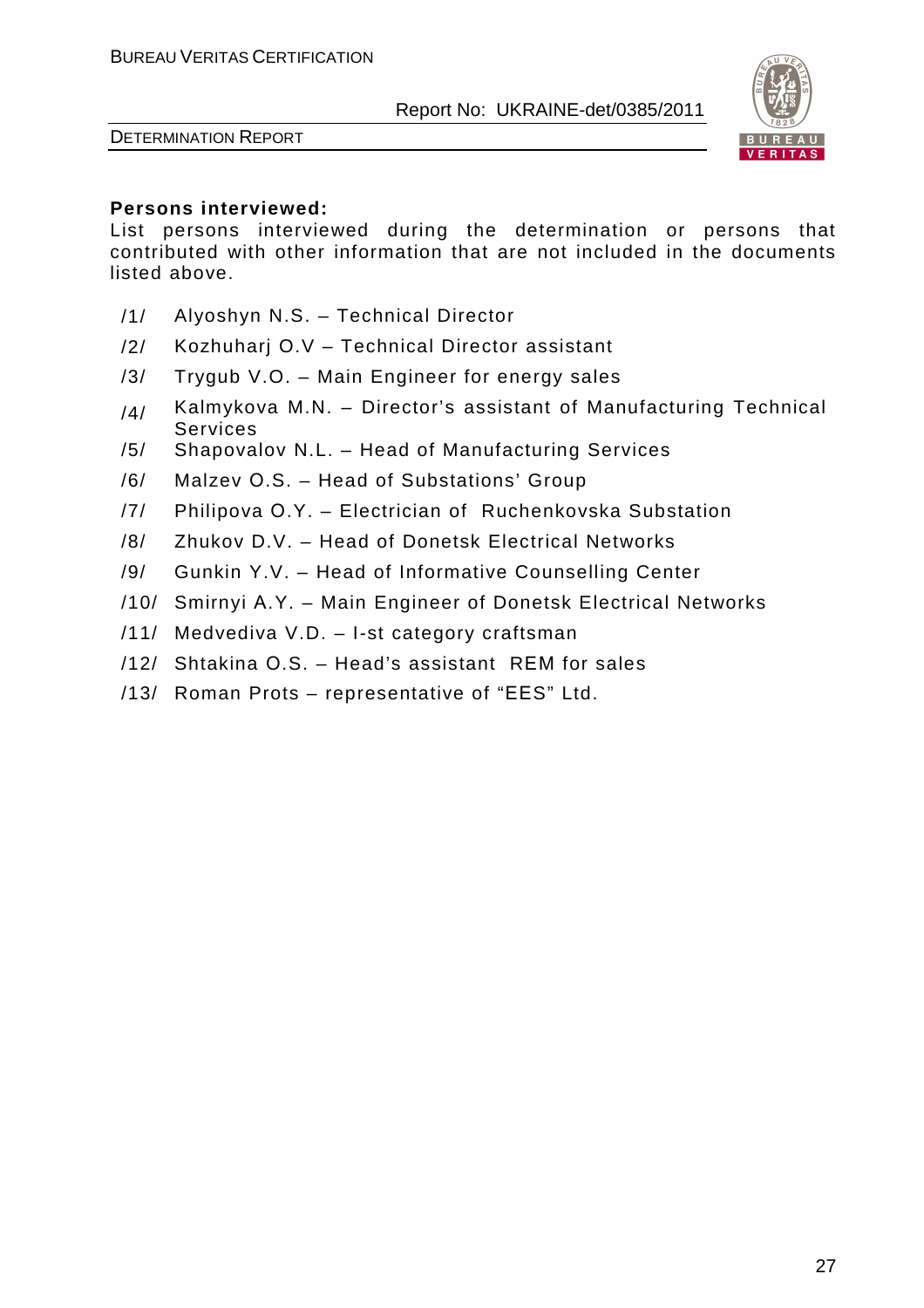**Persons interviewed:**
List persons interviewed during the determination or persons that contributed with other information that are not included in the documents listed above.

/1/ Alyoshyn N.S. – Technical Director

/2/ Kozhuharj O.V – Technical Director assistant

/3/ Trygub V.O. – Main Engineer for energy sales

/4/ Kalmykova M.N. – Director's assistant of Manufacturing Technical Services

/5/ Shapovalov N.L. – Head of Manufacturing Services

/6/ Malzev O.S. – Head of Substations' Group

/7/ Philipova O.Y. – Electrician of Ruchenkovska Substation

/8/ Zhukov D.V. – Head of Donetsk Electrical Networks

/9/ Gunkin Y.V. – Head of Informative Counselling Center

/10/ Smirnyi A.Y. – Main Engineer of Donetsk Electrical Networks

/11/ Medvediva V.D. – I-st category craftsman

/12/ Shtakina O.S. – Head's assistant REM for sales

/13/ Roman Prots – representative of "EES" Ltd.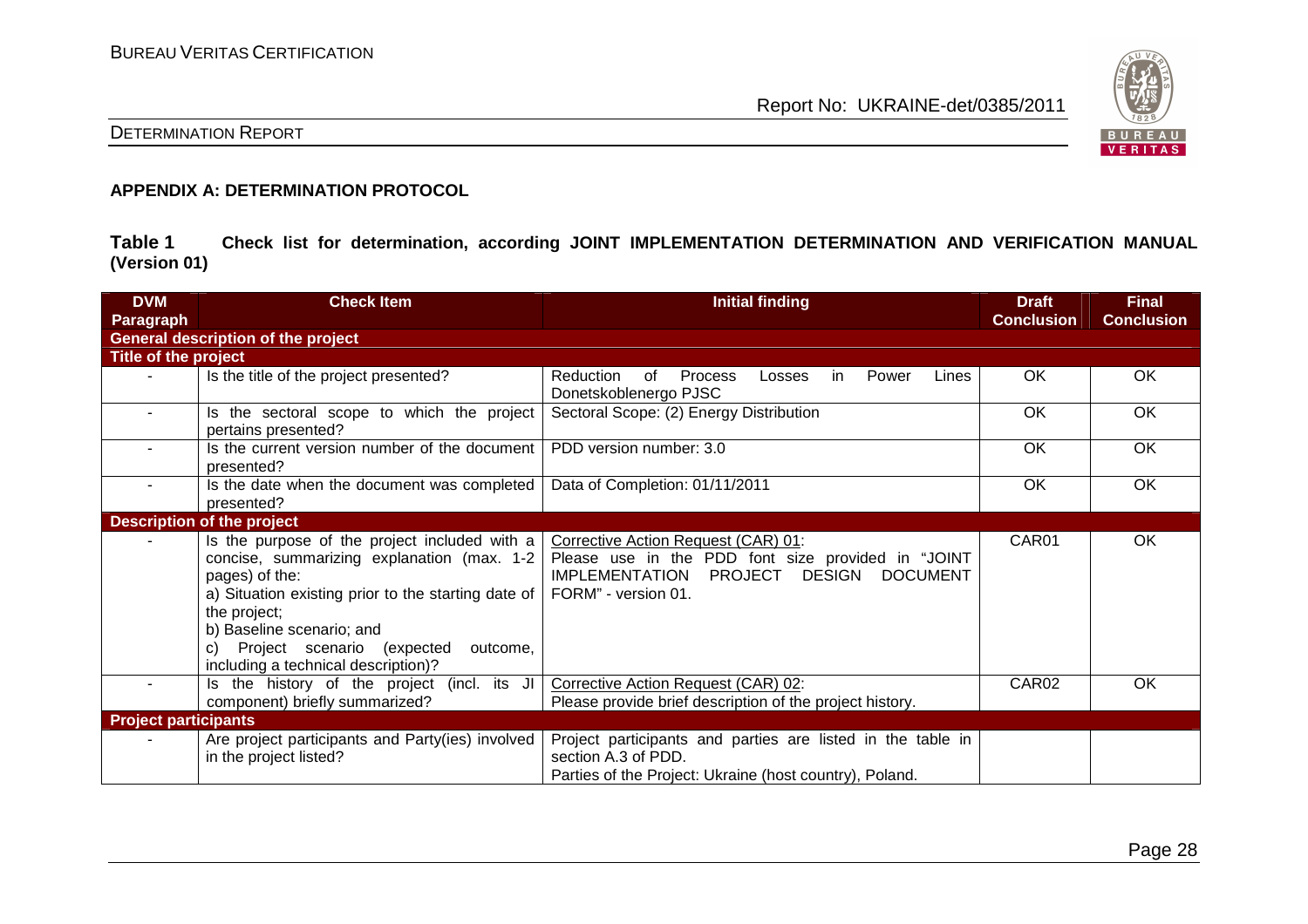## APPENDIX A: DETERMINATION PROTOCOL

**Table 1 Check list for determination, according JOINT IMPLEMENTATION DETERMINATION AND VERIFICATION MANUAL (Version 01)**

| DVM Paragraph | Check Item | Initial finding | Draft Conclusion | Final Conclusion |
|---|---|---|---|---|
| **General description of the project** | | | | |
| **Title of the project** | | | | |
| - | Is the title of the project presented? | Reduction of Process Losses in Power Lines Donetskoblenergo PJSC | OK | OK |
| - | Is the sectoral scope to which the project pertains presented? | Sectoral Scope: (2) Energy Distribution | OK | OK |
| - | Is the current version number of the document presented? | PDD version number: 3.0 | OK | OK |
| - | Is the date when the document was completed presented? | Data of Completion: 01/11/2011 | OK | OK |
| **Description of the project** | | | | |
| - | Is the purpose of the project included with a concise, summarizing explanation (max. 1-2 pages) of the:<br>a) Situation existing prior to the starting date of the project;<br>b) Baseline scenario; and<br>c) Project scenario (expected outcome, including a technical description)? | Corrective Action Request (CAR) 01:<br>Please use in the PDD font size provided in "JOINT IMPLEMENTATION PROJECT DESIGN DOCUMENT FORM" - version 01. | CAR01 | OK |
| - | Is the history of the project (incl. its JI component) briefly summarized? | Corrective Action Request (CAR) 02:<br>Please provide brief description of the project history. | CAR02 | OK |
| **Project participants** | | | | |
| - | Are project participants and Party(ies) involved in the project listed? | Project participants and parties are listed in the table in section A.3 of PDD.<br>Parties of the Project: Ukraine (host country), Poland. | | |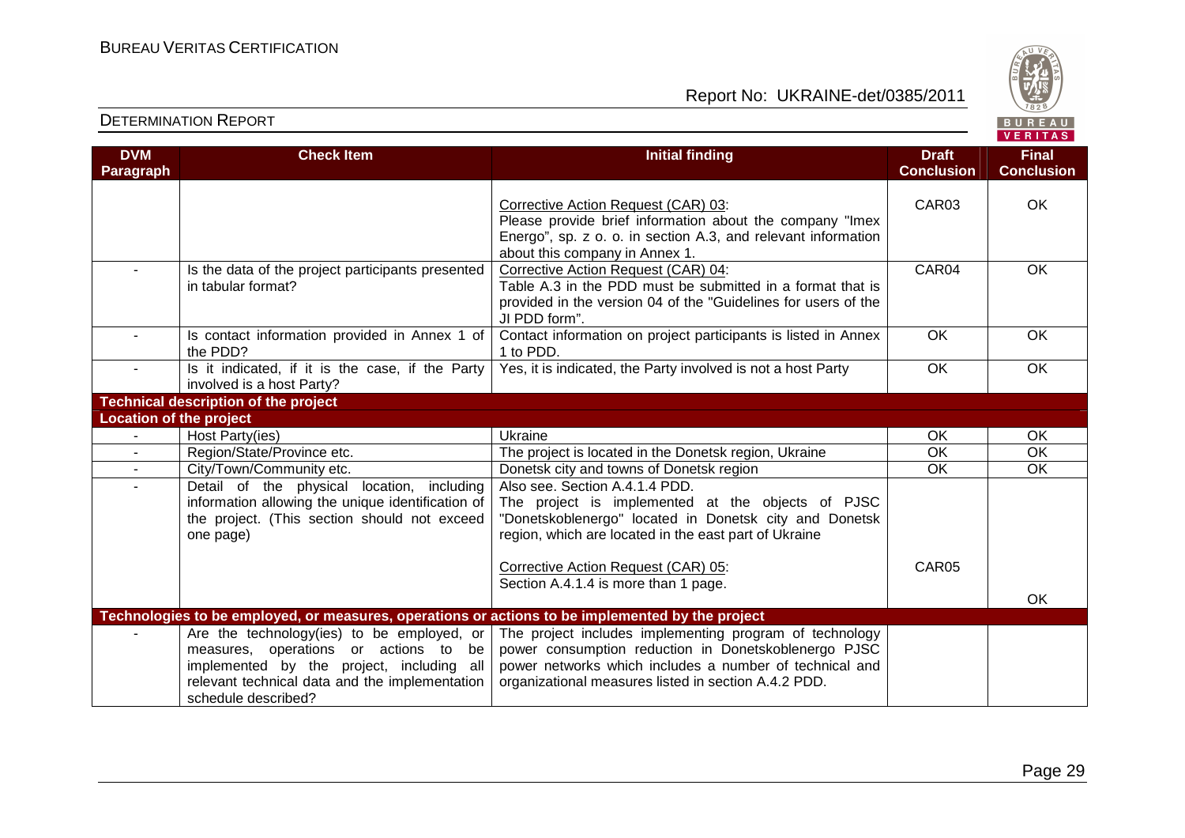| DVM Paragraph | Check Item | Initial finding | Draft Conclusion | Final Conclusion |
|---|---|---|---|---|
| | | Corrective Action Request (CAR) 03: Please provide brief information about the company "Imex Energo", sp. z o. o. in section A.3, and relevant information about this company in Annex 1. | CAR03 | OK |
| - | Is the data of the project participants presented in tabular format? | Corrective Action Request (CAR) 04: Table A.3 in the PDD must be submitted in a format that is provided in the version 04 of the "Guidelines for users of the JI PDD form". | CAR04 | OK |
| - | Is contact information provided in Annex 1 of the PDD? | Contact information on project participants is listed in Annex 1 to PDD. | OK | OK |
| - | Is it indicated, if it is the case, if the Party involved is a host Party? | Yes, it is indicated, the Party involved is not a host Party | OK | OK |
| **Technical description of the project** | | | | |
| **Location of the project** | | | | |
| - | Host Party(ies) | Ukraine | OK | OK |
| - | Region/State/Province etc. | The project is located in the Donetsk region, Ukraine | OK | OK |
| - | City/Town/Community etc. | Donetsk city and towns of Donetsk region | OK | OK |
| - | Detail of the physical location, including information allowing the unique identification of the project. (This section should not exceed one page) | Also see. Section A.4.1.4 PDD. The project is implemented at the objects of PJSC "Donetskoblenergo" located in Donetsk city and Donetsk region, which are located in the east part of Ukraine<br><br>Corrective Action Request (CAR) 05: Section A.4.1.4 is more than 1 page. | CAR05 | OK |
| **Technologies to be employed, or measures, operations or actions to be implemented by the project** | | | | |
| - | Are the technology(ies) to be employed, or measures, operations or actions to be implemented by the project, including all relevant technical data and the implementation schedule described? | The project includes implementing program of technology power consumption reduction in Donetskoblenergo PJSC power networks which includes a number of technical and organizational measures listed in section A.4.2 PDD. | | |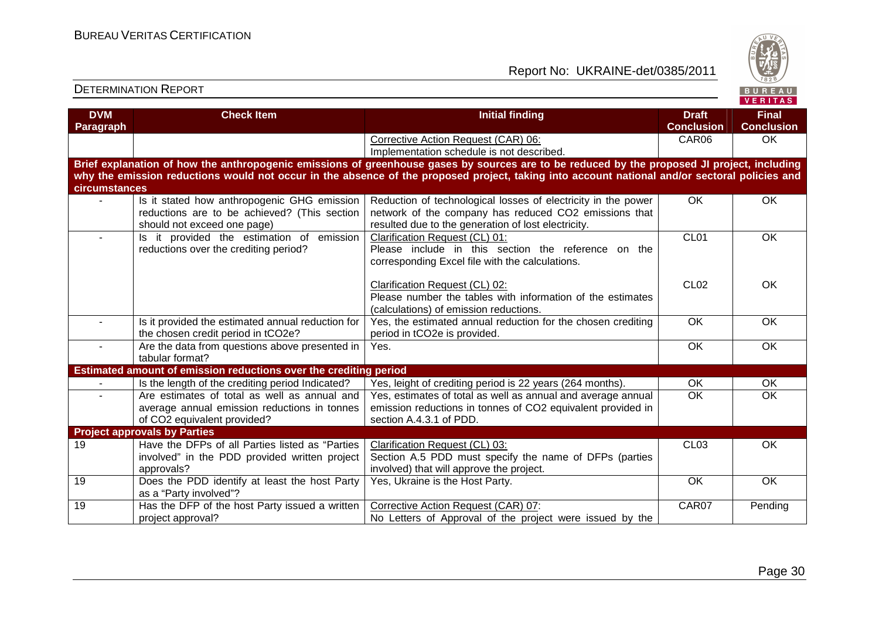| DVM Paragraph | Check Item | Initial finding | Draft Conclusion | Final Conclusion |
|---|---|---|---|---|
| | | Corrective Action Request (CAR) 06: Implementation schedule is not described. | CAR06 | OK |
| **Brief explanation of how the anthropogenic emissions of greenhouse gases by sources are to be reduced by the proposed JI project, including why the emission reductions would not occur in the absence of the proposed project, taking into account national and/or sectoral policies and circumstances** | | | | |
| - | Is it stated how anthropogenic GHG emission reductions are to be achieved? (This section should not exceed one page) | Reduction of technological losses of electricity in the power network of the company has reduced CO2 emissions that resulted due to the generation of lost electricity. | OK | OK |
| - | Is it provided the estimation of emission reductions over the crediting period? | Clarification Request (CL) 01: Please include in this section the reference on the corresponding Excel file with the calculations. | CL01 | OK |
| | | Clarification Request (CL) 02: Please number the tables with information of the estimates (calculations) of emission reductions. | CL02 | OK |
| - | Is it provided the estimated annual reduction for the chosen credit period in tCO2e? | Yes, the estimated annual reduction for the chosen crediting period in tCO2e is provided. | OK | OK |
| - | Are the data from questions above presented in tabular format? | Yes. | OK | OK |
| **Estimated amount of emission reductions over the crediting period** | | | | |
| - | Is the length of the crediting period Indicated? | Yes, leight of crediting period is 22 years (264 months). | OK | OK |
| - | Are estimates of total as well as annual and average annual emission reductions in tonnes of CO2 equivalent provided? | Yes, estimates of total as well as annual and average annual emission reductions in tonnes of CO2 equivalent provided in section A.4.3.1 of PDD. | OK | OK |
| **Project approvals by Parties** | | | | |
| 19 | Have the DFPs of all Parties listed as "Parties involved" in the PDD provided written project approvals? | Clarification Request (CL) 03: Section A.5 PDD must specify the name of DFPs (parties involved) that will approve the project. | CL03 | OK |
| 19 | Does the PDD identify at least the host Party as a "Party involved"? | Yes, Ukraine is the Host Party. | OK | OK |
| 19 | Has the DFP of the host Party issued a written project approval? | Corrective Action Request (CAR) 07: No Letters of Approval of the project were issued by the | CAR07 | Pending |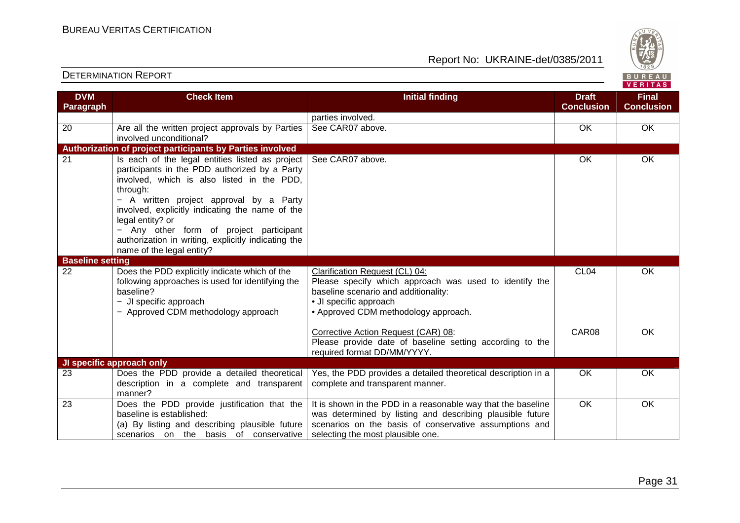| DVM Paragraph | Check Item | Initial finding | Draft Conclusion | Final Conclusion |
|---|---|---|---|---|
| | | parties involved. | | |
| 20 | Are all the written project approvals by Parties involved unconditional? | See CAR07 above. | OK | OK |
| **Authorization of project participants by Parties involved** | | | | |
| 21 | Is each of the legal entities listed as project participants in the PDD authorized by a Party involved, which is also listed in the PDD, through:<br>− A written project approval by a Party involved, explicitly indicating the name of the legal entity? or<br>− Any other form of project participant authorization in writing, explicitly indicating the name of the legal entity? | See CAR07 above. | OK | OK |
| **Baseline setting** | | | | |
| 22 | Does the PDD explicitly indicate which of the following approaches is used for identifying the baseline?<br>− JI specific approach<br>− Approved CDM methodology approach | Clarification Request (CL) 04:<br>Please specify which approach was used to identify the baseline scenario and additionality:<br>• JI specific approach<br>• Approved CDM methodology approach. | CL04 | OK |
| | | Corrective Action Request (CAR) 08:<br>Please provide date of baseline setting according to the required format DD/MM/YYYY. | CAR08 | OK |
| **JI specific approach only** | | | | |
| 23 | Does the PDD provide a detailed theoretical description in a complete and transparent manner? | Yes, the PDD provides a detailed theoretical description in a complete and transparent manner. | OK | OK |
| 23 | Does the PDD provide justification that the baseline is established:<br>(a) By listing and describing plausible future scenarios on the basis of conservative | It is shown in the PDD in a reasonable way that the baseline was determined by listing and describing plausible future scenarios on the basis of conservative assumptions and selecting the most plausible one. | OK | OK |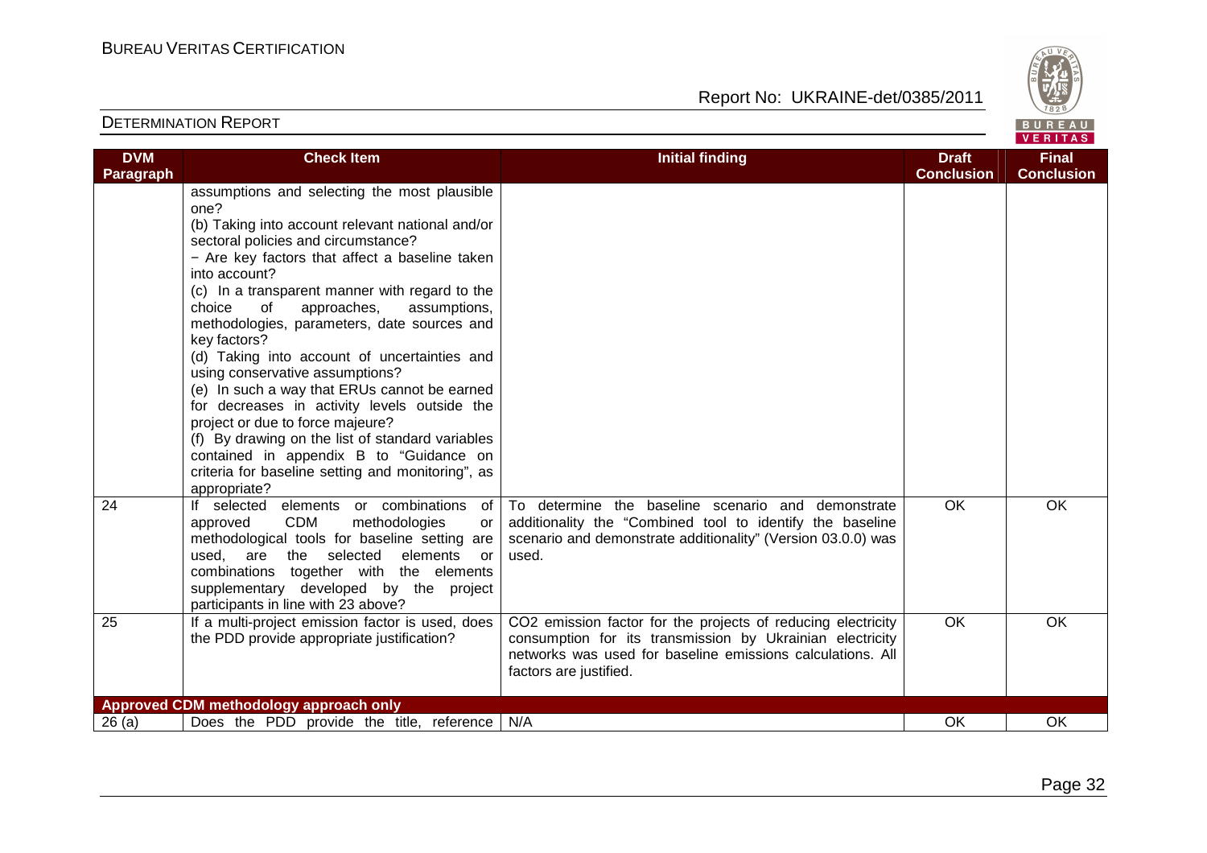| DVM Paragraph | Check Item | Initial finding | Draft Conclusion | Final Conclusion |
|---|---|---|---|---|
| | assumptions and selecting the most plausible one?<br>(b) Taking into account relevant national and/or sectoral policies and circumstance?<br>− Are key factors that affect a baseline taken into account?<br>(c) In a transparent manner with regard to the choice of approaches, assumptions, methodologies, parameters, date sources and key factors?<br>(d) Taking into account of uncertainties and using conservative assumptions?<br>(e) In such a way that ERUs cannot be earned for decreases in activity levels outside the project or due to force majeure?<br>(f) By drawing on the list of standard variables contained in appendix B to "Guidance on criteria for baseline setting and monitoring", as appropriate? | | | |
| 24 | If selected elements or combinations of approved CDM methodologies or methodological tools for baseline setting are used, are the selected elements or combinations together with the elements supplementary developed by the project participants in line with 23 above? | To determine the baseline scenario and demonstrate additionality the "Combined tool to identify the baseline scenario and demonstrate additionality" (Version 03.0.0) was used. | OK | OK |
| 25 | If a multi-project emission factor is used, does the PDD provide appropriate justification? | $CO_2$ emission factor for the projects of reducing electricity consumption for its transmission by Ukrainian electricity networks was used for baseline emissions calculations. All factors are justified. | OK | OK |
| **Approved CDM methodology approach only** | | | | |
| 26 (a) | Does the PDD provide the title, reference | N/A | OK | OK |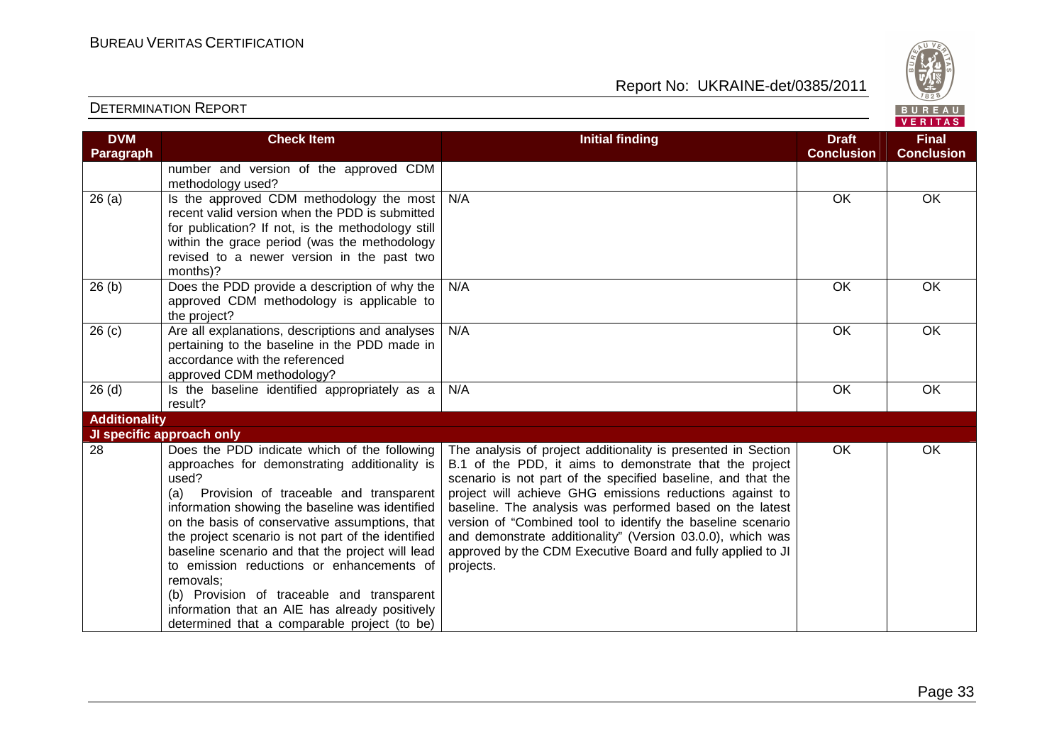| DVM Paragraph | Check Item | Initial finding | Draft Conclusion | Final Conclusion |
|---|---|---|---|---|
| | number and version of the approved CDM methodology used? | | | |
| 26 (a) | Is the approved CDM methodology the most recent valid version when the PDD is submitted for publication? If not, is the methodology still within the grace period (was the methodology revised to a newer version in the past two months)? | N/A | OK | OK |
| 26 (b) | Does the PDD provide a description of why the approved CDM methodology is applicable to the project? | N/A | OK | OK |
| 26 (c) | Are all explanations, descriptions and analyses pertaining to the baseline in the PDD made in accordance with the referenced approved CDM methodology? | N/A | OK | OK |
| 26 (d) | Is the baseline identified appropriately as a result? | N/A | OK | OK |
| **Additionality** | | | | |
| **JI specific approach only** | | | | |
| 28 | Does the PDD indicate which of the following approaches for demonstrating additionality is used?<br>(a) Provision of traceable and transparent information showing the baseline was identified on the basis of conservative assumptions, that the project scenario is not part of the identified baseline scenario and that the project will lead to emission reductions or enhancements of removals;<br>(b) Provision of traceable and transparent information that an AIE has already positively determined that a comparable project (to be) | The analysis of project additionality is presented in Section B.1 of the PDD, it aims to demonstrate that the project scenario is not part of the specified baseline, and that the project will achieve GHG emissions reductions against to baseline. The analysis was performed based on the latest version of "Combined tool to identify the baseline scenario and demonstrate additionality" (Version 03.0.0), which was approved by the CDM Executive Board and fully applied to JI projects. | OK | OK |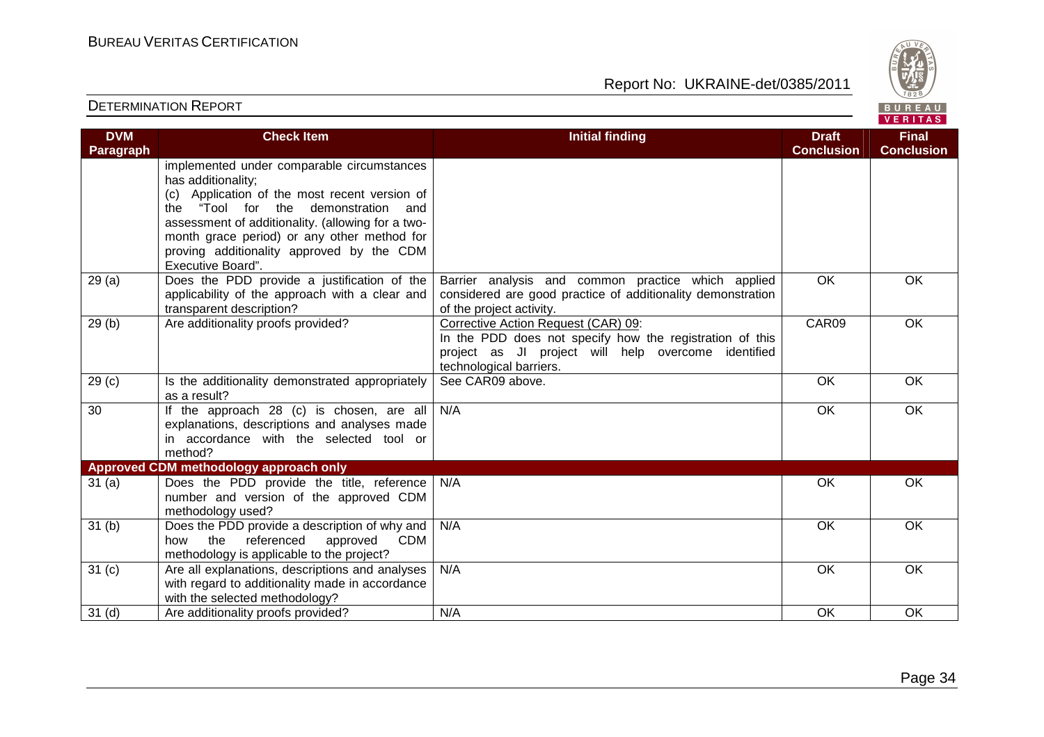| DVM Paragraph | Check Item | Initial finding | Draft Conclusion | Final Conclusion |
|---|---|---|---|---|
| | implemented under comparable circumstances has additionality;<br>(c) Application of the most recent version of the "Tool for the demonstration and assessment of additionality. (allowing for a two-month grace period) or any other method for proving additionality approved by the CDM Executive Board". | | | |
| 29 (a) | Does the PDD provide a justification of the applicability of the approach with a clear and transparent description? | Barrier analysis and common practice which applied considered are good practice of additionality demonstration of the project activity. | OK | OK |
| 29 (b) | Are additionality proofs provided? | Corrective Action Request (CAR) 09:<br>In the PDD does not specify how the registration of this project as JI project will help overcome identified technological barriers. | CAR09 | OK |
| 29 (c) | Is the additionality demonstrated appropriately as a result? | See CAR09 above. | OK | OK |
| 30 | If the approach 28 (c) is chosen, are all explanations, descriptions and analyses made in accordance with the selected tool or method? | N/A | OK | OK |
| **Approved CDM methodology approach only** | | | | |
| 31 (a) | Does the PDD provide the title, reference number and version of the approved CDM methodology used? | N/A | OK | OK |
| 31 (b) | Does the PDD provide a description of why and how the referenced approved CDM methodology is applicable to the project? | N/A | OK | OK |
| 31 (c) | Are all explanations, descriptions and analyses with regard to additionality made in accordance with the selected methodology? | N/A | OK | OK |
| 31 (d) | Are additionality proofs provided? | N/A | OK | OK |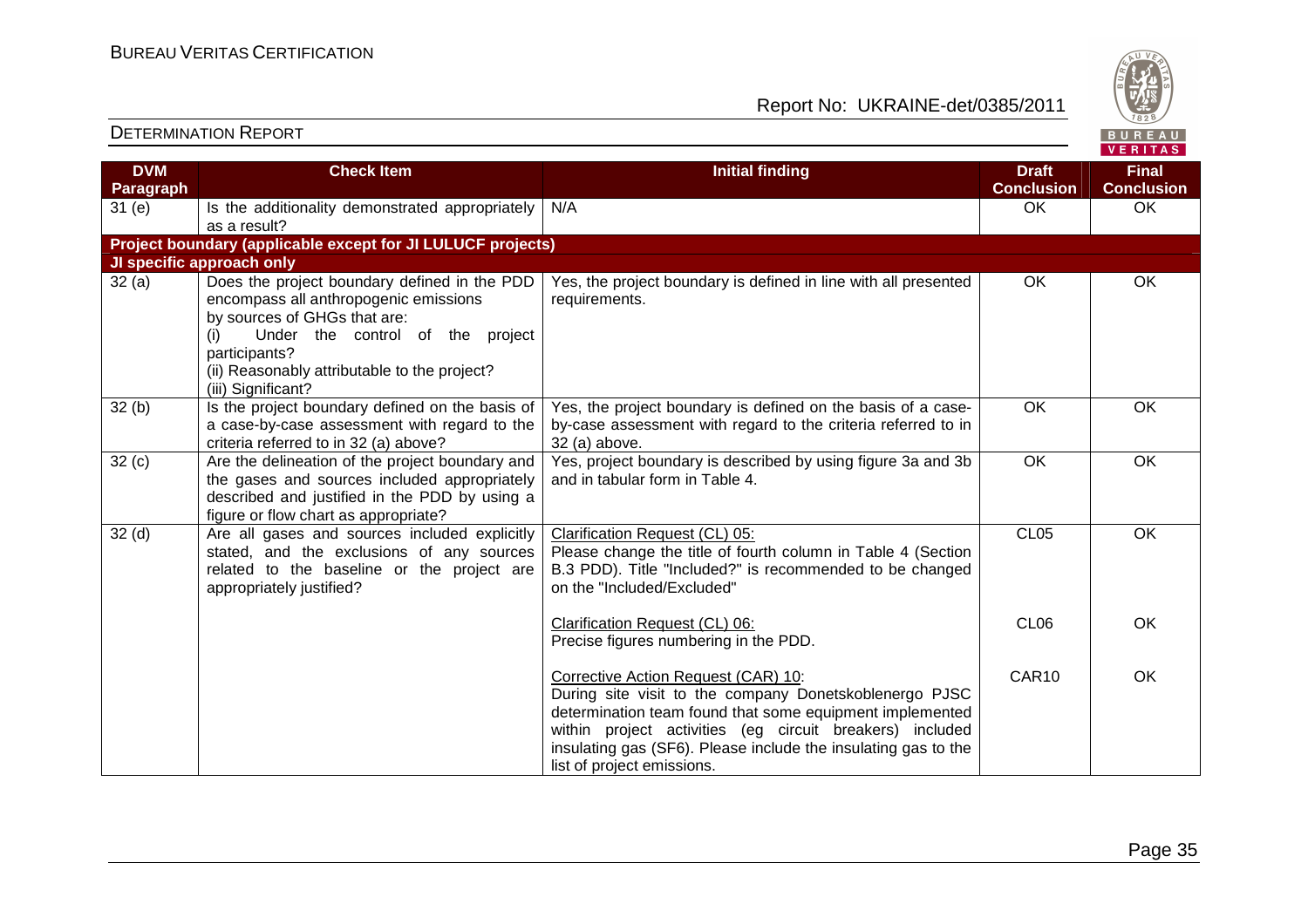| DVM Paragraph | Check Item | Initial finding | Draft Conclusion | Final Conclusion |
|---|---|---|---|---|
| 31 (e) | Is the additionality demonstrated appropriately as a result? | N/A | OK | OK |
| **Project boundary (applicable except for JI LULUCF projects)** | | | | |
| **JI specific approach only** | | | | |
| 32 (a) | Does the project boundary defined in the PDD encompass all anthropogenic emissions by sources of GHGs that are:<br>(i) Under the control of the project participants?<br>(ii) Reasonably attributable to the project?<br>(iii) Significant? | Yes, the project boundary is defined in line with all presented requirements. | OK | OK |
| 32 (b) | Is the project boundary defined on the basis of a case-by-case assessment with regard to the criteria referred to in 32 (a) above? | Yes, the project boundary is defined on the basis of a case-by-case assessment with regard to the criteria referred to in 32 (a) above. | OK | OK |
| 32 (c) | Are the delineation of the project boundary and the gases and sources included appropriately described and justified in the PDD by using a figure or flow chart as appropriate? | Yes, project boundary is described by using figure 3a and 3b and in tabular form in Table 4. | OK | OK |
| 32 (d) | Are all gases and sources included explicitly stated, and the exclusions of any sources related to the baseline or the project are appropriately justified? | Clarification Request (CL) 05:<br>Please change the title of fourth column in Table 4 (Section B.3 PDD). Title "Included?" is recommended to be changed on the "Included/Excluded" | CL05 | OK |
| | | Clarification Request (CL) 06:<br>Precise figures numbering in the PDD. | CL06 | OK |
| | | Corrective Action Request (CAR) 10:<br>During site visit to the company Donetskoblenergo PJSC determination team found that some equipment implemented within project activities (eg circuit breakers) included insulating gas (SF6). Please include the insulating gas to the list of project emissions. | CAR10 | OK |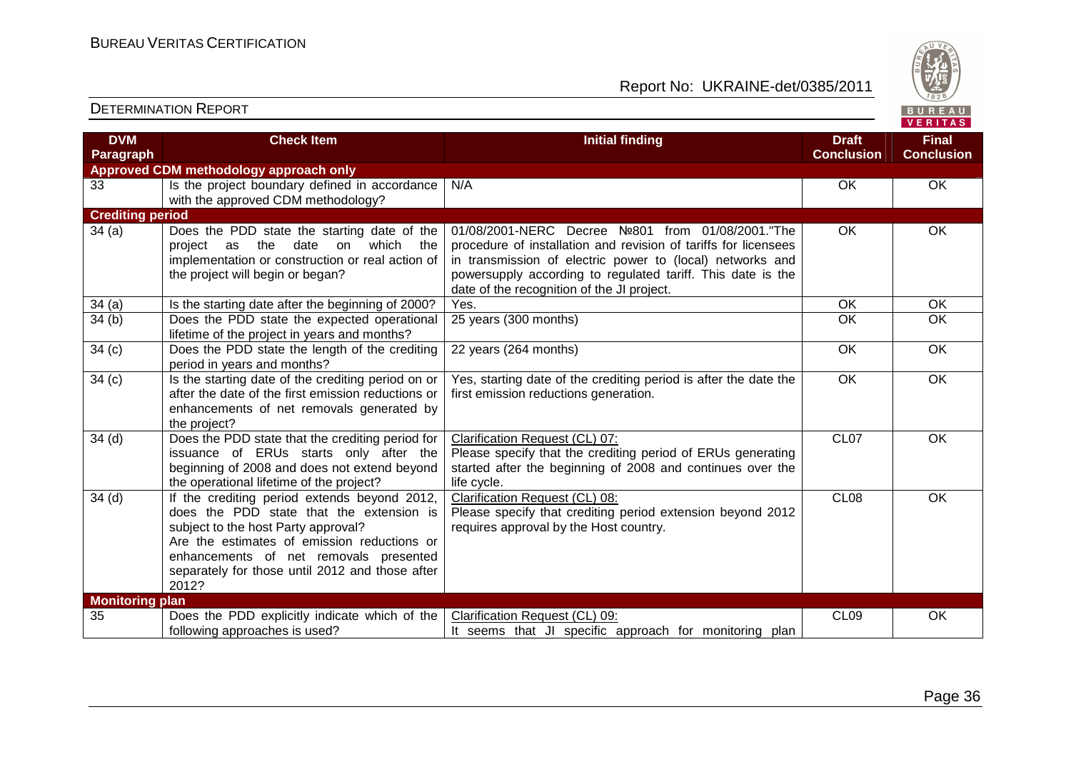| DVM Paragraph | Check Item | Initial finding | Draft Conclusion | Final Conclusion |
|---|---|---|---|---|
| **Approved CDM methodology approach only** | | | | |
| 33 | Is the project boundary defined in accordance with the approved CDM methodology? | N/A | OK | OK |
| **Crediting period** | | | | |
| 34 (a) | Does the PDD state the starting date of the project as the date on which the implementation or construction or real action of the project will begin or began? | 01/08/2001-NERC Decree №801 from 01/08/2001."The procedure of installation and revision of tariffs for licensees in transmission of electric power to (local) networks and powersupply according to regulated tariff. This date is the date of the recognition of the JI project. | OK | OK |
| 34 (a) | Is the starting date after the beginning of 2000? | Yes. | OK | OK |
| 34 (b) | Does the PDD state the expected operational lifetime of the project in years and months? | 25 years (300 months) | OK | OK |
| 34 (c) | Does the PDD state the length of the crediting period in years and months? | 22 years (264 months) | OK | OK |
| 34 (c) | Is the starting date of the crediting period on or after the date of the first emission reductions or enhancements of net removals generated by the project? | Yes, starting date of the crediting period is after the date the first emission reductions generation. | OK | OK |
| 34 (d) | Does the PDD state that the crediting period for issuance of ERUs starts only after the beginning of 2008 and does not extend beyond the operational lifetime of the project? | Clarification Request (CL) 07:<br>Please specify that the crediting period of ERUs generating started after the beginning of 2008 and continues over the life cycle. | CL07 | OK |
| 34 (d) | If the crediting period extends beyond 2012, does the PDD state that the extension is subject to the host Party approval?<br>Are the estimates of emission reductions or enhancements of net removals presented separately for those until 2012 and those after 2012? | Clarification Request (CL) 08:<br>Please specify that crediting period extension beyond 2012 requires approval by the Host country. | CL08 | OK |
| **Monitoring plan** | | | | |
| 35 | Does the PDD explicitly indicate which of the following approaches is used? | Clarification Request (CL) 09:<br>It seems that JI specific approach for monitoring plan | CL09 | OK |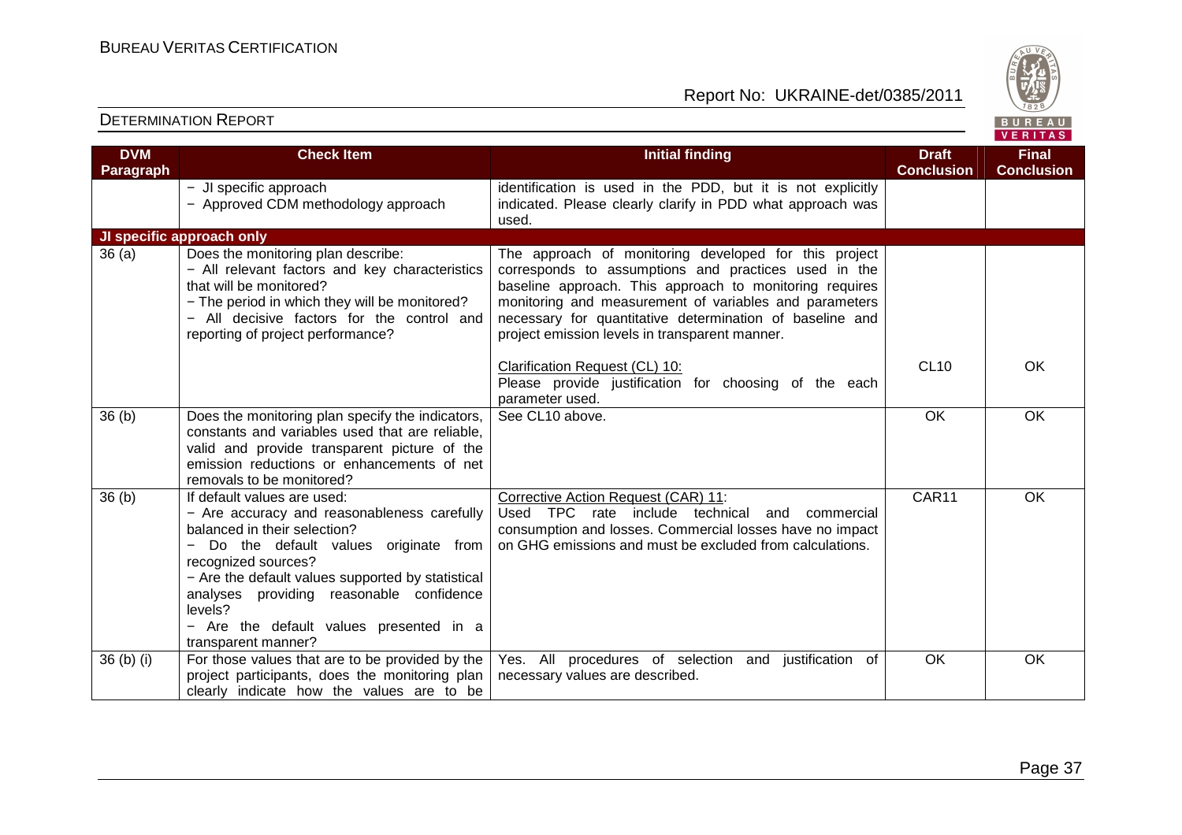| DVM Paragraph | Check Item | Initial finding | Draft Conclusion | Final Conclusion |
|---|---|---|---|---|
| | − JI specific approach<br>− Approved CDM methodology approach | identification is used in the PDD, but it is not explicitly indicated. Please clearly clarify in PDD what approach was used. | | |
| **JI specific approach only** | | | | |
| 36 (a) | Does the monitoring plan describe:<br>− All relevant factors and key characteristics that will be monitored?<br>− The period in which they will be monitored?<br>− All decisive factors for the control and reporting of project performance? | The approach of monitoring developed for this project corresponds to assumptions and practices used in the baseline approach. This approach to monitoring requires monitoring and measurement of variables and parameters necessary for quantitative determination of baseline and project emission levels in transparent manner.<br><br>Clarification Request (CL) 10:<br>Please provide justification for choosing of the each parameter used. | CL10 | OK |
| 36 (b) | Does the monitoring plan specify the indicators, constants and variables used that are reliable, valid and provide transparent picture of the emission reductions or enhancements of net removals to be monitored? | See CL10 above. | OK | OK |
| 36 (b) | If default values are used:<br>− Are accuracy and reasonableness carefully balanced in their selection?<br>− Do the default values originate from recognized sources?<br>− Are the default values supported by statistical analyses providing reasonable confidence levels?<br>− Are the default values presented in a transparent manner? | Corrective Action Request (CAR) 11:<br>Used TPC rate include technical and commercial consumption and losses. Commercial losses have no impact on GHG emissions and must be excluded from calculations. | CAR11 | OK |
| 36 (b) (i) | For those values that are to be provided by the project participants, does the monitoring plan clearly indicate how the values are to be | Yes. All procedures of selection and justification of necessary values are described. | OK | OK |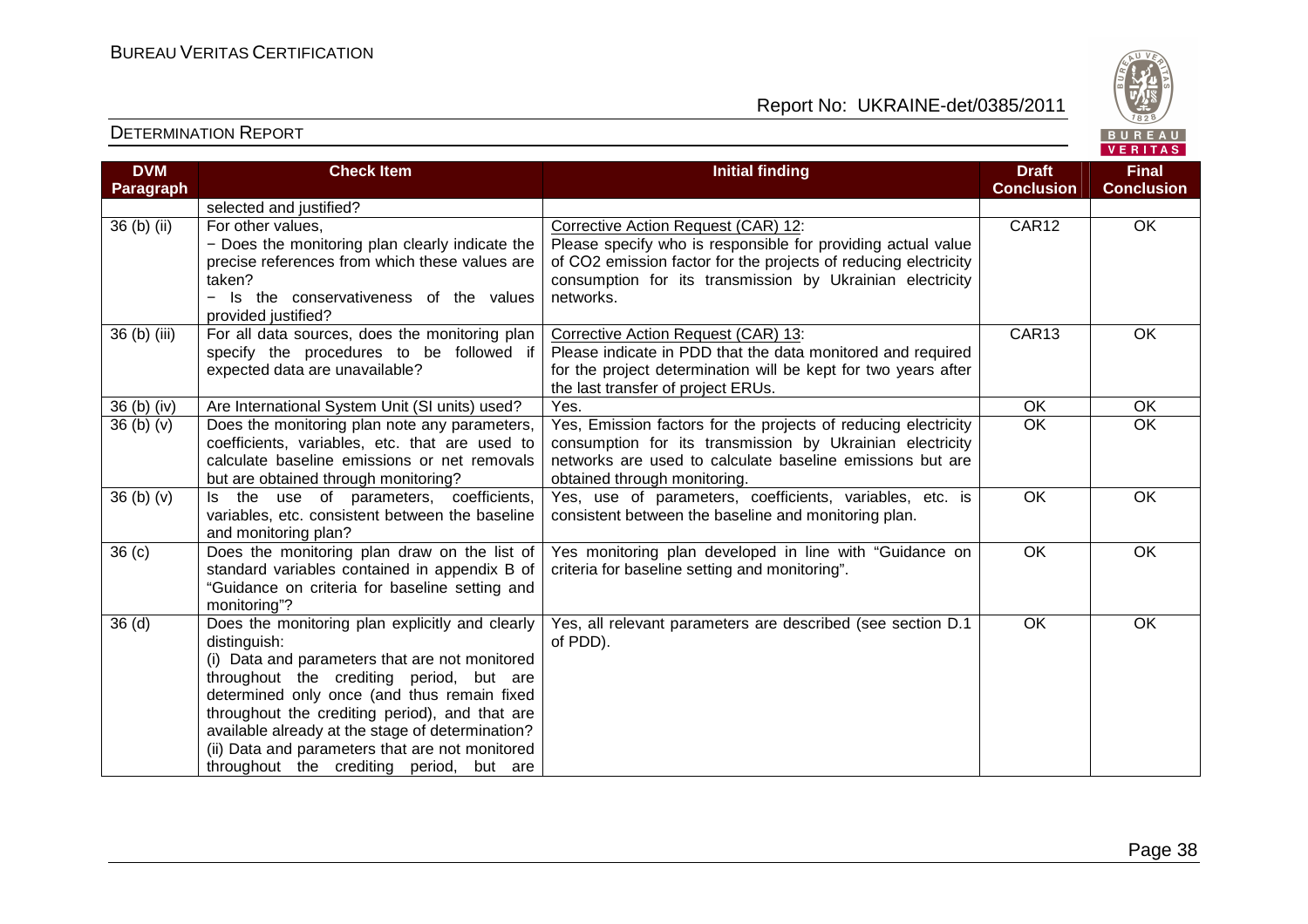| DVM Paragraph | Check Item | Initial finding | Draft Conclusion | Final Conclusion |
|---|---|---|---|---|
| | selected and justified? | | | |
| 36 (b) (ii) | For other values, − Does the monitoring plan clearly indicate the precise references from which these values are taken? − Is the conservativeness of the values provided justified? | Corrective Action Request (CAR) 12: Please specify who is responsible for providing actual value of CO2 emission factor for the projects of reducing electricity consumption for its transmission by Ukrainian electricity networks. | CAR12 | OK |
| 36 (b) (iii) | For all data sources, does the monitoring plan specify the procedures to be followed if expected data are unavailable? | Corrective Action Request (CAR) 13: Please indicate in PDD that the data monitored and required for the project determination will be kept for two years after the last transfer of project ERUs. | CAR13 | OK |
| 36 (b) (iv) | Are International System Unit (SI units) used? | Yes. | OK | OK |
| 36 (b) (v) | Does the monitoring plan note any parameters, coefficients, variables, etc. that are used to calculate baseline emissions or net removals but are obtained through monitoring? | Yes, Emission factors for the projects of reducing electricity consumption for its transmission by Ukrainian electricity networks are used to calculate baseline emissions but are obtained through monitoring. | OK | OK |
| 36 (b) (v) | Is the use of parameters, coefficients, variables, etc. consistent between the baseline and monitoring plan? | Yes, use of parameters, coefficients, variables, etc. is consistent between the baseline and monitoring plan. | OK | OK |
| 36 (c) | Does the monitoring plan draw on the list of standard variables contained in appendix B of "Guidance on criteria for baseline setting and monitoring"? | Yes monitoring plan developed in line with "Guidance on criteria for baseline setting and monitoring". | OK | OK |
| 36 (d) | Does the monitoring plan explicitly and clearly distinguish: (i) Data and parameters that are not monitored throughout the crediting period, but are determined only once (and thus remain fixed throughout the crediting period), and that are available already at the stage of determination? (ii) Data and parameters that are not monitored throughout the crediting period, but are | Yes, all relevant parameters are described (see section D.1 of PDD). | OK | OK |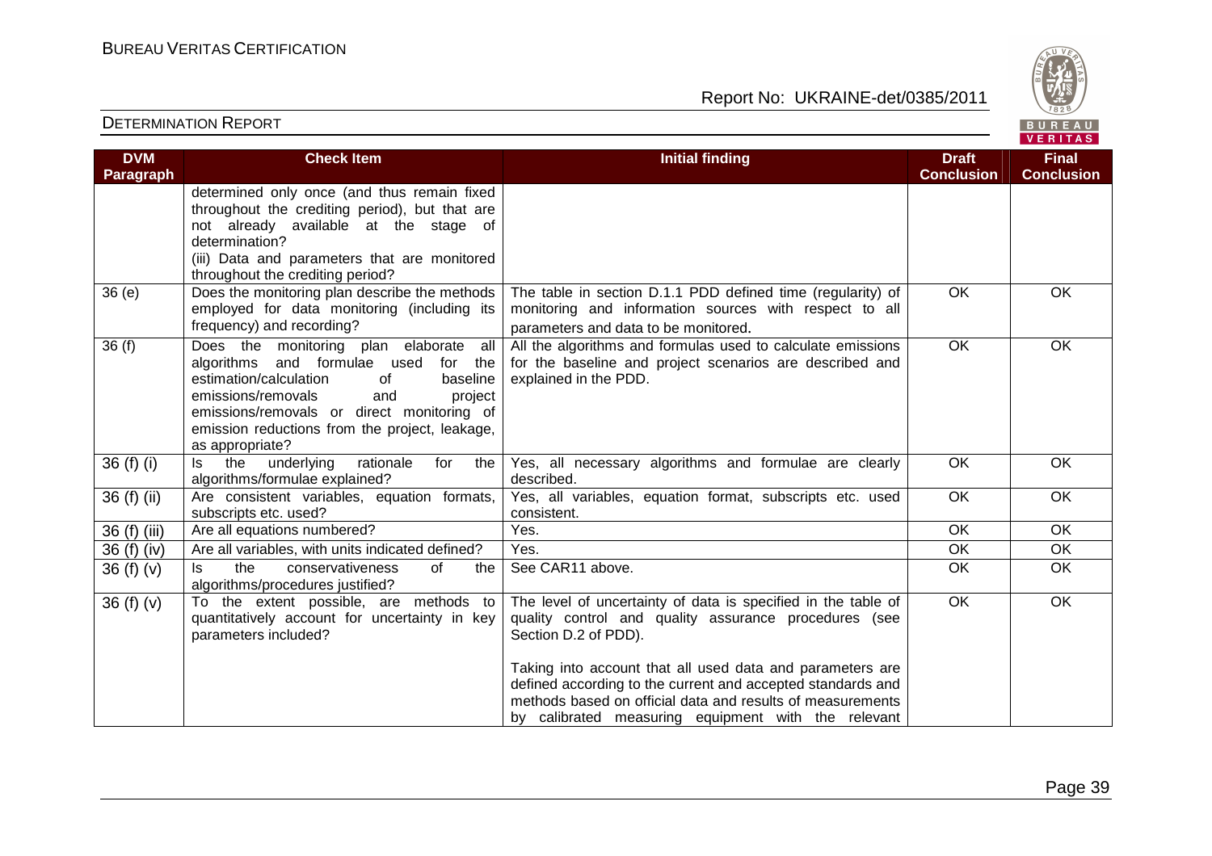| DVM Paragraph | Check Item | Initial finding | Draft Conclusion | Final Conclusion |
|---|---|---|---|---|
| | determined only once (and thus remain fixed throughout the crediting period), but that are not already available at the stage of determination?<br>(iii) Data and parameters that are monitored throughout the crediting period? | | | |
| 36 (e) | Does the monitoring plan describe the methods employed for data monitoring (including its frequency) and recording? | The table in section D.1.1 PDD defined time (regularity) of monitoring and information sources with respect to all parameters and data to be monitored. | OK | OK |
| 36 (f) | Does the monitoring plan elaborate all algorithms and formulae used for the estimation/calculation of baseline emissions/removals and project emissions/removals or direct monitoring of emission reductions from the project, leakage, as appropriate? | All the algorithms and formulas used to calculate emissions for the baseline and project scenarios are described and explained in the PDD. | OK | OK |
| 36 (f) (i) | Is the underlying rationale for the algorithms/formulae explained? | Yes, all necessary algorithms and formulae are clearly described. | OK | OK |
| 36 (f) (ii) | Are consistent variables, equation formats, subscripts etc. used? | Yes, all variables, equation format, subscripts etc. used consistent. | OK | OK |
| 36 (f) (iii) | Are all equations numbered? | Yes. | OK | OK |
| 36 (f) (iv) | Are all variables, with units indicated defined? | Yes. | OK | OK |
| 36 (f) (v) | Is the conservativeness of the algorithms/procedures justified? | See CAR11 above. | OK | OK |
| 36 (f) (v) | To the extent possible, are methods to quantitatively account for uncertainty in key parameters included? | The level of uncertainty of data is specified in the table of quality control and quality assurance procedures (see Section D.2 of PDD).<br><br>Taking into account that all used data and parameters are defined according to the current and accepted standards and methods based on official data and results of measurements by calibrated measuring equipment with the relevant | OK | OK |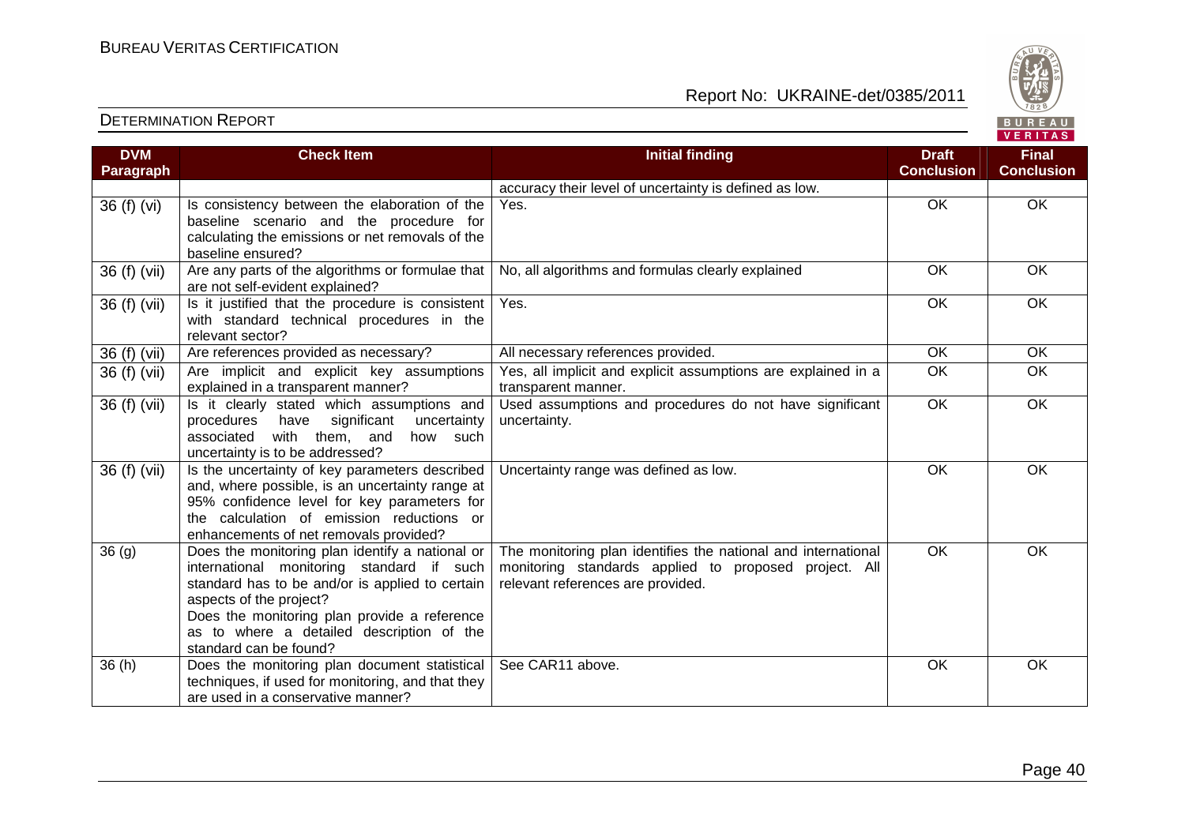| DVM Paragraph | Check Item | Initial finding | Draft Conclusion | Final Conclusion |
|---|---|---|---|---|
| | | accuracy their level of uncertainty is defined as low. | | |
| 36 (f) (vi) | Is consistency between the elaboration of the baseline scenario and the procedure for calculating the emissions or net removals of the baseline ensured? | Yes. | OK | OK |
| 36 (f) (vii) | Are any parts of the algorithms or formulae that are not self-evident explained? | No, all algorithms and formulas clearly explained | OK | OK |
| 36 (f) (vii) | Is it justified that the procedure is consistent with standard technical procedures in the relevant sector? | Yes. | OK | OK |
| 36 (f) (vii) | Are references provided as necessary? | All necessary references provided. | OK | OK |
| 36 (f) (vii) | Are implicit and explicit key assumptions explained in a transparent manner? | Yes, all implicit and explicit assumptions are explained in a transparent manner. | OK | OK |
| 36 (f) (vii) | Is it clearly stated which assumptions and procedures have significant uncertainty associated with them, and how such uncertainty is to be addressed? | Used assumptions and procedures do not have significant uncertainty. | OK | OK |
| 36 (f) (vii) | Is the uncertainty of key parameters described and, where possible, is an uncertainty range at 95% confidence level for key parameters for the calculation of emission reductions or enhancements of net removals provided? | Uncertainty range was defined as low. | OK | OK |
| 36 (g) | Does the monitoring plan identify a national or international monitoring standard if such standard has to be and/or is applied to certain aspects of the project?<br>Does the monitoring plan provide a reference as to where a detailed description of the standard can be found? | The monitoring plan identifies the national and international monitoring standards applied to proposed project. All relevant references are provided. | OK | OK |
| 36 (h) | Does the monitoring plan document statistical techniques, if used for monitoring, and that they are used in a conservative manner? | See CAR11 above. | OK | OK |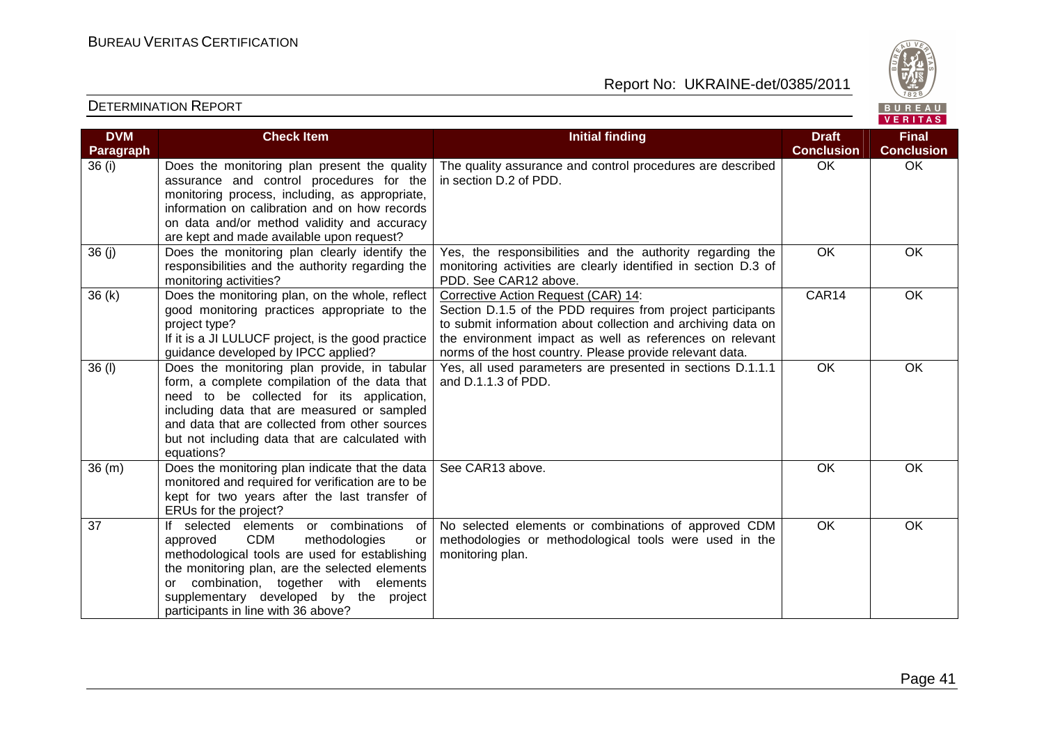| DVM Paragraph | Check Item | Initial finding | Draft Conclusion | Final Conclusion |
|---|---|---|---|---|
| 36 (i) | Does the monitoring plan present the quality assurance and control procedures for the monitoring process, including, as appropriate, information on calibration and on how records on data and/or method validity and accuracy are kept and made available upon request? | The quality assurance and control procedures are described in section D.2 of PDD. | OK | OK |
| 36 (j) | Does the monitoring plan clearly identify the responsibilities and the authority regarding the monitoring activities? | Yes, the responsibilities and the authority regarding the monitoring activities are clearly identified in section D.3 of PDD. See CAR12 above. | OK | OK |
| 36 (k) | Does the monitoring plan, on the whole, reflect good monitoring practices appropriate to the project type? If it is a JI LULUCF project, is the good practice guidance developed by IPCC applied? | Corrective Action Request (CAR) 14: Section D.1.5 of the PDD requires from project participants to submit information about collection and archiving data on the environment impact as well as references on relevant norms of the host country. Please provide relevant data. | CAR14 | OK |
| 36 (l) | Does the monitoring plan provide, in tabular form, a complete compilation of the data that need to be collected for its application, including data that are measured or sampled and data that are collected from other sources but not including data that are calculated with equations? | Yes, all used parameters are presented in sections D.1.1.1 and D.1.1.3 of PDD. | OK | OK |
| 36 (m) | Does the monitoring plan indicate that the data monitored and required for verification are to be kept for two years after the last transfer of ERUs for the project? | See CAR13 above. | OK | OK |
| 37 | If selected elements or combinations of approved CDM methodologies or methodological tools are used for establishing the monitoring plan, are the selected elements or combination, together with elements supplementary developed by the project participants in line with 36 above? | No selected elements or combinations of approved CDM methodologies or methodological tools were used in the monitoring plan. | OK | OK |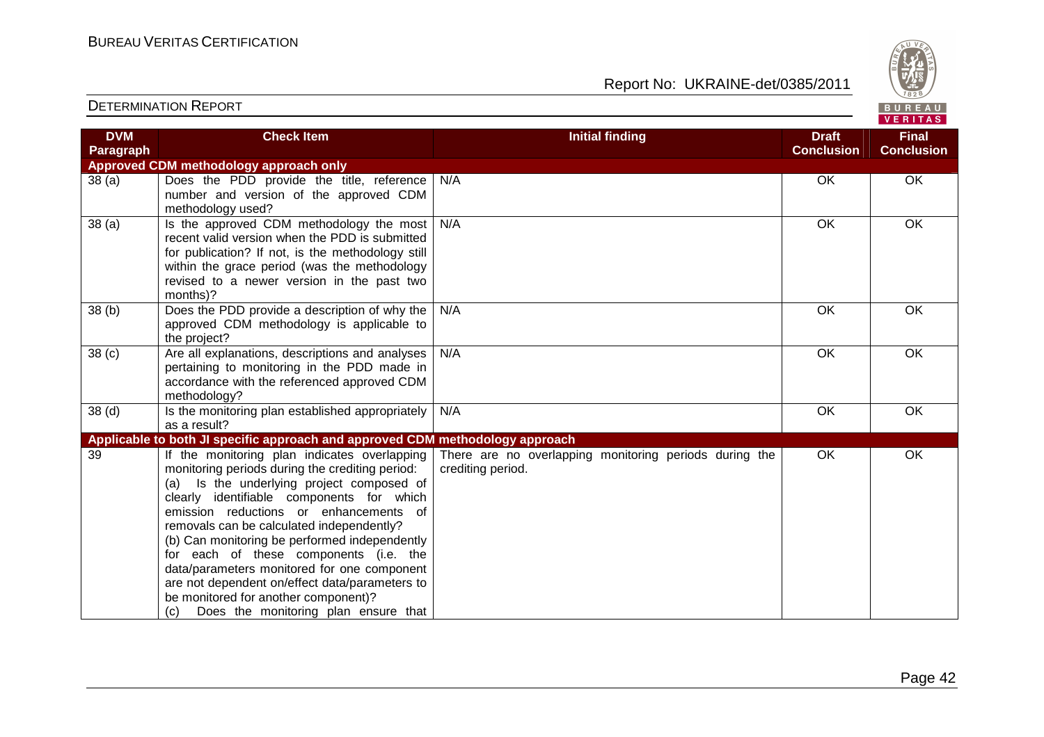| DVM Paragraph | Check Item | Initial finding | Draft Conclusion | Final Conclusion |
|---|---|---|---|---|
| **Approved CDM methodology approach only** | | | | |
| 38 (a) | Does the PDD provide the title, reference number and version of the approved CDM methodology used? | N/A | OK | OK |
| 38 (a) | Is the approved CDM methodology the most recent valid version when the PDD is submitted for publication? If not, is the methodology still within the grace period (was the methodology revised to a newer version in the past two months)? | N/A | OK | OK |
| 38 (b) | Does the PDD provide a description of why the approved CDM methodology is applicable to the project? | N/A | OK | OK |
| 38 (c) | Are all explanations, descriptions and analyses pertaining to monitoring in the PDD made in accordance with the referenced approved CDM methodology? | N/A | OK | OK |
| 38 (d) | Is the monitoring plan established appropriately as a result? | N/A | OK | OK |
| **Applicable to both JI specific approach and approved CDM methodology approach** | | | | |
| 39 | If the monitoring plan indicates overlapping monitoring periods during the crediting period: (a) Is the underlying project composed of clearly identifiable components for which emission reductions or enhancements of removals can be calculated independently? (b) Can monitoring be performed independently for each of these components (i.e. the data/parameters monitored for one component are not dependent on/effect data/parameters to be monitored for another component)? (c) Does the monitoring plan ensure that | There are no overlapping monitoring periods during the crediting period. | OK | OK |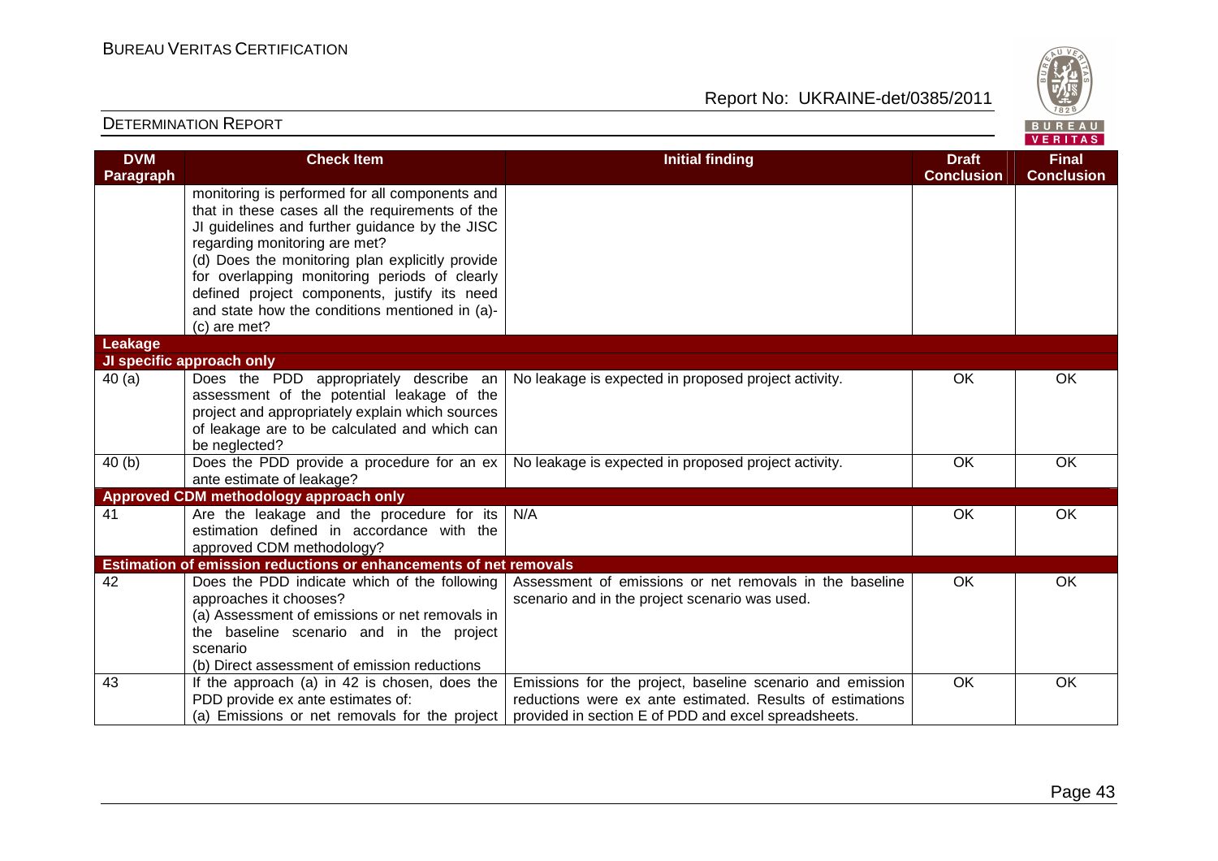| DVM Paragraph | Check Item | Initial finding | Draft Conclusion | Final Conclusion |
|---|---|---|---|---|
| | monitoring is performed for all components and that in these cases all the requirements of the JI guidelines and further guidance by the JISC regarding monitoring are met?<br>(d) Does the monitoring plan explicitly provide for overlapping monitoring periods of clearly defined project components, justify its need and state how the conditions mentioned in (a)-(c) are met? | | | |
| **Leakage** | | | | |
| **JI specific approach only** | | | | |
| 40 (a) | Does the PDD appropriately describe an assessment of the potential leakage of the project and appropriately explain which sources of leakage are to be calculated and which can be neglected? | No leakage is expected in proposed project activity. | OK | OK |
| 40 (b) | Does the PDD provide a procedure for an ex ante estimate of leakage? | No leakage is expected in proposed project activity. | OK | OK |
| **Approved CDM methodology approach only** | | | | |
| 41 | Are the leakage and the procedure for its estimation defined in accordance with the approved CDM methodology? | N/A | OK | OK |
| **Estimation of emission reductions or enhancements of net removals** | | | | |
| 42 | Does the PDD indicate which of the following approaches it chooses?<br>(a) Assessment of emissions or net removals in the baseline scenario and in the project scenario<br>(b) Direct assessment of emission reductions | Assessment of emissions or net removals in the baseline scenario and in the project scenario was used. | OK | OK |
| 43 | If the approach (a) in 42 is chosen, does the PDD provide ex ante estimates of:<br>(a) Emissions or net removals for the project | Emissions for the project, baseline scenario and emission reductions were ex ante estimated. Results of estimations provided in section E of PDD and excel spreadsheets. | OK | OK |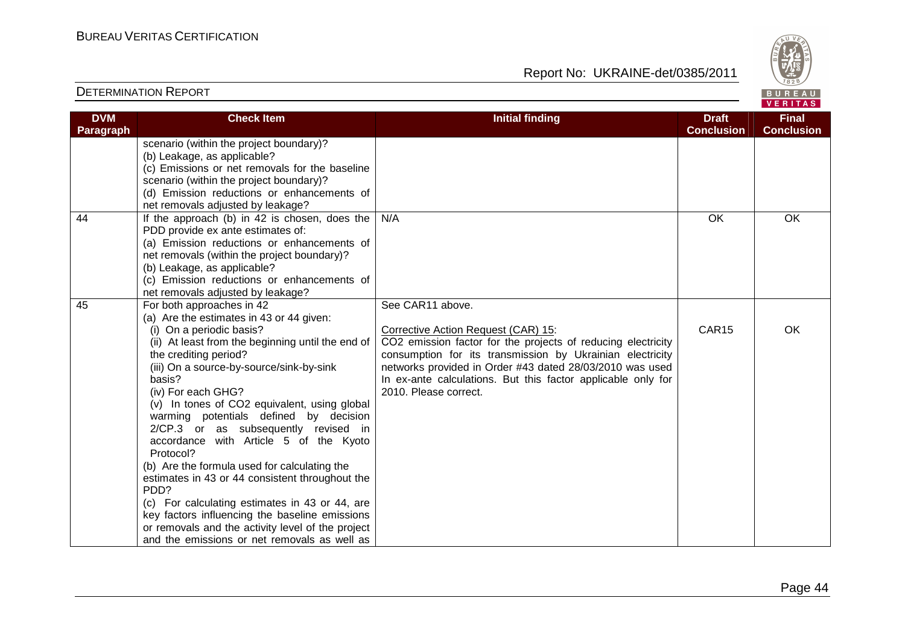| DVM Paragraph | Check Item | Initial finding | Draft Conclusion | Final Conclusion |
|---|---|---|---|---|
| | scenario (within the project boundary)?<br>(b) Leakage, as applicable?<br>(c) Emissions or net removals for the baseline scenario (within the project boundary)?<br>(d) Emission reductions or enhancements of net removals adjusted by leakage? | | | |
| 44 | If the approach (b) in 42 is chosen, does the PDD provide ex ante estimates of:<br>(a) Emission reductions or enhancements of net removals (within the project boundary)?<br>(b) Leakage, as applicable?<br>(c) Emission reductions or enhancements of net removals adjusted by leakage? | N/A | OK | OK |
| 45 | For both approaches in 42<br>(a) Are the estimates in 43 or 44 given:<br>(i) On a periodic basis?<br>(ii) At least from the beginning until the end of the crediting period?<br>(iii) On a source-by-source/sink-by-sink basis?<br>(iv) For each GHG?<br>(v) In tones of CO2 equivalent, using global warming potentials defined by decision 2/CP.3 or as subsequently revised in accordance with Article 5 of the Kyoto Protocol?<br>(b) Are the formula used for calculating the estimates in 43 or 44 consistent throughout the PDD?<br>(c) For calculating estimates in 43 or 44, are key factors influencing the baseline emissions or removals and the activity level of the project and the emissions or net removals as well as | See CAR11 above.<br><br>Corrective Action Request (CAR) 15:<br>CO2 emission factor for the projects of reducing electricity consumption for its transmission by Ukrainian electricity networks provided in Order #43 dated 28/03/2010 was used In ex-ante calculations. But this factor applicable only for 2010. Please correct. | CAR15 | OK |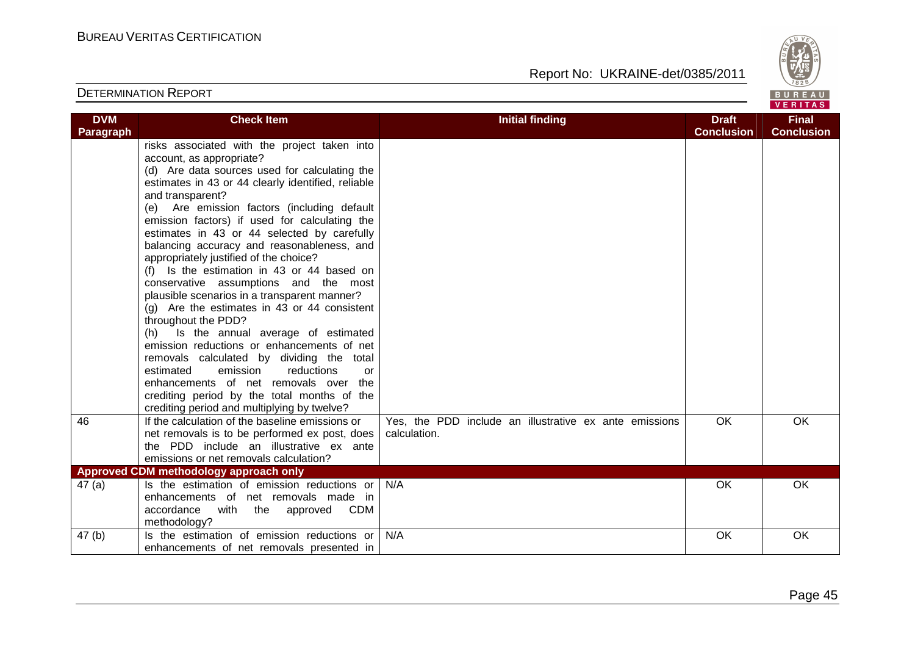| DVM Paragraph | Check Item | Initial finding | Draft Conclusion | Final Conclusion |
|---|---|---|---|---|
| | risks associated with the project taken into account, as appropriate?<br>(d) Are data sources used for calculating the estimates in 43 or 44 clearly identified, reliable and transparent?<br>(e) Are emission factors (including default emission factors) if used for calculating the estimates in 43 or 44 selected by carefully balancing accuracy and reasonableness, and appropriately justified of the choice?<br>(f) Is the estimation in 43 or 44 based on conservative assumptions and the most plausible scenarios in a transparent manner?<br>(g) Are the estimates in 43 or 44 consistent throughout the PDD?<br>(h) Is the annual average of estimated emission reductions or enhancements of net removals calculated by dividing the total estimated emission reductions or enhancements of net removals over the crediting period by the total months of the crediting period and multiplying by twelve? | | | |
| 46 | If the calculation of the baseline emissions or net removals is to be performed ex post, does the PDD include an illustrative ex ante emissions or net removals calculation? | Yes, the PDD include an illustrative ex ante emissions calculation. | OK | OK |
| **Approved CDM methodology approach only** | | | | |
| 47 (a) | Is the estimation of emission reductions or enhancements of net removals made in accordance with the approved CDM methodology? | N/A | OK | OK |
| 47 (b) | Is the estimation of emission reductions or enhancements of net removals presented in | N/A | OK | OK |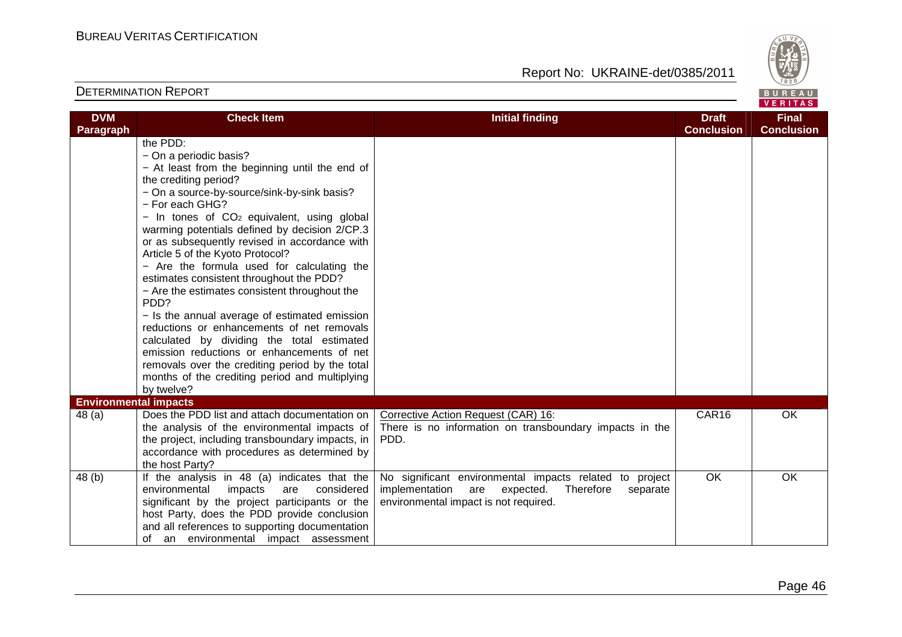| DVM Paragraph | Check Item | Initial finding | Draft Conclusion | Final Conclusion |
|---|---|---|---|---|
| | the PDD:<br>− On a periodic basis?<br>− At least from the beginning until the end of the crediting period?<br>− On a source-by-source/sink-by-sink basis?<br>− For each GHG?<br>− In tones of $CO_2$ equivalent, using global warming potentials defined by decision 2/CP.3 or as subsequently revised in accordance with Article 5 of the Kyoto Protocol?<br>− Are the formula used for calculating the estimates consistent throughout the PDD?<br>− Are the estimates consistent throughout the PDD?<br>− Is the annual average of estimated emission reductions or enhancements of net removals calculated by dividing the total estimated emission reductions or enhancements of net removals over the crediting period by the total months of the crediting period and multiplying by twelve? | | | |
| **Environmental impacts** | | | | |
| 48 (a) | Does the PDD list and attach documentation on the analysis of the environmental impacts of the project, including transboundary impacts, in accordance with procedures as determined by the host Party? | Corrective Action Request (CAR) 16:<br>There is no information on transboundary impacts in the PDD. | CAR16 | OK |
| 48 (b) | If the analysis in 48 (a) indicates that the environmental impacts are considered significant by the project participants or the host Party, does the PDD provide conclusion and all references to supporting documentation of an environmental impact assessment | No significant environmental impacts related to project implementation are expected. Therefore separate environmental impact is not required. | OK | OK |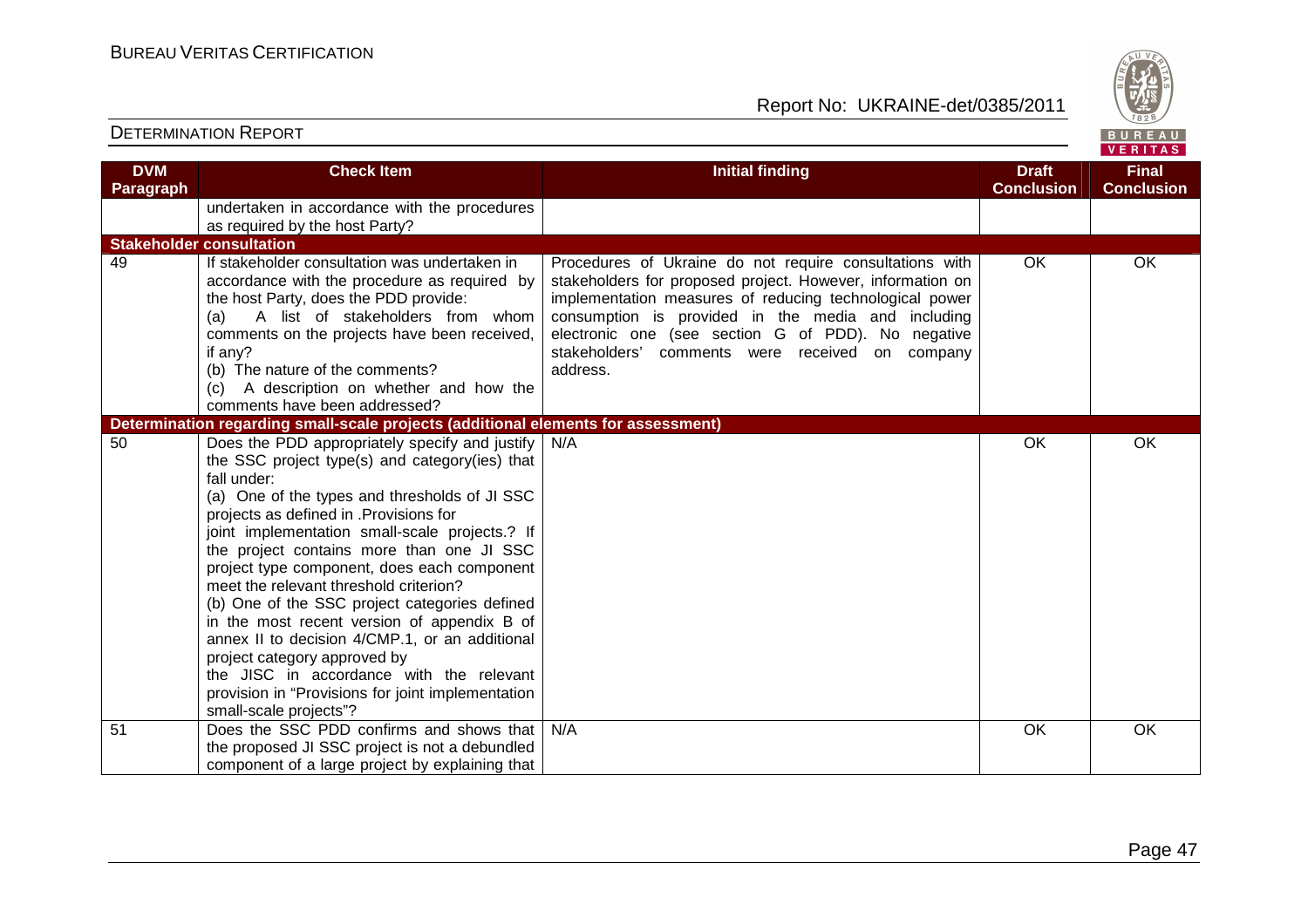| DVM Paragraph | Check Item | Initial finding | Draft Conclusion | Final Conclusion |
|---|---|---|---|---|
| | undertaken in accordance with the procedures as required by the host Party? | | | |
| **Stakeholder consultation** | | | | |
| 49 | If stakeholder consultation was undertaken in accordance with the procedure as required by the host Party, does the PDD provide:<br>(a) A list of stakeholders from whom comments on the projects have been received, if any?<br>(b) The nature of the comments?<br>(c) A description on whether and how the comments have been addressed? | Procedures of Ukraine do not require consultations with stakeholders for proposed project. However, information on implementation measures of reducing technological power consumption is provided in the media and including electronic one (see section G of PDD). No negative stakeholders' comments were received on company address. | OK | OK |
| **Determination regarding small-scale projects (additional elements for assessment)** | | | | |
| 50 | Does the PDD appropriately specify and justify the SSC project type(s) and category(ies) that fall under:<br>(a) One of the types and thresholds of JI SSC projects as defined in .Provisions for joint implementation small-scale projects.? If the project contains more than one JI SSC project type component, does each component meet the relevant threshold criterion?<br>(b) One of the SSC project categories defined in the most recent version of appendix B of annex II to decision 4/CMP.1, or an additional project category approved by the JISC in accordance with the relevant provision in "Provisions for joint implementation small-scale projects"? | N/A | OK | OK |
| 51 | Does the SSC PDD confirms and shows that the proposed JI SSC project is not a debundled component of a large project by explaining that | N/A | OK | OK |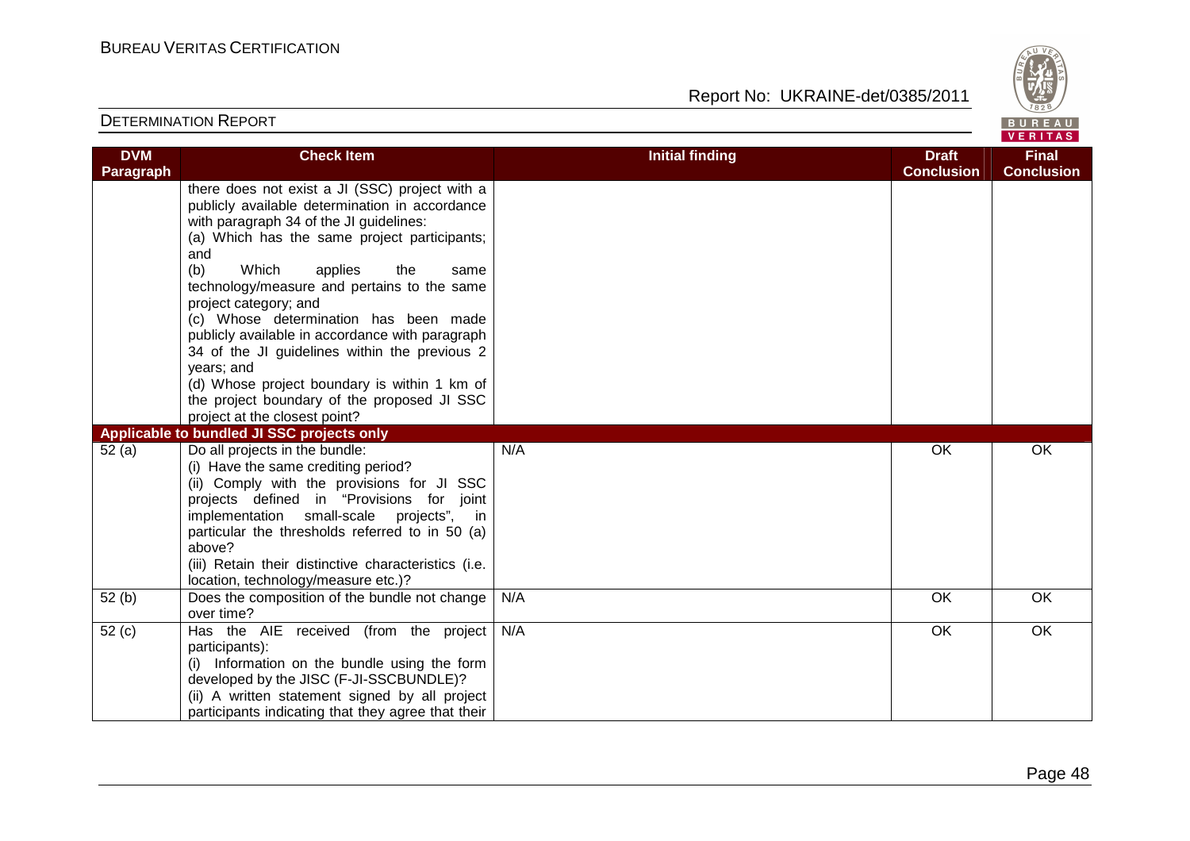| DVM Paragraph | Check Item | Initial finding | Draft Conclusion | Final Conclusion |
|---|---|---|---|---|
| | there does not exist a JI (SSC) project with a publicly available determination in accordance with paragraph 34 of the JI guidelines:<br>(a) Which has the same project participants; and<br>(b) Which applies the same technology/measure and pertains to the same project category; and<br>(c) Whose determination has been made publicly available in accordance with paragraph 34 of the JI guidelines within the previous 2 years; and<br>(d) Whose project boundary is within 1 km of the project boundary of the proposed JI SSC project at the closest point? | | | |
| **Applicable to bundled JI SSC projects only** | | | | |
| 52 (a) | Do all projects in the bundle:<br>(i) Have the same crediting period?<br>(ii) Comply with the provisions for JI SSC projects defined in "Provisions for joint implementation small-scale projects", in particular the thresholds referred to in 50 (a) above?<br>(iii) Retain their distinctive characteristics (i.e. location, technology/measure etc.)? | N/A | OK | OK |
| 52 (b) | Does the composition of the bundle not change over time? | N/A | OK | OK |
| 52 (c) | Has the AIE received (from the project participants):<br>(i) Information on the bundle using the form developed by the JISC (F-JI-SSCBUNDLE)?<br>(ii) A written statement signed by all project participants indicating that they agree that their | N/A | OK | OK |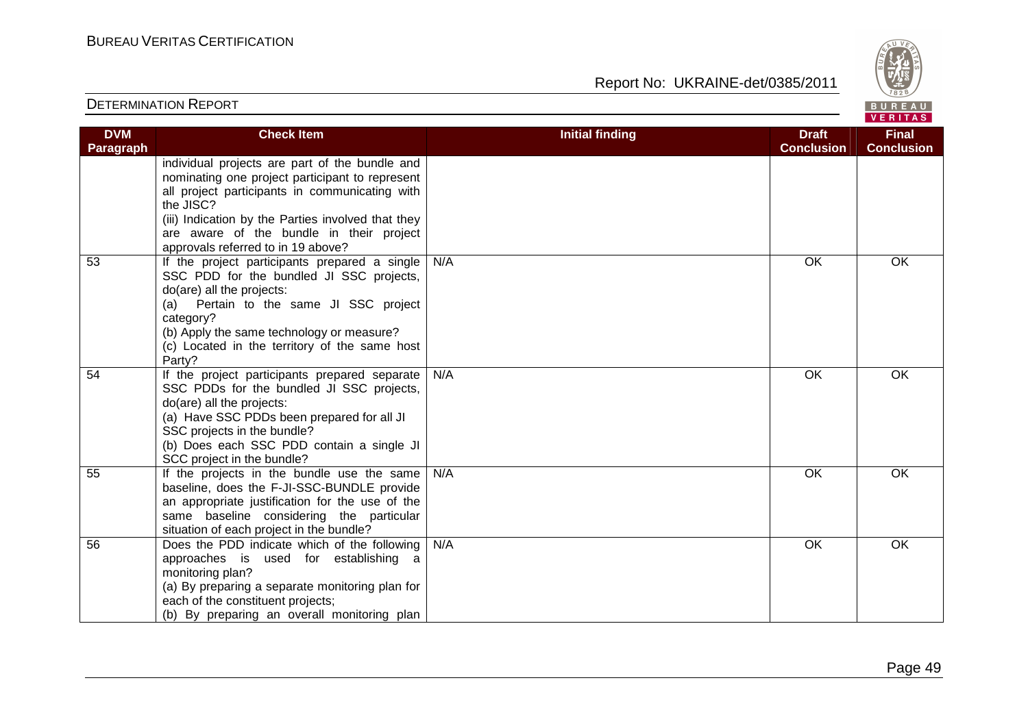| DVM Paragraph | Check Item | Initial finding | Draft Conclusion | Final Conclusion |
|---|---|---|---|---|
| | individual projects are part of the bundle and nominating one project participant to represent all project participants in communicating with the JISC?<br>(iii) Indication by the Parties involved that they are aware of the bundle in their project approvals referred to in 19 above? | | | |
| 53 | If the project participants prepared a single SSC PDD for the bundled JI SSC projects, do(are) all the projects:<br>(a) Pertain to the same JI SSC project category?<br>(b) Apply the same technology or measure?<br>(c) Located in the territory of the same host Party? | N/A | OK | OK |
| 54 | If the project participants prepared separate SSC PDDs for the bundled JI SSC projects, do(are) all the projects:<br>(a) Have SSC PDDs been prepared for all JI SSC projects in the bundle?<br>(b) Does each SSC PDD contain a single JI SCC project in the bundle? | N/A | OK | OK |
| 55 | If the projects in the bundle use the same baseline, does the F-JI-SSC-BUNDLE provide an appropriate justification for the use of the same baseline considering the particular situation of each project in the bundle? | N/A | OK | OK |
| 56 | Does the PDD indicate which of the following approaches is used for establishing a monitoring plan?<br>(a) By preparing a separate monitoring plan for each of the constituent projects;<br>(b) By preparing an overall monitoring plan | N/A | OK | OK |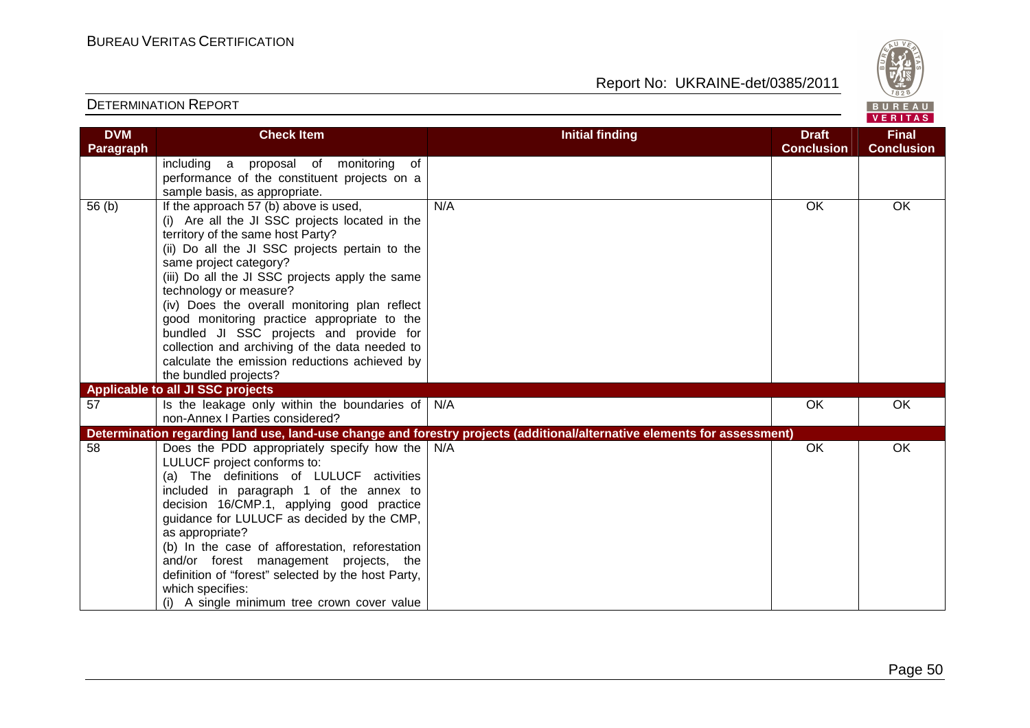| DVM Paragraph | Check Item | Initial finding | Draft Conclusion | Final Conclusion |
|---|---|---|---|---|
| | including a proposal of monitoring of performance of the constituent projects on a sample basis, as appropriate. | | | |
| 56 (b) | If the approach 57 (b) above is used,<br>(i) Are all the JI SSC projects located in the territory of the same host Party?<br>(ii) Do all the JI SSC projects pertain to the same project category?<br>(iii) Do all the JI SSC projects apply the same technology or measure?<br>(iv) Does the overall monitoring plan reflect good monitoring practice appropriate to the bundled JI SSC projects and provide for collection and archiving of the data needed to calculate the emission reductions achieved by the bundled projects? | N/A | OK | OK |
| **Applicable to all JI SSC projects** | | | | |
| 57 | Is the leakage only within the boundaries of non-Annex I Parties considered? | N/A | OK | OK |
| **Determination regarding land use, land-use change and forestry projects (additional/alternative elements for assessment)** | | | | |
| 58 | Does the PDD appropriately specify how the LULUCF project conforms to:<br>(a) The definitions of LULUCF activities included in paragraph 1 of the annex to decision 16/CMP.1, applying good practice guidance for LULUCF as decided by the CMP, as appropriate?<br>(b) In the case of afforestation, reforestation and/or forest management projects, the definition of "forest" selected by the host Party, which specifies:<br>(i) A single minimum tree crown cover value | N/A | OK | OK |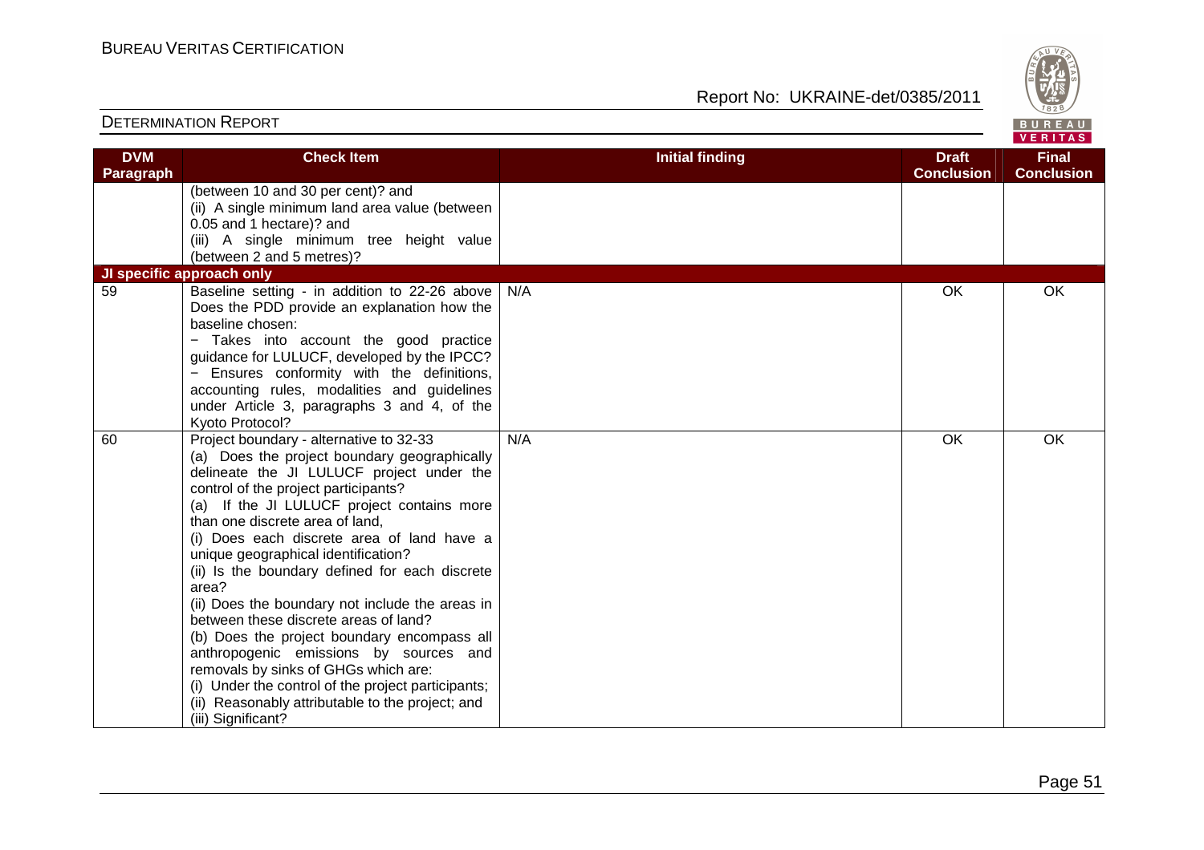| DVM Paragraph | Check Item | Initial finding | Draft Conclusion | Final Conclusion |
|---|---|---|---|---|
| | (between 10 and 30 per cent)? and<br>(ii) A single minimum land area value (between 0.05 and 1 hectare)? and<br>(iii) A single minimum tree height value (between 2 and 5 metres)? | | | |
| **JI specific approach only** | | | | |
| 59 | Baseline setting - in addition to 22-26 above Does the PDD provide an explanation how the baseline chosen:<br>− Takes into account the good practice guidance for LULUCF, developed by the IPCC?<br>− Ensures conformity with the definitions, accounting rules, modalities and guidelines under Article 3, paragraphs 3 and 4, of the Kyoto Protocol? | N/A | OK | OK |
| 60 | Project boundary - alternative to 32-33<br>(a) Does the project boundary geographically delineate the JI LULUCF project under the control of the project participants?<br>(a) If the JI LULUCF project contains more than one discrete area of land,<br>(i) Does each discrete area of land have a unique geographical identification?<br>(ii) Is the boundary defined for each discrete area?<br>(ii) Does the boundary not include the areas in between these discrete areas of land?<br>(b) Does the project boundary encompass all anthropogenic emissions by sources and removals by sinks of GHGs which are:<br>(i) Under the control of the project participants;<br>(ii) Reasonably attributable to the project; and<br>(iii) Significant? | N/A | OK | OK |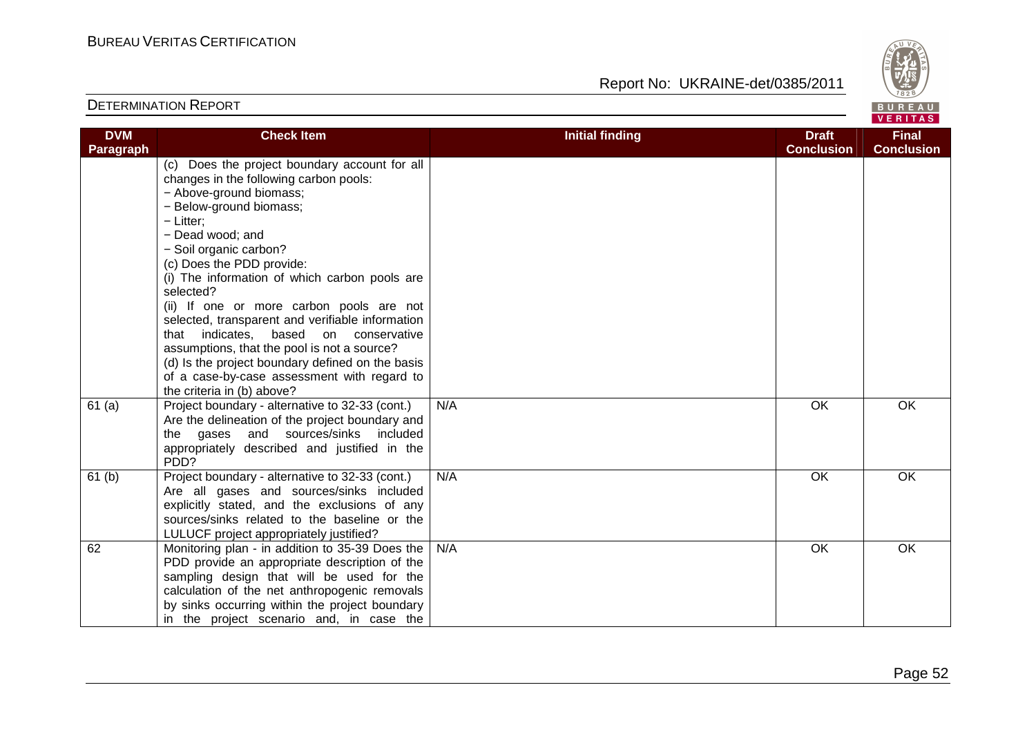| DVM Paragraph | Check Item | Initial finding | Draft Conclusion | Final Conclusion |
|---|---|---|---|---|
| | (c) Does the project boundary account for all changes in the following carbon pools:<br>− Above-ground biomass;<br>− Below-ground biomass;<br>− Litter;<br>− Dead wood; and<br>− Soil organic carbon?<br>(c) Does the PDD provide:<br>(i) The information of which carbon pools are selected?<br>(ii) If one or more carbon pools are not selected, transparent and verifiable information that indicates, based on conservative assumptions, that the pool is not a source?<br>(d) Is the project boundary defined on the basis of a case-by-case assessment with regard to the criteria in (b) above? | | | |
| 61 (a) | Project boundary - alternative to 32-33 (cont.) Are the delineation of the project boundary and the gases and sources/sinks included appropriately described and justified in the PDD? | N/A | OK | OK |
| 61 (b) | Project boundary - alternative to 32-33 (cont.) Are all gases and sources/sinks included explicitly stated, and the exclusions of any sources/sinks related to the baseline or the LULUCF project appropriately justified? | N/A | OK | OK |
| 62 | Monitoring plan - in addition to 35-39 Does the PDD provide an appropriate description of the sampling design that will be used for the calculation of the net anthropogenic removals by sinks occurring within the project boundary in the project scenario and, in case the | N/A | OK | OK |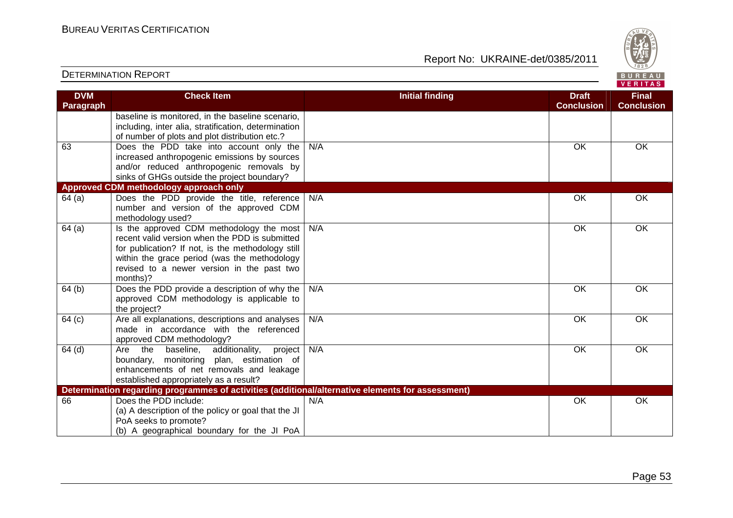| DVM Paragraph | Check Item | Initial finding | Draft Conclusion | Final Conclusion |
|---|---|---|---|---|
| | baseline is monitored, in the baseline scenario, including, inter alia, stratification, determination of number of plots and plot distribution etc.? | | | |
| 63 | Does the PDD take into account only the increased anthropogenic emissions by sources and/or reduced anthropogenic removals by sinks of GHGs outside the project boundary? | N/A | OK | OK |
| **Approved CDM methodology approach only** | | | | |
| 64 (a) | Does the PDD provide the title, reference number and version of the approved CDM methodology used? | N/A | OK | OK |
| 64 (a) | Is the approved CDM methodology the most recent valid version when the PDD is submitted for publication? If not, is the methodology still within the grace period (was the methodology revised to a newer version in the past two months)? | N/A | OK | OK |
| 64 (b) | Does the PDD provide a description of why the approved CDM methodology is applicable to the project? | N/A | OK | OK |
| 64 (c) | Are all explanations, descriptions and analyses made in accordance with the referenced approved CDM methodology? | N/A | OK | OK |
| 64 (d) | Are the baseline, additionality, project boundary, monitoring plan, estimation of enhancements of net removals and leakage established appropriately as a result? | N/A | OK | OK |
| **Determination regarding programmes of activities (additional/alternative elements for assessment)** | | | | |
| 66 | Does the PDD include:<br>(a) A description of the policy or goal that the JI PoA seeks to promote?<br>(b) A geographical boundary for the JI PoA | N/A | OK | OK |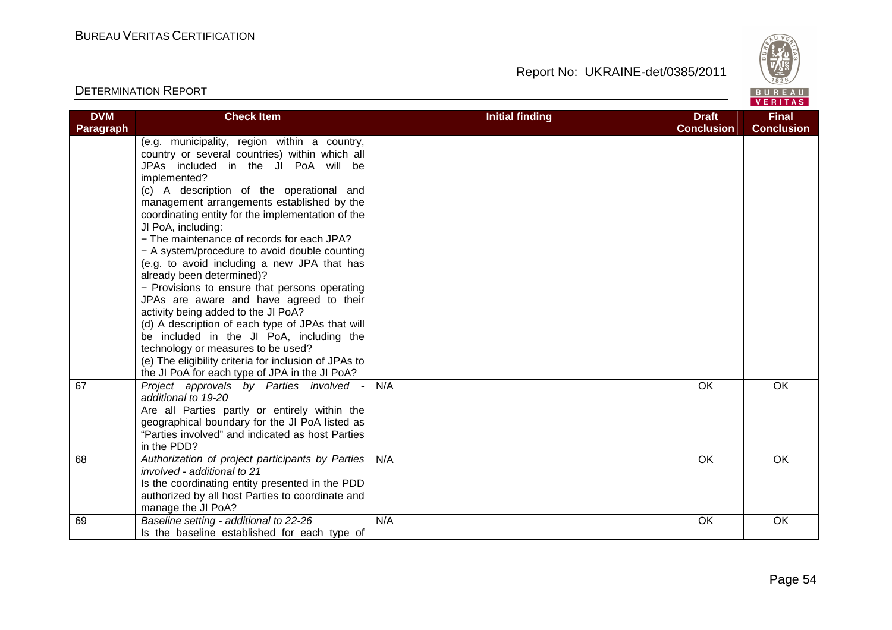| DVM Paragraph | Check Item | Initial finding | Draft Conclusion | Final Conclusion |
|---|---|---|---|---|
| | (e.g. municipality, region within a country, country or several countries) within which all JPAs included in the JI PoA will be implemented?<br>(c) A description of the operational and management arrangements established by the coordinating entity for the implementation of the JI PoA, including:<br>− The maintenance of records for each JPA?<br>− A system/procedure to avoid double counting (e.g. to avoid including a new JPA that has already been determined)?<br>− Provisions to ensure that persons operating JPAs are aware and have agreed to their activity being added to the JI PoA?<br>(d) A description of each type of JPAs that will be included in the JI PoA, including the technology or measures to be used?<br>(e) The eligibility criteria for inclusion of JPAs to the JI PoA for each type of JPA in the JI PoA? | | | |
| 67 | *Project approvals by Parties involved - additional to 19-20*<br>Are all Parties partly or entirely within the geographical boundary for the JI PoA listed as "Parties involved" and indicated as host Parties in the PDD? | N/A | OK | OK |
| 68 | *Authorization of project participants by Parties involved - additional to 21*<br>Is the coordinating entity presented in the PDD authorized by all host Parties to coordinate and manage the JI PoA? | N/A | OK | OK |
| 69 | *Baseline setting - additional to 22-26*<br>Is the baseline established for each type of | N/A | OK | OK |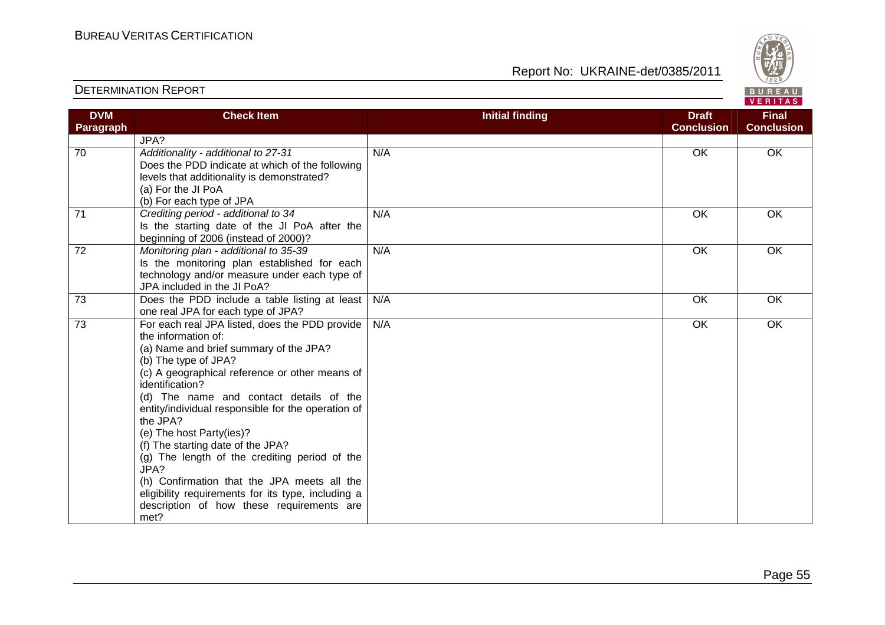| DVM Paragraph | Check Item | Initial finding | Draft Conclusion | Final Conclusion |
|---|---|---|---|---|
| | JPA? | | | |
| 70 | *Additionality - additional to 27-31*<br>Does the PDD indicate at which of the following levels that additionality is demonstrated?<br>(a) For the JI PoA<br>(b) For each type of JPA | N/A | OK | OK |
| 71 | *Crediting period - additional to 34*<br>Is the starting date of the JI PoA after the beginning of 2006 (instead of 2000)? | N/A | OK | OK |
| 72 | *Monitoring plan - additional to 35-39*<br>Is the monitoring plan established for each technology and/or measure under each type of JPA included in the JI PoA? | N/A | OK | OK |
| 73 | Does the PDD include a table listing at least one real JPA for each type of JPA? | N/A | OK | OK |
| 73 | For each real JPA listed, does the PDD provide the information of:<br>(a) Name and brief summary of the JPA?<br>(b) The type of JPA?<br>(c) A geographical reference or other means of identification?<br>(d) The name and contact details of the entity/individual responsible for the operation of the JPA?<br>(e) The host Party(ies)?<br>(f) The starting date of the JPA?<br>(g) The length of the crediting period of the JPA?<br>(h) Confirmation that the JPA meets all the eligibility requirements for its type, including a description of how these requirements are met? | N/A | OK | OK |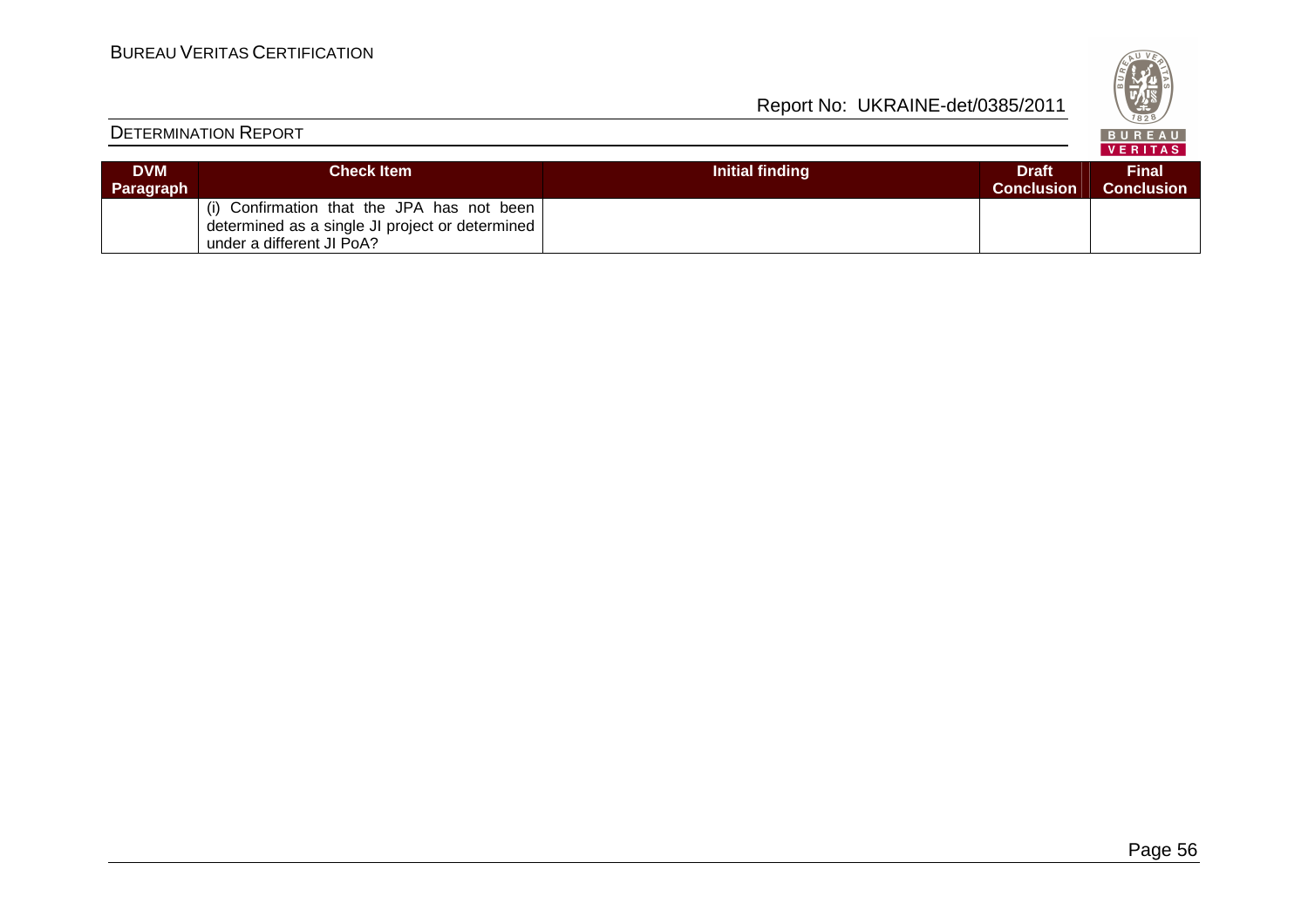| DVM Paragraph | Check Item | Initial finding | Draft Conclusion | Final Conclusion |
|---|---|---|---|---|
| | (i) Confirmation that the JPA has not been determined as a single JI project or determined under a different JI PoA? | | | |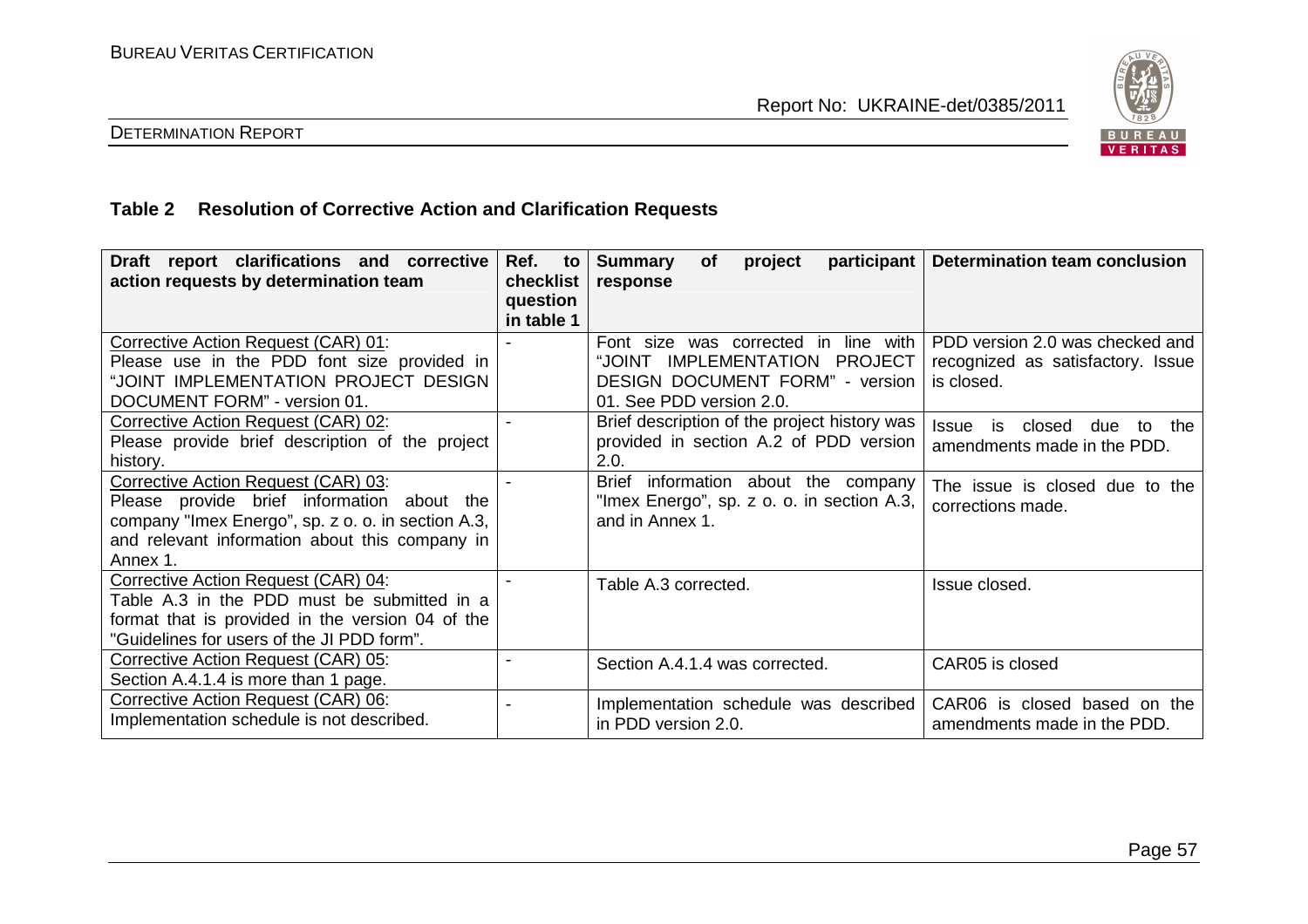### Table 2 Resolution of Corrective Action and Clarification Requests

| Draft report clarifications and corrective action requests by determination team | Ref. to checklist question in table 1 | Summary of project participant response | Determination team conclusion |
|---|---|---|---|
| Corrective Action Request (CAR) 01: Please use in the PDD font size provided in "JOINT IMPLEMENTATION PROJECT DESIGN DOCUMENT FORM" - version 01. | - | Font size was corrected in line with "JOINT IMPLEMENTATION PROJECT DESIGN DOCUMENT FORM" - version 01. See PDD version 2.0. | PDD version 2.0 was checked and recognized as satisfactory. Issue is closed. |
| Corrective Action Request (CAR) 02: Please provide brief description of the project history. | - | Brief description of the project history was provided in section A.2 of PDD version 2.0. | Issue is closed due to the amendments made in the PDD. |
| Corrective Action Request (CAR) 03: Please provide brief information about the company "Imex Energo", sp. z o. o. in section A.3, and relevant information about this company in Annex 1. | - | Brief information about the company "Imex Energo", sp. z o. o. in section A.3, and in Annex 1. | The issue is closed due to the corrections made. |
| Corrective Action Request (CAR) 04: Table A.3 in the PDD must be submitted in a format that is provided in the version 04 of the "Guidelines for users of the JI PDD form". | - | Table A.3 corrected. | Issue closed. |
| Corrective Action Request (CAR) 05: Section A.4.1.4 is more than 1 page. | - | Section A.4.1.4 was corrected. | CAR05 is closed |
| Corrective Action Request (CAR) 06: Implementation schedule is not described. | - | Implementation schedule was described in PDD version 2.0. | CAR06 is closed based on the amendments made in the PDD. |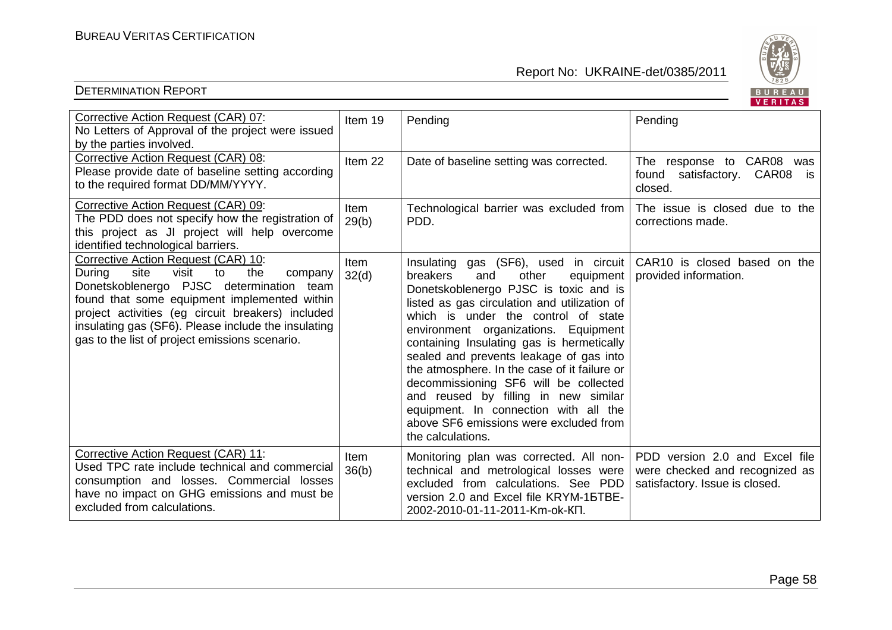| Corrective Action Request (CAR) 07: No Letters of Approval of the project were issued by the parties involved. | Item 19 | Pending | Pending |
|---|---|---|---|
| Corrective Action Request (CAR) 08: Please provide date of baseline setting according to the required format DD/MM/YYYY. | Item 22 | Date of baseline setting was corrected. | The response to CAR08 was found satisfactory. CAR08 is closed. |
| Corrective Action Request (CAR) 09: The PDD does not specify how the registration of this project as JI project will help overcome identified technological barriers. | Item 29(b) | Technological barrier was excluded from PDD. | The issue is closed due to the corrections made. |
| Corrective Action Request (CAR) 10: During site visit to the company Donetskoblenergo PJSC determination team found that some equipment implemented within project activities (eg circuit breakers) included insulating gas (SF6). Please include the insulating gas to the list of project emissions scenario. | Item 32(d) | Insulating gas (SF6), used in circuit breakers and other equipment Donetskoblenergo PJSC is toxic and is listed as gas circulation and utilization of which is under the control of state environment organizations. Equipment containing Insulating gas is hermetically sealed and prevents leakage of gas into the atmosphere. In the case of it failure or decommissioning SF6 will be collected and reused by filling in new similar equipment. In connection with all the above SF6 emissions were excluded from the calculations. | CAR10 is closed based on the provided information. |
| Corrective Action Request (CAR) 11: Used TPC rate include technical and commercial consumption and losses. Commercial losses have no impact on GHG emissions and must be excluded from calculations. | Item 36(b) | Monitoring plan was corrected. All non-technical and metrological losses were excluded from calculations. See PDD version 2.0 and Excel file KRYM-1БТВЕ-2002-2010-01-11-2011-Km-ok-КП. | PDD version 2.0 and Excel file were checked and recognized as satisfactory. Issue is closed. |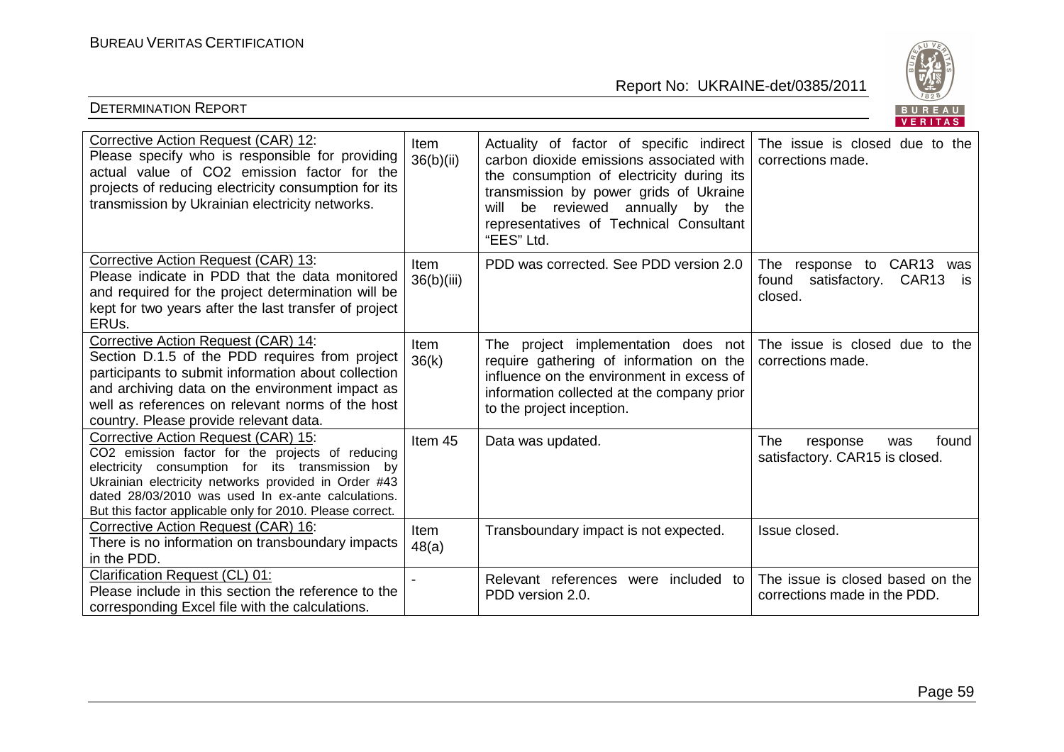| | | | |
|---|---|---|---|
| Corrective Action Request (CAR) 12: Please specify who is responsible for providing actual value of $CO_2$ emission factor for the projects of reducing electricity consumption for its transmission by Ukrainian electricity networks. | Item 36(b)(ii) | Actuality of factor of specific indirect carbon dioxide emissions associated with the consumption of electricity during its transmission by power grids of Ukraine will be reviewed annually by the representatives of Technical Consultant "EES" Ltd. | The issue is closed due to the corrections made. |
| Corrective Action Request (CAR) 13: Please indicate in PDD that the data monitored and required for the project determination will be kept for two years after the last transfer of project ERUs. | Item 36(b)(iii) | PDD was corrected. See PDD version 2.0 | The response to CAR13 was found satisfactory. CAR13 is closed. |
| Corrective Action Request (CAR) 14: Section D.1.5 of the PDD requires from project participants to submit information about collection and archiving data on the environment impact as well as references on relevant norms of the host country. Please provide relevant data. | Item 36(k) | The project implementation does not require gathering of information on the influence on the environment in excess of information collected at the company prior to the project inception. | The issue is closed due to the corrections made. |
| Corrective Action Request (CAR) 15: $CO_2$ emission factor for the projects of reducing electricity consumption for its transmission by Ukrainian electricity networks provided in Order #43 dated 28/03/2010 was used In ex-ante calculations. But this factor applicable only for 2010. Please correct. | Item 45 | Data was updated. | The response was found satisfactory. CAR15 is closed. |
| Corrective Action Request (CAR) 16: There is no information on transboundary impacts in the PDD. | Item 48(a) | Transboundary impact is not expected. | Issue closed. |
| Clarification Request (CL) 01: Please include in this section the reference to the corresponding Excel file with the calculations. | - | Relevant references were included to PDD version 2.0. | The issue is closed based on the corrections made in the PDD. |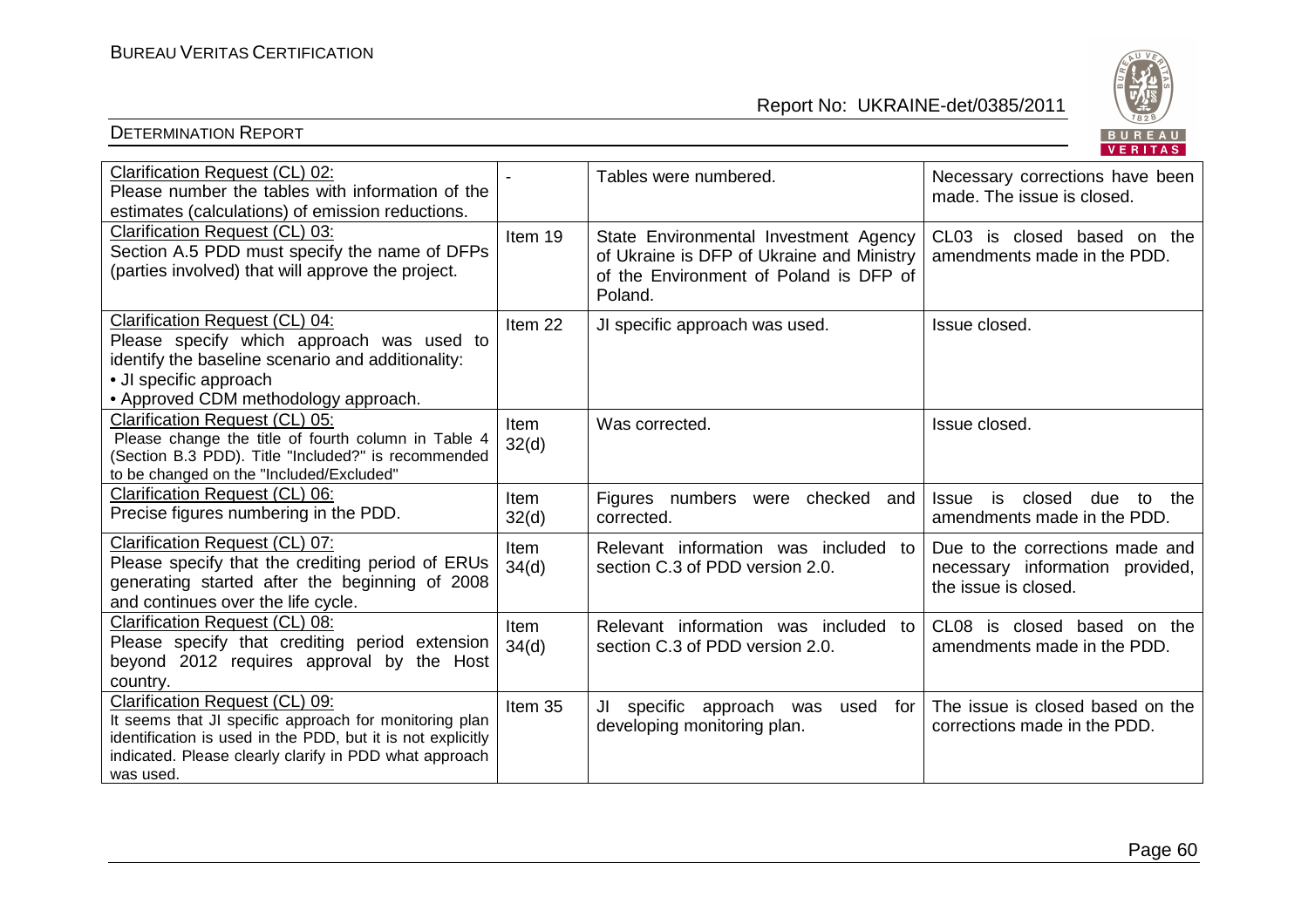| Clarification Request (CL) 02:<br>Please number the tables with information of the estimates (calculations) of emission reductions. | - | Tables were numbered. | Necessary corrections have been made. The issue is closed. |
|---|---|---|---|
| Clarification Request (CL) 03:<br>Section A.5 PDD must specify the name of DFPs (parties involved) that will approve the project. | Item 19 | State Environmental Investment Agency of Ukraine is DFP of Ukraine and Ministry of the Environment of Poland is DFP of Poland. | CL03 is closed based on the amendments made in the PDD. |
| Clarification Request (CL) 04:<br>Please specify which approach was used to identify the baseline scenario and additionality:<br>• JI specific approach<br>• Approved CDM methodology approach. | Item 22 | JI specific approach was used. | Issue closed. |
| Clarification Request (CL) 05:<br>Please change the title of fourth column in Table 4 (Section B.3 PDD). Title "Included?" is recommended to be changed on the "Included/Excluded" | Item 32(d) | Was corrected. | Issue closed. |
| Clarification Request (CL) 06:<br>Precise figures numbering in the PDD. | Item 32(d) | Figures numbers were checked and corrected. | Issue is closed due to the amendments made in the PDD. |
| Clarification Request (CL) 07:<br>Please specify that the crediting period of ERUs generating started after the beginning of 2008 and continues over the life cycle. | Item 34(d) | Relevant information was included to section C.3 of PDD version 2.0. | Due to the corrections made and necessary information provided, the issue is closed. |
| Clarification Request (CL) 08:<br>Please specify that crediting period extension beyond 2012 requires approval by the Host country. | Item 34(d) | Relevant information was included to section C.3 of PDD version 2.0. | CL08 is closed based on the amendments made in the PDD. |
| Clarification Request (CL) 09:<br>It seems that JI specific approach for monitoring plan identification is used in the PDD, but it is not explicitly indicated. Please clearly clarify in PDD what approach was used. | Item 35 | JI specific approach was used for developing monitoring plan. | The issue is closed based on the corrections made in the PDD. |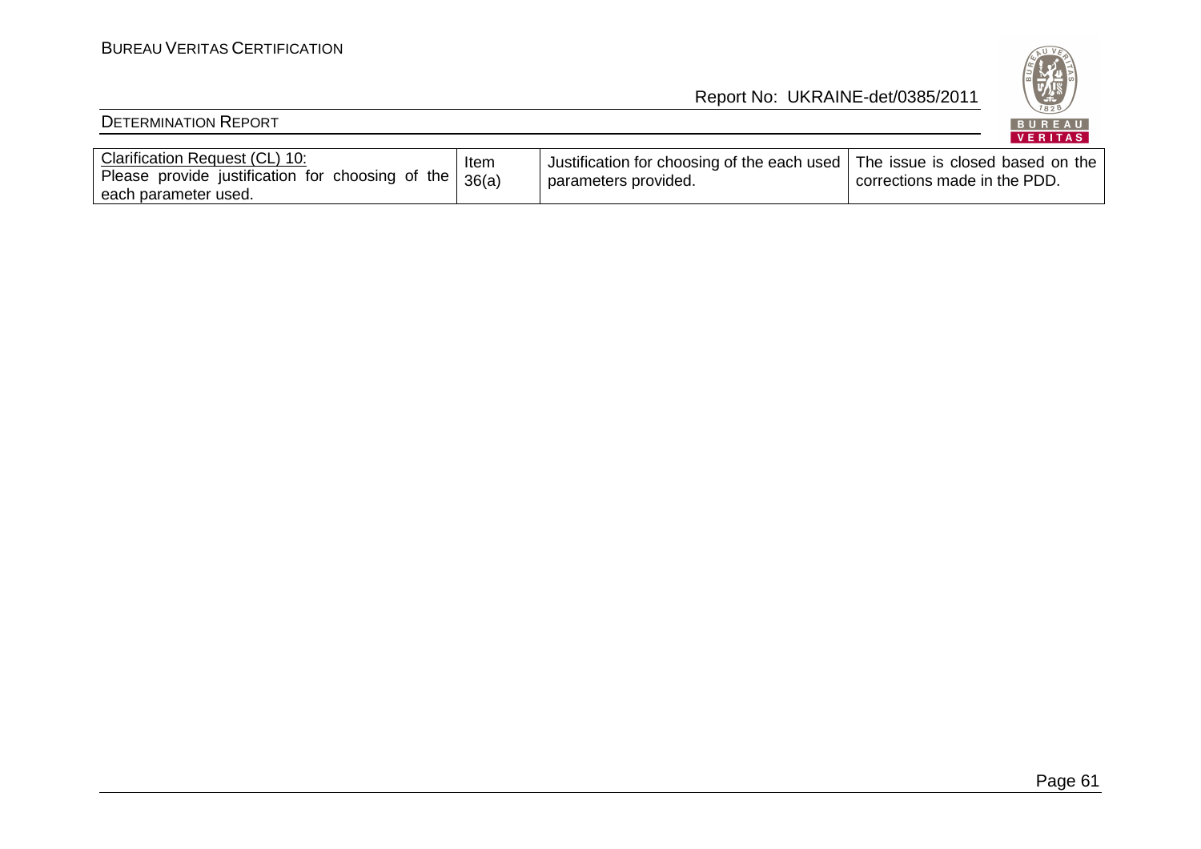| | | | |
|---|---|---|---|
| Clarification Request (CL) 10: Please provide justification for choosing of the each parameter used. | Item 36(a) | Justification for choosing of the each used parameters provided. | The issue is closed based on the corrections made in the PDD. |